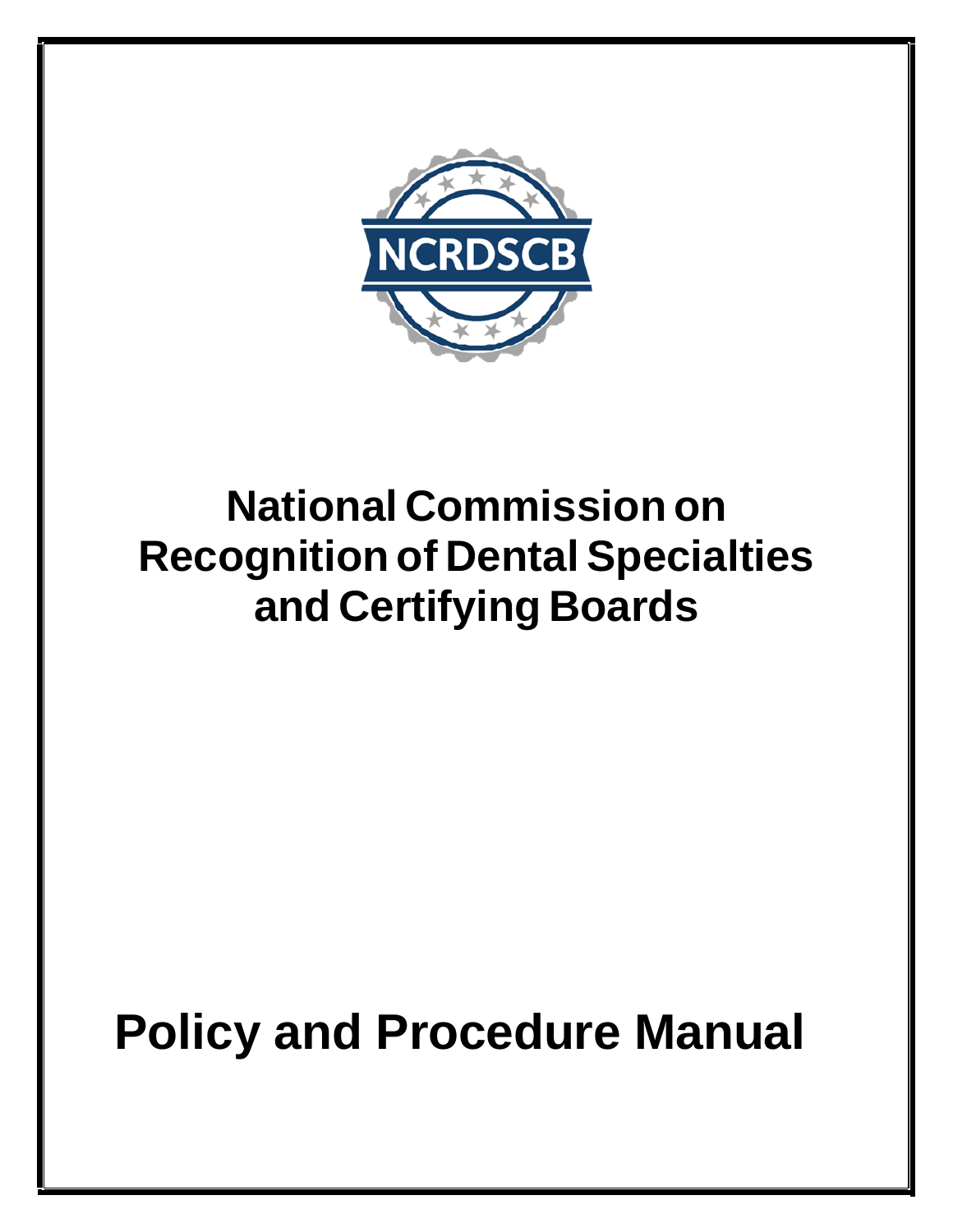NCRDSCB

# National Commission on Recognition of Dental Specialties and Certifying Boards

# Policy and Procedure Manual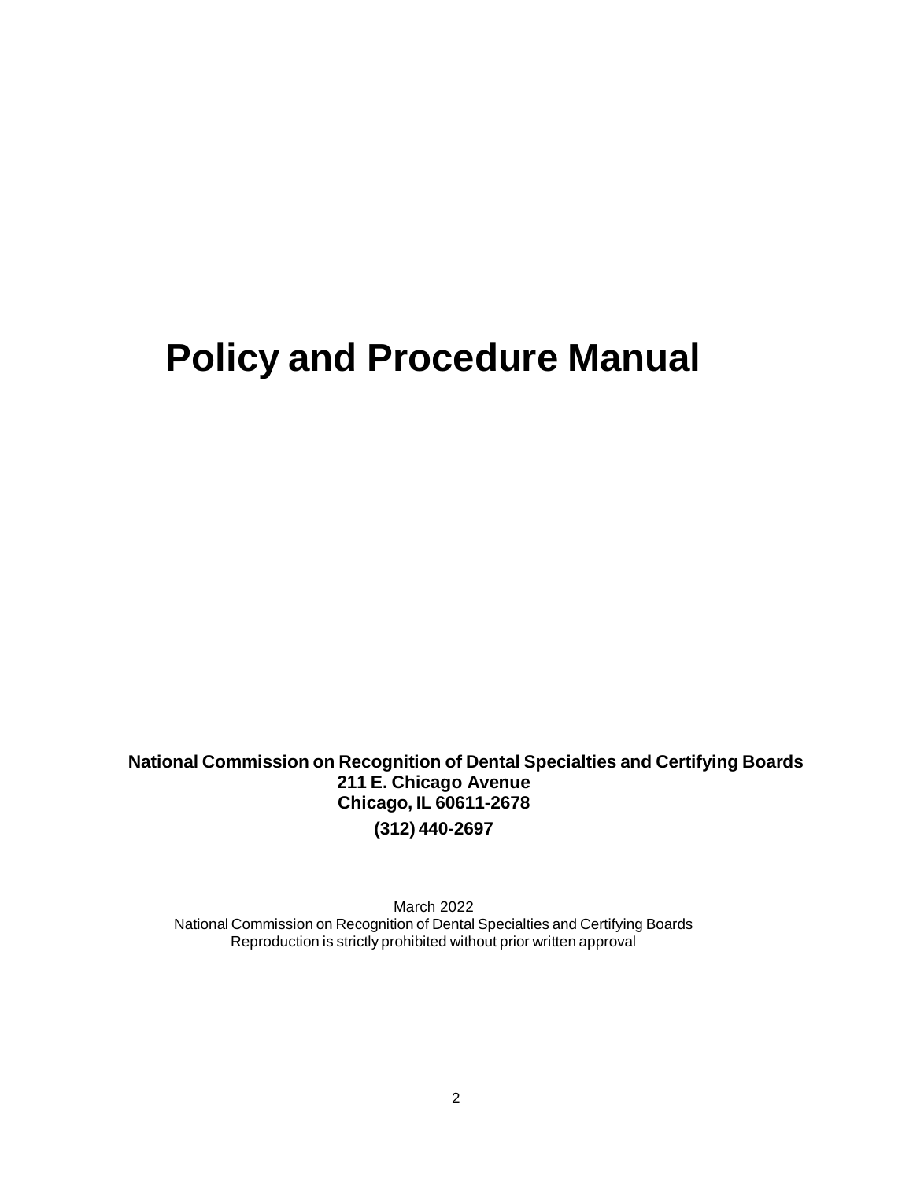# Policy and Procedure Manual

**National Commission on Recognition of Dental Specialties and Certifying Boards**
**211 E. Chicago Avenue**
**Chicago, IL 60611-2678**
**(312) 440-2697**

March 2022
National Commission on Recognition of Dental Specialties and Certifying Boards
Reproduction is strictly prohibited without prior written approval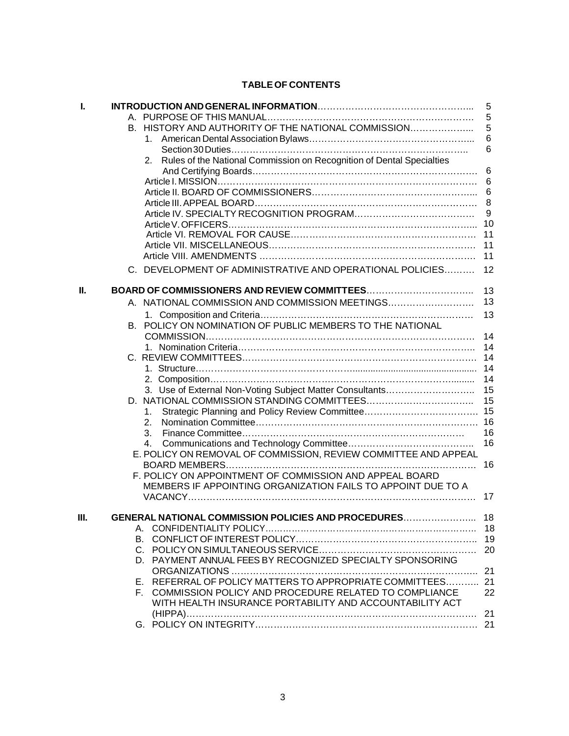**TABLE OF CONTENTS**

| | | |
|---|---|---|
| **I.** | **INTRODUCTION AND GENERAL INFORMATION** | 5 |
| | A. PURPOSE OF THIS MANUAL | 5 |
| | B. HISTORY AND AUTHORITY OF THE NATIONAL COMMISSION | 5 |
| | 1. American Dental Association Bylaws | 6 |
| | Section 30 Duties | 6 |
| | 2. Rules of the National Commission on Recognition of Dental Specialties And Certifying Boards | 6 |
| | Article I. MISSION | 6 |
| | Article II. BOARD OF COMMISSIONERS | 6 |
| | Article III. APPEAL BOARD | 8 |
| | Article IV. SPECIALTY RECOGNITION PROGRAM | 9 |
| | Article V. OFFICERS | 10 |
| | Article VI. REMOVAL FOR CAUSE | 11 |
| | Article VII. MISCELLANEOUS | 11 |
| | Article VIII. AMENDMENTS | 11 |
| | C. DEVELOPMENT OF ADMINISTRATIVE AND OPERATIONAL POLICIES | 12 |
| **II.** | **BOARD OF COMMISSIONERS AND REVIEW COMMITTEES** | 13 |
| | A. NATIONAL COMMISSION AND COMMISSION MEETINGS | 13 |
| | 1. Composition and Criteria | 13 |
| | B. POLICY ON NOMINATION OF PUBLIC MEMBERS TO THE NATIONAL COMMISSION | 14 |
| | 1. Nomination Criteria | 14 |
| | C. REVIEW COMMITTEES | 14 |
| | 1. Structure | 14 |
| | 2. Composition | 14 |
| | 3. Use of External Non-Voting Subject Matter Consultants | 15 |
| | D. NATIONAL COMMISSION STANDING COMMITTEES | 15 |
| | 1. Strategic Planning and Policy Review Committee | 15 |
| | 2. Nomination Committee | 16 |
| | 3. Finance Committee | 16 |
| | 4. Communications and Technology Committee | 16 |
| | E. POLICY ON REMOVAL OF COMMISSION, REVIEW COMMITTEE AND APPEAL BOARD MEMBERS | 16 |
| | F. POLICY ON APPOINTMENT OF COMMISSION AND APPEAL BOARD MEMBERS IF APPOINTING ORGANIZATION FAILS TO APPOINT DUE TO A VACANCY | 17 |
| **III.** | **GENERAL NATIONAL COMMISSION POLICIES AND PROCEDURES** | 18 |
| | A. CONFIDENTIALITY POLICY | 18 |
| | B. CONFLICT OF INTEREST POLICY | 19 |
| | C. POLICY ON SIMULTANEOUS SERVICE | 20 |
| | D. PAYMENT ANNUAL FEES BY RECOGNIZED SPECIALTY SPONSORING ORGANIZATIONS | 21 |
| | E. REFERRAL OF POLICY MATTERS TO APPROPRIATE COMMITTEES | 21 |
| | F. COMMISSION POLICY AND PROCEDURE RELATED TO COMPLIANCE WITH HEALTH INSURANCE PORTABILITY AND ACCOUNTABILITY ACT (HIPPA) | 22 / 21 |
| | G. POLICY ON INTEGRITY | 21 |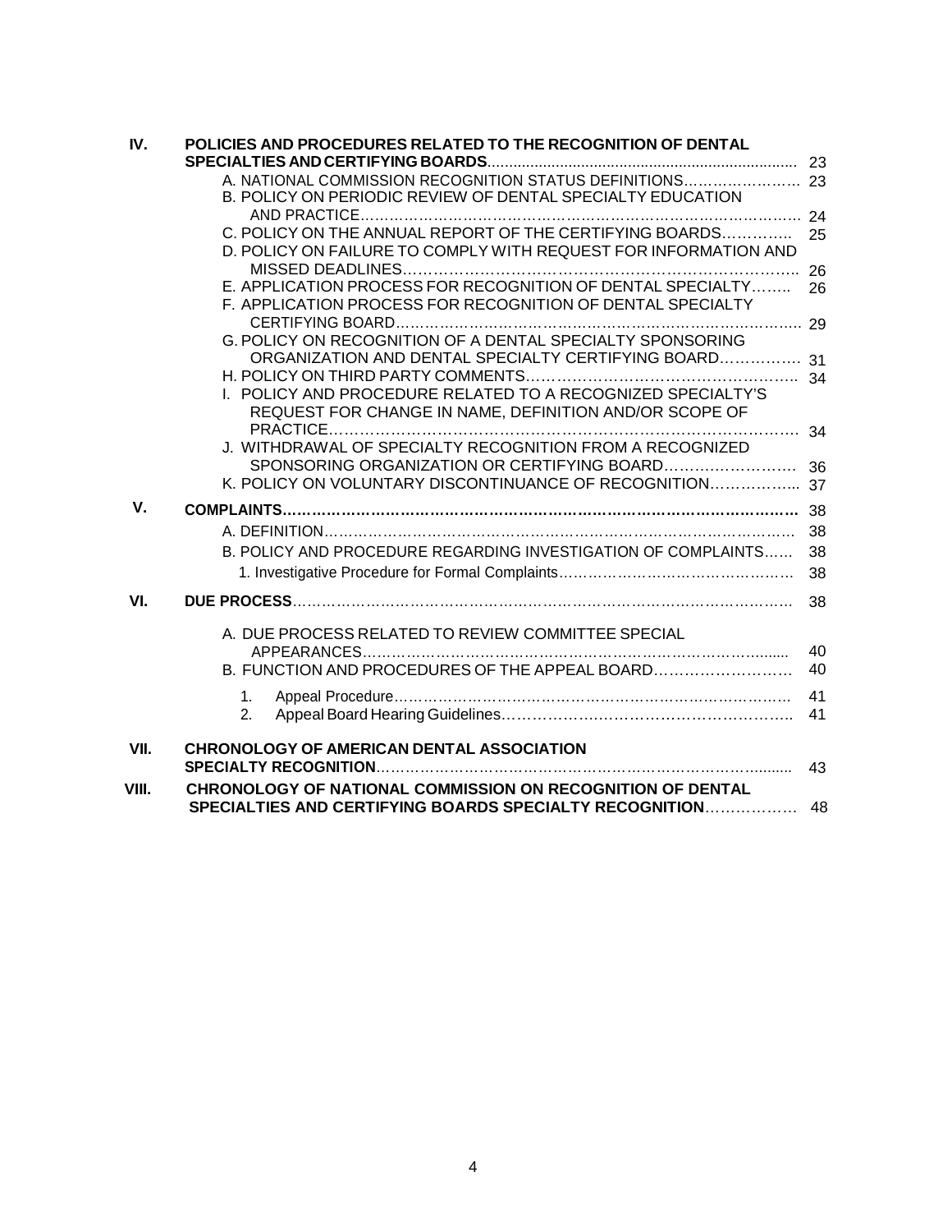| | | |
|---|---|---|
| **IV.** | **POLICIES AND PROCEDURES RELATED TO THE RECOGNITION OF DENTAL SPECIALTIES AND CERTIFYING BOARDS** | 23 |
| | A. NATIONAL COMMISSION RECOGNITION STATUS DEFINITIONS | 23 |
| | B. POLICY ON PERIODIC REVIEW OF DENTAL SPECIALTY EDUCATION AND PRACTICE | 24 |
| | C. POLICY ON THE ANNUAL REPORT OF THE CERTIFYING BOARDS | 25 |
| | D. POLICY ON FAILURE TO COMPLY WITH REQUEST FOR INFORMATION AND MISSED DEADLINES | 26 |
| | E. APPLICATION PROCESS FOR RECOGNITION OF DENTAL SPECIALTY | 26 |
| | F. APPLICATION PROCESS FOR RECOGNITION OF DENTAL SPECIALTY CERTIFYING BOARD | 29 |
| | G. POLICY ON RECOGNITION OF A DENTAL SPECIALTY SPONSORING ORGANIZATION AND DENTAL SPECIALTY CERTIFYING BOARD | 31 |
| | H. POLICY ON THIRD PARTY COMMENTS | 34 |
| | I. POLICY AND PROCEDURE RELATED TO A RECOGNIZED SPECIALTY'S REQUEST FOR CHANGE IN NAME, DEFINITION AND/OR SCOPE OF PRACTICE | 34 |
| | J. WITHDRAWAL OF SPECIALTY RECOGNITION FROM A RECOGNIZED SPONSORING ORGANIZATION OR CERTIFYING BOARD | 36 |
| | K. POLICY ON VOLUNTARY DISCONTINUANCE OF RECOGNITION | 37 |
| **V.** | **COMPLAINTS** | 38 |
| | A. DEFINITION | 38 |
| | B. POLICY AND PROCEDURE REGARDING INVESTIGATION OF COMPLAINTS | 38 |
| | 1. Investigative Procedure for Formal Complaints | 38 |
| **VI.** | **DUE PROCESS** | 38 |
| | A. DUE PROCESS RELATED TO REVIEW COMMITTEE SPECIAL APPEARANCES | 40 |
| | B. FUNCTION AND PROCEDURES OF THE APPEAL BOARD | 40 |
| | 1. Appeal Procedure | 41 |
| | 2. Appeal Board Hearing Guidelines | 41 |
| **VII.** | **CHRONOLOGY OF AMERICAN DENTAL ASSOCIATION SPECIALTY RECOGNITION** | 43 |
| **VIII.** | **CHRONOLOGY OF NATIONAL COMMISSION ON RECOGNITION OF DENTAL SPECIALTIES AND CERTIFYING BOARDS SPECIALTY RECOGNITION** | 48 |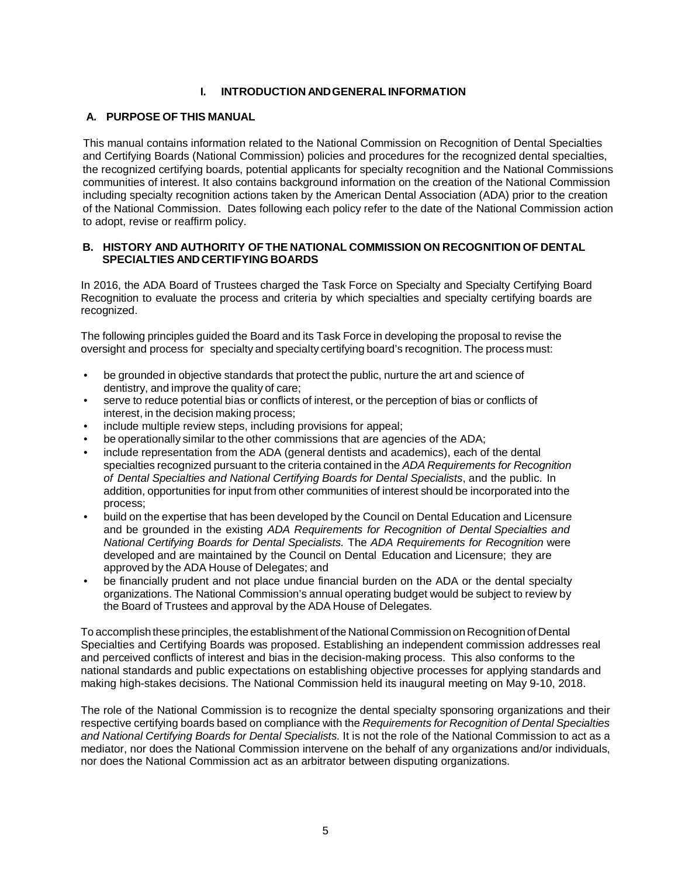# I. INTRODUCTION AND GENERAL INFORMATION

## A. PURPOSE OF THIS MANUAL

This manual contains information related to the National Commission on Recognition of Dental Specialties and Certifying Boards (National Commission) policies and procedures for the recognized dental specialties, the recognized certifying boards, potential applicants for specialty recognition and the National Commissions communities of interest. It also contains background information on the creation of the National Commission including specialty recognition actions taken by the American Dental Association (ADA) prior to the creation of the National Commission. Dates following each policy refer to the date of the National Commission action to adopt, revise or reaffirm policy.

## B. HISTORY AND AUTHORITY OF THE NATIONAL COMMISSION ON RECOGNITION OF DENTAL SPECIALTIES AND CERTIFYING BOARDS

In 2016, the ADA Board of Trustees charged the Task Force on Specialty and Specialty Certifying Board Recognition to evaluate the process and criteria by which specialties and specialty certifying boards are recognized.

The following principles guided the Board and its Task Force in developing the proposal to revise the oversight and process for specialty and specialty certifying board's recognition. The process must:

- be grounded in objective standards that protect the public, nurture the art and science of dentistry, and improve the quality of care;
- serve to reduce potential bias or conflicts of interest, or the perception of bias or conflicts of interest, in the decision making process;
- include multiple review steps, including provisions for appeal;
- be operationally similar to the other commissions that are agencies of the ADA;
- include representation from the ADA (general dentists and academics), each of the dental specialties recognized pursuant to the criteria contained in the *ADA Requirements for Recognition of Dental Specialties and National Certifying Boards for Dental Specialists*, and the public. In addition, opportunities for input from other communities of interest should be incorporated into the process;
- build on the expertise that has been developed by the Council on Dental Education and Licensure and be grounded in the existing *ADA Requirements for Recognition of Dental Specialties and National Certifying Boards for Dental Specialists.* The *ADA Requirements for Recognition* were developed and are maintained by the Council on Dental Education and Licensure; they are approved by the ADA House of Delegates; and
- be financially prudent and not place undue financial burden on the ADA or the dental specialty organizations. The National Commission's annual operating budget would be subject to review by the Board of Trustees and approval by the ADA House of Delegates.

To accomplish these principles, the establishment of the National Commission on Recognition of Dental Specialties and Certifying Boards was proposed. Establishing an independent commission addresses real and perceived conflicts of interest and bias in the decision-making process. This also conforms to the national standards and public expectations on establishing objective processes for applying standards and making high-stakes decisions. The National Commission held its inaugural meeting on May 9-10, 2018.

The role of the National Commission is to recognize the dental specialty sponsoring organizations and their respective certifying boards based on compliance with the *Requirements for Recognition of Dental Specialties and National Certifying Boards for Dental Specialists.* It is not the role of the National Commission to act as a mediator, nor does the National Commission intervene on the behalf of any organizations and/or individuals, nor does the National Commission act as an arbitrator between disputing organizations.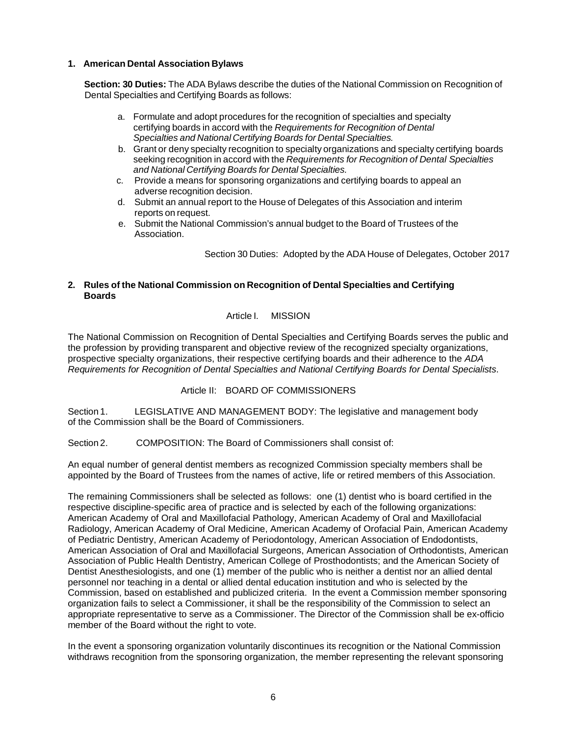**1. American Dental Association Bylaws**

**Section: 30 Duties:** The ADA Bylaws describe the duties of the National Commission on Recognition of Dental Specialties and Certifying Boards as follows:

a. Formulate and adopt procedures for the recognition of specialties and specialty certifying boards in accord with the *Requirements for Recognition of Dental Specialties and National Certifying Boards for Dental Specialties.*
b. Grant or deny specialty recognition to specialty organizations and specialty certifying boards seeking recognition in accord with the *Requirements for Recognition of Dental Specialties and National Certifying Boards for Dental Specialties.*
c. Provide a means for sponsoring organizations and certifying boards to appeal an adverse recognition decision.
d. Submit an annual report to the House of Delegates of this Association and interim reports on request.
e. Submit the National Commission's annual budget to the Board of Trustees of the Association.

Section 30 Duties: Adopted by the ADA House of Delegates, October 2017

**2. Rules of the National Commission on Recognition of Dental Specialties and Certifying Boards**

Article I. MISSION

The National Commission on Recognition of Dental Specialties and Certifying Boards serves the public and the profession by providing transparent and objective review of the recognized specialty organizations, prospective specialty organizations, their respective certifying boards and their adherence to the *ADA Requirements for Recognition of Dental Specialties and National Certifying Boards for Dental Specialists*.

Article II: BOARD OF COMMISSIONERS

Section 1. LEGISLATIVE AND MANAGEMENT BODY: The legislative and management body of the Commission shall be the Board of Commissioners.

Section 2. COMPOSITION: The Board of Commissioners shall consist of:

An equal number of general dentist members as recognized Commission specialty members shall be appointed by the Board of Trustees from the names of active, life or retired members of this Association.

The remaining Commissioners shall be selected as follows: one (1) dentist who is board certified in the respective discipline-specific area of practice and is selected by each of the following organizations: American Academy of Oral and Maxillofacial Pathology, American Academy of Oral and Maxillofacial Radiology, American Academy of Oral Medicine, American Academy of Orofacial Pain, American Academy of Pediatric Dentistry, American Academy of Periodontology, American Association of Endodontists, American Association of Oral and Maxillofacial Surgeons, American Association of Orthodontists, American Association of Public Health Dentistry, American College of Prosthodontists; and the American Society of Dentist Anesthesiologists, and one (1) member of the public who is neither a dentist nor an allied dental personnel nor teaching in a dental or allied dental education institution and who is selected by the Commission, based on established and publicized criteria. In the event a Commission member sponsoring organization fails to select a Commissioner, it shall be the responsibility of the Commission to select an appropriate representative to serve as a Commissioner. The Director of the Commission shall be ex-officio member of the Board without the right to vote.

In the event a sponsoring organization voluntarily discontinues its recognition or the National Commission withdraws recognition from the sponsoring organization, the member representing the relevant sponsoring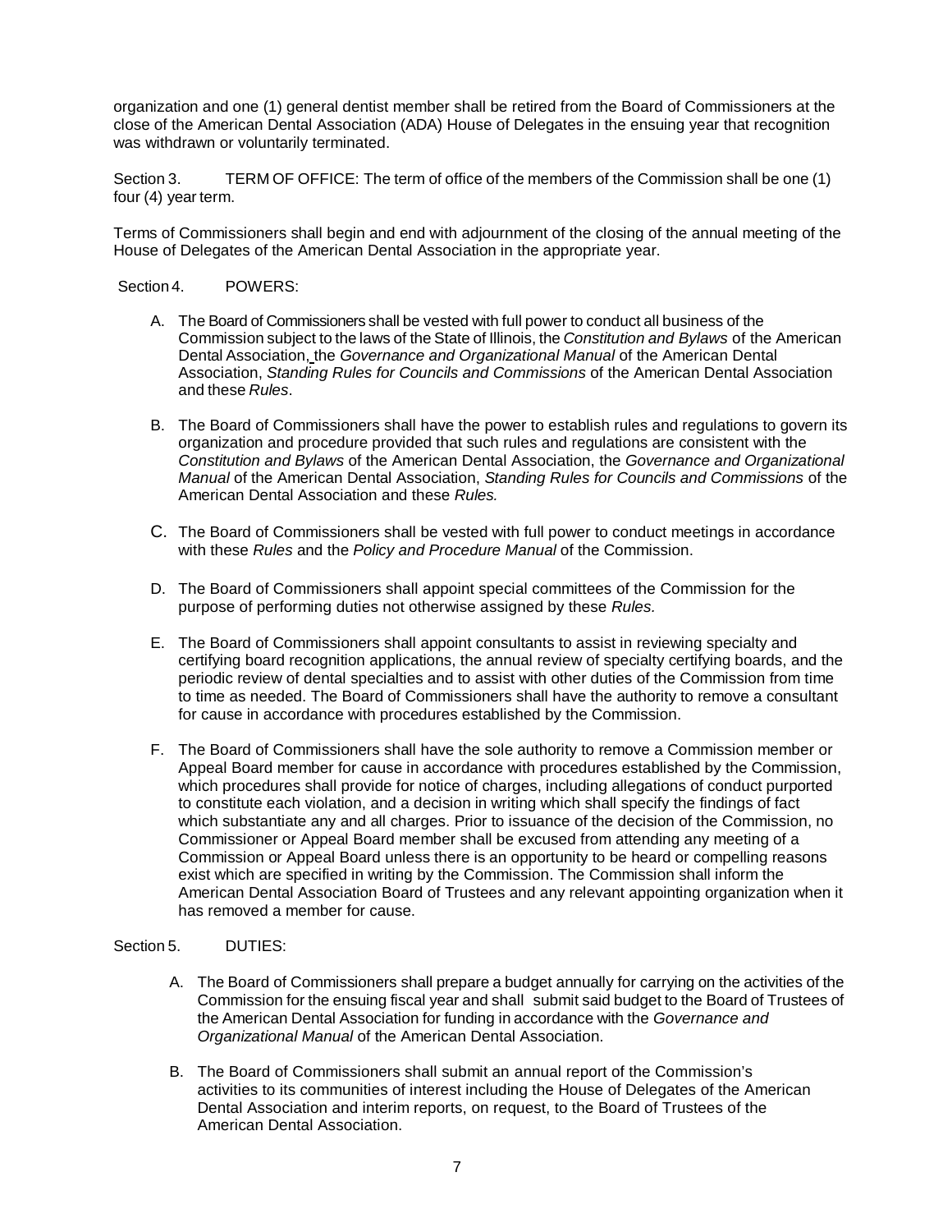organization and one (1) general dentist member shall be retired from the Board of Commissioners at the close of the American Dental Association (ADA) House of Delegates in the ensuing year that recognition was withdrawn or voluntarily terminated.

Section 3. TERM OF OFFICE: The term of office of the members of the Commission shall be one (1) four (4) year term.

Terms of Commissioners shall begin and end with adjournment of the closing of the annual meeting of the House of Delegates of the American Dental Association in the appropriate year.

Section 4. POWERS:

A. The Board of Commissioners shall be vested with full power to conduct all business of the Commission subject to the laws of the State of Illinois, the *Constitution and Bylaws* of the American Dental Association, the *Governance and Organizational Manual* of the American Dental Association, *Standing Rules for Councils and Commissions* of the American Dental Association and these *Rules*.

B. The Board of Commissioners shall have the power to establish rules and regulations to govern its organization and procedure provided that such rules and regulations are consistent with the *Constitution and Bylaws* of the American Dental Association, the *Governance and Organizational Manual* of the American Dental Association, *Standing Rules for Councils and Commissions* of the American Dental Association and these *Rules.*

C. The Board of Commissioners shall be vested with full power to conduct meetings in accordance with these *Rules* and the *Policy and Procedure Manual* of the Commission.

D. The Board of Commissioners shall appoint special committees of the Commission for the purpose of performing duties not otherwise assigned by these *Rules.*

E. The Board of Commissioners shall appoint consultants to assist in reviewing specialty and certifying board recognition applications, the annual review of specialty certifying boards, and the periodic review of dental specialties and to assist with other duties of the Commission from time to time as needed. The Board of Commissioners shall have the authority to remove a consultant for cause in accordance with procedures established by the Commission.

F. The Board of Commissioners shall have the sole authority to remove a Commission member or Appeal Board member for cause in accordance with procedures established by the Commission, which procedures shall provide for notice of charges, including allegations of conduct purported to constitute each violation, and a decision in writing which shall specify the findings of fact which substantiate any and all charges. Prior to issuance of the decision of the Commission, no Commissioner or Appeal Board member shall be excused from attending any meeting of a Commission or Appeal Board unless there is an opportunity to be heard or compelling reasons exist which are specified in writing by the Commission. The Commission shall inform the American Dental Association Board of Trustees and any relevant appointing organization when it has removed a member for cause.

Section 5. DUTIES:

A. The Board of Commissioners shall prepare a budget annually for carrying on the activities of the Commission for the ensuing fiscal year and shall submit said budget to the Board of Trustees of the American Dental Association for funding in accordance with the *Governance and Organizational Manual* of the American Dental Association.

B. The Board of Commissioners shall submit an annual report of the Commission's activities to its communities of interest including the House of Delegates of the American Dental Association and interim reports, on request, to the Board of Trustees of the American Dental Association.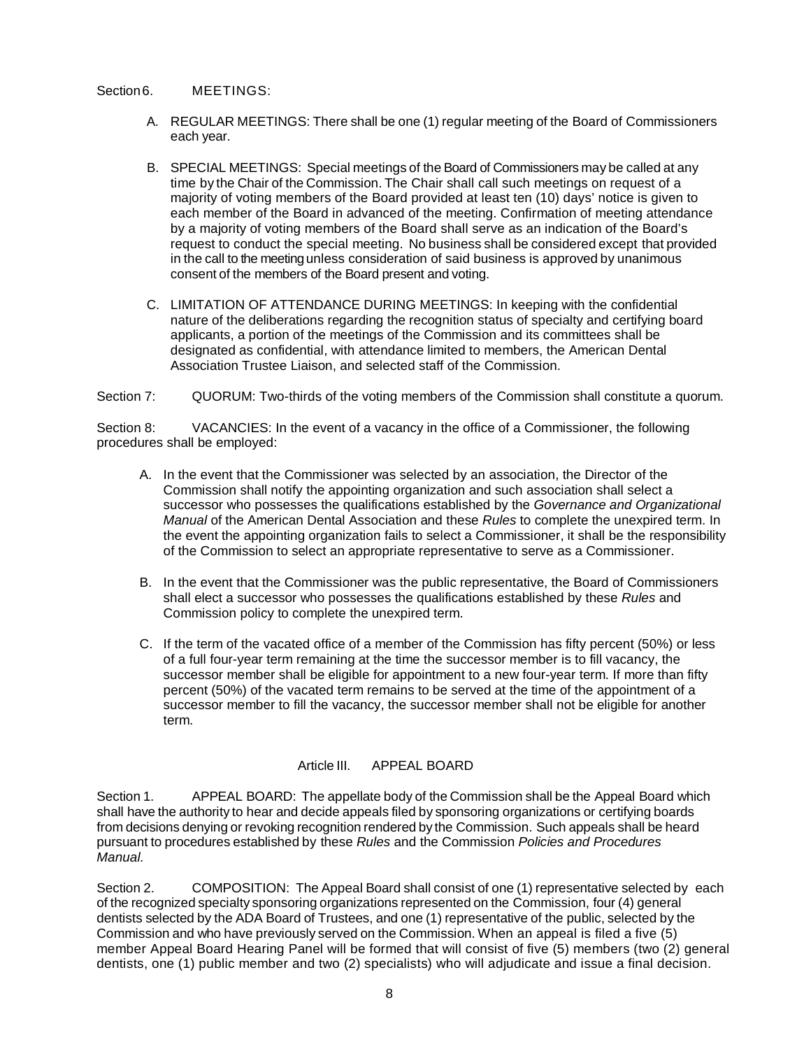Section 6. MEETINGS:

A. REGULAR MEETINGS: There shall be one (1) regular meeting of the Board of Commissioners each year.

B. SPECIAL MEETINGS: Special meetings of the Board of Commissioners may be called at any time by the Chair of the Commission. The Chair shall call such meetings on request of a majority of voting members of the Board provided at least ten (10) days' notice is given to each member of the Board in advanced of the meeting. Confirmation of meeting attendance by a majority of voting members of the Board shall serve as an indication of the Board's request to conduct the special meeting. No business shall be considered except that provided in the call to the meeting unless consideration of said business is approved by unanimous consent of the members of the Board present and voting.

C. LIMITATION OF ATTENDANCE DURING MEETINGS: In keeping with the confidential nature of the deliberations regarding the recognition status of specialty and certifying board applicants, a portion of the meetings of the Commission and its committees shall be designated as confidential, with attendance limited to members, the American Dental Association Trustee Liaison, and selected staff of the Commission.

Section 7: QUORUM: Two-thirds of the voting members of the Commission shall constitute a quorum.

Section 8: VACANCIES: In the event of a vacancy in the office of a Commissioner, the following procedures shall be employed:

A. In the event that the Commissioner was selected by an association, the Director of the Commission shall notify the appointing organization and such association shall select a successor who possesses the qualifications established by the *Governance and Organizational Manual* of the American Dental Association and these *Rules* to complete the unexpired term. In the event the appointing organization fails to select a Commissioner, it shall be the responsibility of the Commission to select an appropriate representative to serve as a Commissioner.

B. In the event that the Commissioner was the public representative, the Board of Commissioners shall elect a successor who possesses the qualifications established by these *Rules* and Commission policy to complete the unexpired term.

C. If the term of the vacated office of a member of the Commission has fifty percent (50%) or less of a full four-year term remaining at the time the successor member is to fill vacancy, the successor member shall be eligible for appointment to a new four-year term. If more than fifty percent (50%) of the vacated term remains to be served at the time of the appointment of a successor member to fill the vacancy, the successor member shall not be eligible for another term.

## Article III. APPEAL BOARD

Section 1. APPEAL BOARD: The appellate body of the Commission shall be the Appeal Board which shall have the authority to hear and decide appeals filed by sponsoring organizations or certifying boards from decisions denying or revoking recognition rendered by the Commission. Such appeals shall be heard pursuant to procedures established by these *Rules* and the Commission *Policies and Procedures Manual.*

Section 2. COMPOSITION: The Appeal Board shall consist of one (1) representative selected by each of the recognized specialty sponsoring organizations represented on the Commission, four (4) general dentists selected by the ADA Board of Trustees, and one (1) representative of the public, selected by the Commission and who have previously served on the Commission. When an appeal is filed a five (5) member Appeal Board Hearing Panel will be formed that will consist of five (5) members (two (2) general dentists, one (1) public member and two (2) specialists) who will adjudicate and issue a final decision.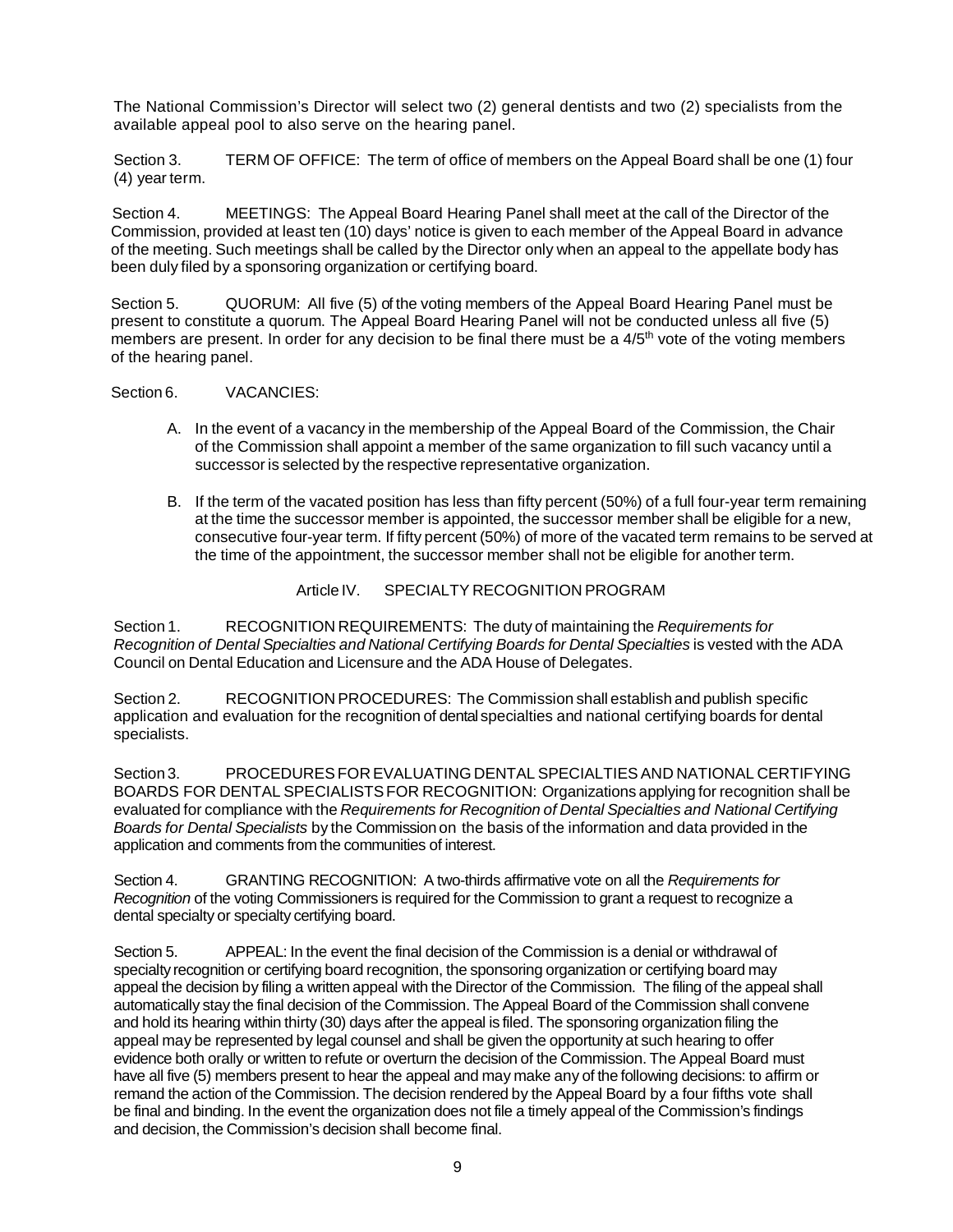The National Commission's Director will select two (2) general dentists and two (2) specialists from the available appeal pool to also serve on the hearing panel.

Section 3. TERM OF OFFICE: The term of office of members on the Appeal Board shall be one (1) four (4) year term.

Section 4. MEETINGS: The Appeal Board Hearing Panel shall meet at the call of the Director of the Commission, provided at least ten (10) days' notice is given to each member of the Appeal Board in advance of the meeting. Such meetings shall be called by the Director only when an appeal to the appellate body has been duly filed by a sponsoring organization or certifying board.

Section 5. QUORUM: All five (5) of the voting members of the Appeal Board Hearing Panel must be present to constitute a quorum. The Appeal Board Hearing Panel will not be conducted unless all five (5) members are present. In order for any decision to be final there must be a 4/5th vote of the voting members of the hearing panel.

Section 6. VACANCIES:

A. In the event of a vacancy in the membership of the Appeal Board of the Commission, the Chair of the Commission shall appoint a member of the same organization to fill such vacancy until a successor is selected by the respective representative organization.

B. If the term of the vacated position has less than fifty percent (50%) of a full four-year term remaining at the time the successor member is appointed, the successor member shall be eligible for a new, consecutive four-year term. If fifty percent (50%) of more of the vacated term remains to be served at the time of the appointment, the successor member shall not be eligible for another term.

## Article IV. SPECIALTY RECOGNITION PROGRAM

Section 1. RECOGNITION REQUIREMENTS: The duty of maintaining the *Requirements for Recognition of Dental Specialties and National Certifying Boards for Dental Specialties* is vested with the ADA Council on Dental Education and Licensure and the ADA House of Delegates.

Section 2. RECOGNITION PROCEDURES: The Commission shall establish and publish specific application and evaluation for the recognition of dental specialties and national certifying boards for dental specialists.

Section 3. PROCEDURES FOR EVALUATING DENTAL SPECIALTIES AND NATIONAL CERTIFYING BOARDS FOR DENTAL SPECIALISTS FOR RECOGNITION: Organizations applying for recognition shall be evaluated for compliance with the *Requirements for Recognition of Dental Specialties and National Certifying Boards for Dental Specialists* by the Commission on the basis of the information and data provided in the application and comments from the communities of interest.

Section 4. GRANTING RECOGNITION: A two-thirds affirmative vote on all the *Requirements for Recognition* of the voting Commissioners is required for the Commission to grant a request to recognize a dental specialty or specialty certifying board.

Section 5. APPEAL: In the event the final decision of the Commission is a denial or withdrawal of specialty recognition or certifying board recognition, the sponsoring organization or certifying board may appeal the decision by filing a written appeal with the Director of the Commission. The filing of the appeal shall automatically stay the final decision of the Commission. The Appeal Board of the Commission shall convene and hold its hearing within thirty (30) days after the appeal is filed. The sponsoring organization filing the appeal may be represented by legal counsel and shall be given the opportunity at such hearing to offer evidence both orally or written to refute or overturn the decision of the Commission. The Appeal Board must have all five (5) members present to hear the appeal and may make any of the following decisions: to affirm or remand the action of the Commission. The decision rendered by the Appeal Board by a four fifths vote shall be final and binding. In the event the organization does not file a timely appeal of the Commission's findings and decision, the Commission's decision shall become final.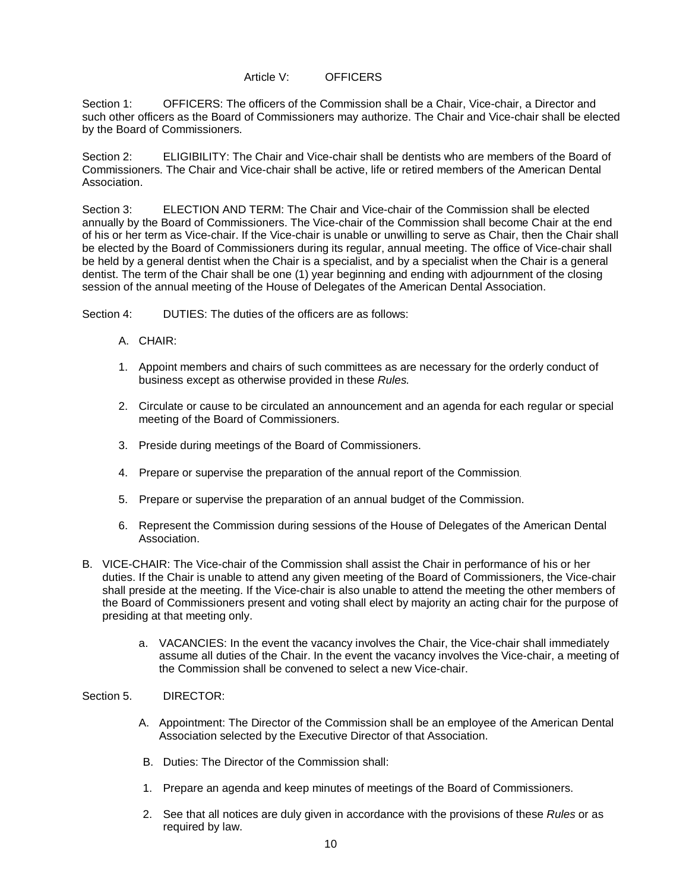## Article V: OFFICERS

Section 1: OFFICERS: The officers of the Commission shall be a Chair, Vice-chair, a Director and such other officers as the Board of Commissioners may authorize. The Chair and Vice-chair shall be elected by the Board of Commissioners.

Section 2: ELIGIBILITY: The Chair and Vice-chair shall be dentists who are members of the Board of Commissioners. The Chair and Vice-chair shall be active, life or retired members of the American Dental Association.

Section 3: ELECTION AND TERM: The Chair and Vice-chair of the Commission shall be elected annually by the Board of Commissioners. The Vice-chair of the Commission shall become Chair at the end of his or her term as Vice-chair. If the Vice-chair is unable or unwilling to serve as Chair, then the Chair shall be elected by the Board of Commissioners during its regular, annual meeting. The office of Vice-chair shall be held by a general dentist when the Chair is a specialist, and by a specialist when the Chair is a general dentist. The term of the Chair shall be one (1) year beginning and ending with adjournment of the closing session of the annual meeting of the House of Delegates of the American Dental Association.

Section 4: DUTIES: The duties of the officers are as follows:

A. CHAIR:

1. Appoint members and chairs of such committees as are necessary for the orderly conduct of business except as otherwise provided in these *Rules.*
2. Circulate or cause to be circulated an announcement and an agenda for each regular or special meeting of the Board of Commissioners.
3. Preside during meetings of the Board of Commissioners.
4. Prepare or supervise the preparation of the annual report of the Commission.
5. Prepare or supervise the preparation of an annual budget of the Commission.
6. Represent the Commission during sessions of the House of Delegates of the American Dental Association.

B. VICE-CHAIR: The Vice-chair of the Commission shall assist the Chair in performance of his or her duties. If the Chair is unable to attend any given meeting of the Board of Commissioners, the Vice-chair shall preside at the meeting. If the Vice-chair is also unable to attend the meeting the other members of the Board of Commissioners present and voting shall elect by majority an acting chair for the purpose of presiding at that meeting only.

   a. VACANCIES: In the event the vacancy involves the Chair, the Vice-chair shall immediately assume all duties of the Chair. In the event the vacancy involves the Vice-chair, a meeting of the Commission shall be convened to select a new Vice-chair.

Section 5. DIRECTOR:

A. Appointment: The Director of the Commission shall be an employee of the American Dental Association selected by the Executive Director of that Association.

B. Duties: The Director of the Commission shall:

1. Prepare an agenda and keep minutes of meetings of the Board of Commissioners.
2. See that all notices are duly given in accordance with the provisions of these *Rules* or as required by law.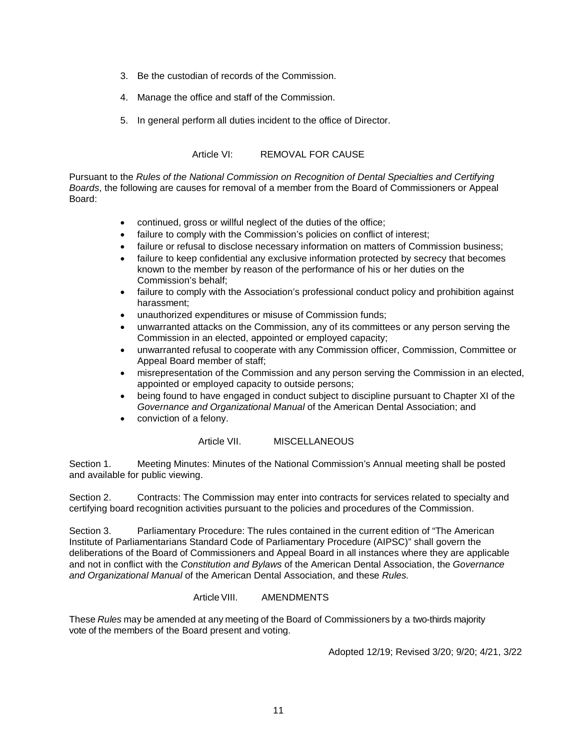3. Be the custodian of records of the Commission.
4. Manage the office and staff of the Commission.
5. In general perform all duties incident to the office of Director.

## Article VI: REMOVAL FOR CAUSE

Pursuant to the *Rules of the National Commission on Recognition of Dental Specialties and Certifying Boards*, the following are causes for removal of a member from the Board of Commissioners or Appeal Board:

- continued, gross or willful neglect of the duties of the office;
- failure to comply with the Commission's policies on conflict of interest;
- failure or refusal to disclose necessary information on matters of Commission business;
- failure to keep confidential any exclusive information protected by secrecy that becomes known to the member by reason of the performance of his or her duties on the Commission's behalf;
- failure to comply with the Association's professional conduct policy and prohibition against harassment;
- unauthorized expenditures or misuse of Commission funds;
- unwarranted attacks on the Commission, any of its committees or any person serving the Commission in an elected, appointed or employed capacity;
- unwarranted refusal to cooperate with any Commission officer, Commission, Committee or Appeal Board member of staff;
- misrepresentation of the Commission and any person serving the Commission in an elected, appointed or employed capacity to outside persons;
- being found to have engaged in conduct subject to discipline pursuant to Chapter XI of the *Governance and Organizational Manual* of the American Dental Association; and
- conviction of a felony.

## Article VII. MISCELLANEOUS

Section 1. Meeting Minutes: Minutes of the National Commission's Annual meeting shall be posted and available for public viewing.

Section 2. Contracts: The Commission may enter into contracts for services related to specialty and certifying board recognition activities pursuant to the policies and procedures of the Commission.

Section 3. Parliamentary Procedure: The rules contained in the current edition of "The American Institute of Parliamentarians Standard Code of Parliamentary Procedure (AIPSC)" shall govern the deliberations of the Board of Commissioners and Appeal Board in all instances where they are applicable and not in conflict with the *Constitution and Bylaws* of the American Dental Association, the *Governance and Organizational Manual* of the American Dental Association, and these *Rules.*

## Article VIII. AMENDMENTS

These *Rules* may be amended at any meeting of the Board of Commissioners by a two-thirds majority vote of the members of the Board present and voting.

Adopted 12/19; Revised 3/20; 9/20; 4/21, 3/22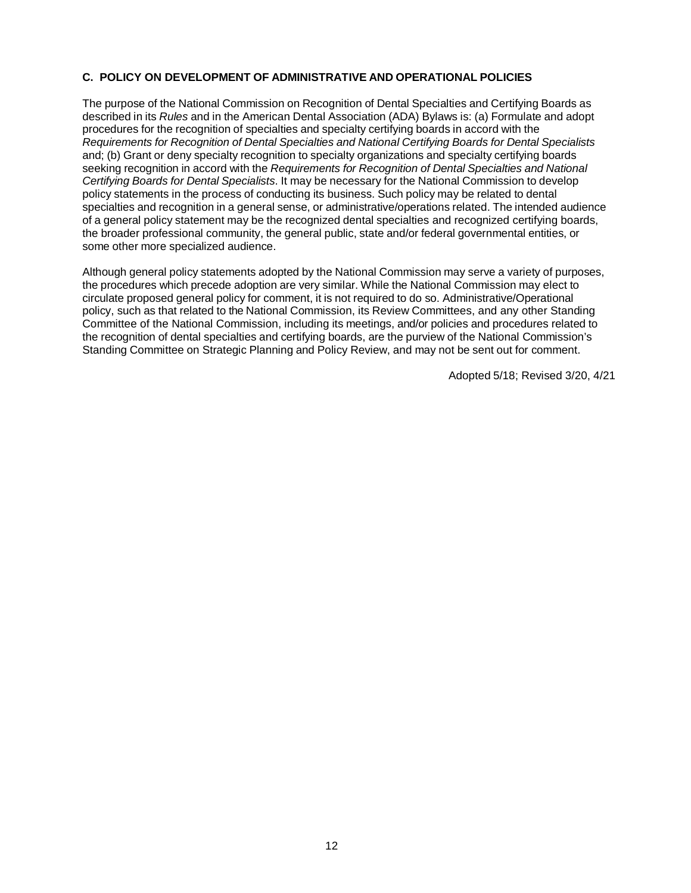### C. POLICY ON DEVELOPMENT OF ADMINISTRATIVE AND OPERATIONAL POLICIES

The purpose of the National Commission on Recognition of Dental Specialties and Certifying Boards as described in its *Rules* and in the American Dental Association (ADA) Bylaws is: (a) Formulate and adopt procedures for the recognition of specialties and specialty certifying boards in accord with the *Requirements for Recognition of Dental Specialties and National Certifying Boards for Dental Specialists* and; (b) Grant or deny specialty recognition to specialty organizations and specialty certifying boards seeking recognition in accord with the *Requirements for Recognition of Dental Specialties and National Certifying Boards for Dental Specialists*. It may be necessary for the National Commission to develop policy statements in the process of conducting its business. Such policy may be related to dental specialties and recognition in a general sense, or administrative/operations related. The intended audience of a general policy statement may be the recognized dental specialties and recognized certifying boards, the broader professional community, the general public, state and/or federal governmental entities, or some other more specialized audience.

Although general policy statements adopted by the National Commission may serve a variety of purposes, the procedures which precede adoption are very similar. While the National Commission may elect to circulate proposed general policy for comment, it is not required to do so. Administrative/Operational policy, such as that related to the National Commission, its Review Committees, and any other Standing Committee of the National Commission, including its meetings, and/or policies and procedures related to the recognition of dental specialties and certifying boards, are the purview of the National Commission's Standing Committee on Strategic Planning and Policy Review, and may not be sent out for comment.

Adopted 5/18; Revised 3/20, 4/21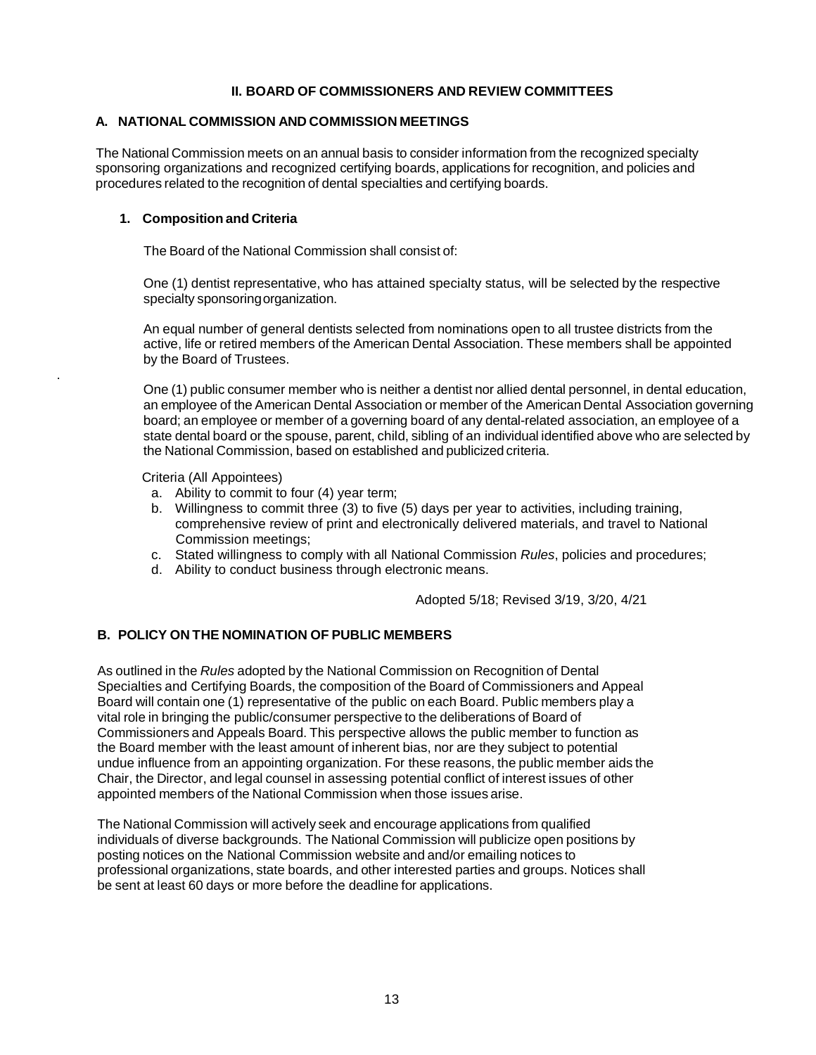## II. BOARD OF COMMISSIONERS AND REVIEW COMMITTEES

### A. NATIONAL COMMISSION AND COMMISSION MEETINGS

The National Commission meets on an annual basis to consider information from the recognized specialty sponsoring organizations and recognized certifying boards, applications for recognition, and policies and procedures related to the recognition of dental specialties and certifying boards.

#### 1. Composition and Criteria

The Board of the National Commission shall consist of:

One (1) dentist representative, who has attained specialty status, will be selected by the respective specialty sponsoring organization.

An equal number of general dentists selected from nominations open to all trustee districts from the active, life or retired members of the American Dental Association. These members shall be appointed by the Board of Trustees.

One (1) public consumer member who is neither a dentist nor allied dental personnel, in dental education, an employee of the American Dental Association or member of the American Dental Association governing board; an employee or member of a governing board of any dental-related association, an employee of a state dental board or the spouse, parent, child, sibling of an individual identified above who are selected by the National Commission, based on established and publicized criteria.

Criteria (All Appointees)

a. Ability to commit to four (4) year term;
b. Willingness to commit three (3) to five (5) days per year to activities, including training, comprehensive review of print and electronically delivered materials, and travel to National Commission meetings;
c. Stated willingness to comply with all National Commission *Rules*, policies and procedures;
d. Ability to conduct business through electronic means.

Adopted 5/18; Revised 3/19, 3/20, 4/21

### B. POLICY ON THE NOMINATION OF PUBLIC MEMBERS

As outlined in the *Rules* adopted by the National Commission on Recognition of Dental Specialties and Certifying Boards, the composition of the Board of Commissioners and Appeal Board will contain one (1) representative of the public on each Board. Public members play a vital role in bringing the public/consumer perspective to the deliberations of Board of Commissioners and Appeals Board. This perspective allows the public member to function as the Board member with the least amount of inherent bias, nor are they subject to potential undue influence from an appointing organization. For these reasons, the public member aids the Chair, the Director, and legal counsel in assessing potential conflict of interest issues of other appointed members of the National Commission when those issues arise.

The National Commission will actively seek and encourage applications from qualified individuals of diverse backgrounds. The National Commission will publicize open positions by posting notices on the National Commission website and and/or emailing notices to professional organizations, state boards, and other interested parties and groups. Notices shall be sent at least 60 days or more before the deadline for applications.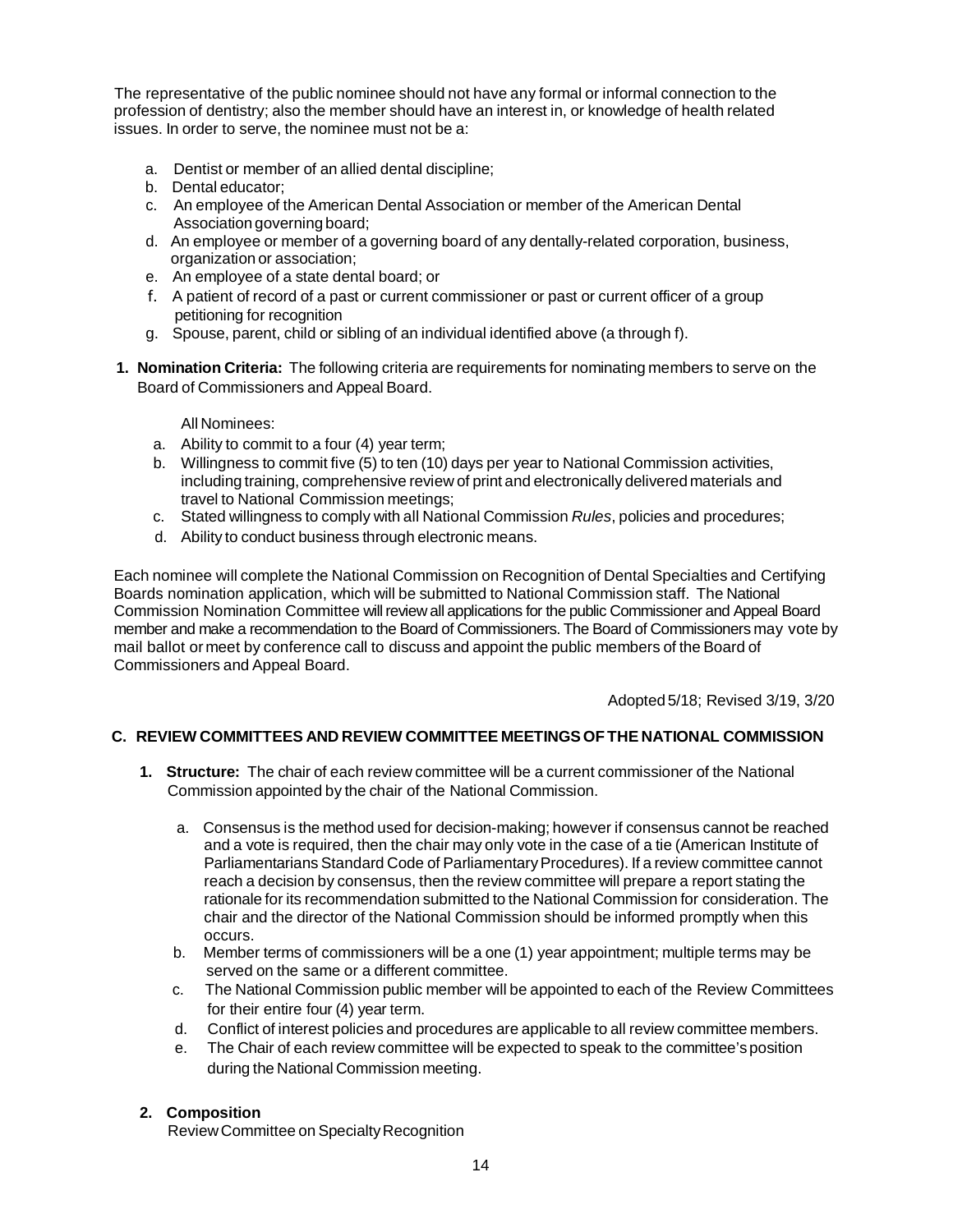The representative of the public nominee should not have any formal or informal connection to the profession of dentistry; also the member should have an interest in, or knowledge of health related issues. In order to serve, the nominee must not be a:

a. Dentist or member of an allied dental discipline;
b. Dental educator;
c. An employee of the American Dental Association or member of the American Dental Association governing board;
d. An employee or member of a governing board of any dentally-related corporation, business, organization or association;
e. An employee of a state dental board; or
f. A patient of record of a past or current commissioner or past or current officer of a group petitioning for recognition
g. Spouse, parent, child or sibling of an individual identified above (a through f).

**1. Nomination Criteria:** The following criteria are requirements for nominating members to serve on the Board of Commissioners and Appeal Board.

All Nominees:

a. Ability to commit to a four (4) year term;
b. Willingness to commit five (5) to ten (10) days per year to National Commission activities, including training, comprehensive review of print and electronically delivered materials and travel to National Commission meetings;
c. Stated willingness to comply with all National Commission *Rules*, policies and procedures;
d. Ability to conduct business through electronic means.

Each nominee will complete the National Commission on Recognition of Dental Specialties and Certifying Boards nomination application, which will be submitted to National Commission staff. The National Commission Nomination Committee will review all applications for the public Commissioner and Appeal Board member and make a recommendation to the Board of Commissioners. The Board of Commissioners may vote by mail ballot or meet by conference call to discuss and appoint the public members of the Board of Commissioners and Appeal Board.

Adopted 5/18; Revised 3/19, 3/20

### C. REVIEW COMMITTEES AND REVIEW COMMITTEE MEETINGS OF THE NATIONAL COMMISSION

**1. Structure:** The chair of each review committee will be a current commissioner of the National Commission appointed by the chair of the National Commission.

a. Consensus is the method used for decision-making; however if consensus cannot be reached and a vote is required, then the chair may only vote in the case of a tie (American Institute of Parliamentarians Standard Code of Parliamentary Procedures). If a review committee cannot reach a decision by consensus, then the review committee will prepare a report stating the rationale for its recommendation submitted to the National Commission for consideration. The chair and the director of the National Commission should be informed promptly when this occurs.
b. Member terms of commissioners will be a one (1) year appointment; multiple terms may be served on the same or a different committee.
c. The National Commission public member will be appointed to each of the Review Committees for their entire four (4) year term.
d. Conflict of interest policies and procedures are applicable to all review committee members.
e. The Chair of each review committee will be expected to speak to the committee's position during the National Commission meeting.

**2. Composition**

Review Committee on Specialty Recognition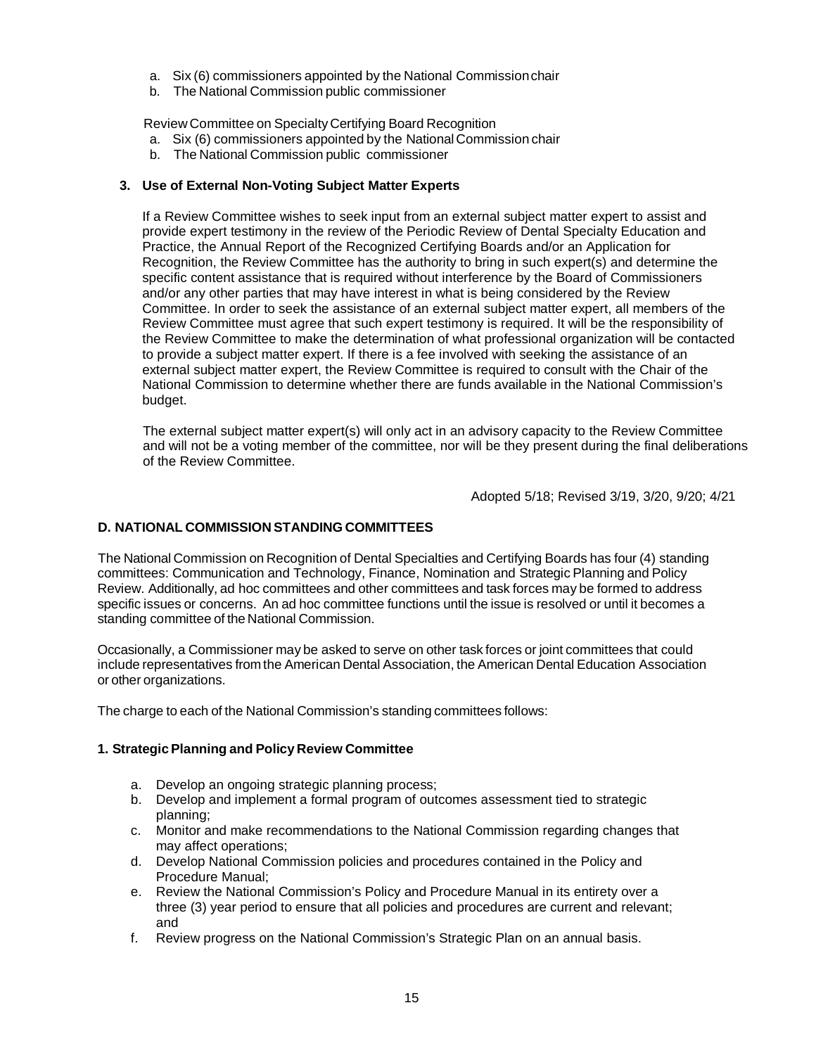a. Six (6) commissioners appointed by the National Commission chair
b. The National Commission public commissioner

Review Committee on Specialty Certifying Board Recognition

a. Six (6) commissioners appointed by the National Commission chair
b. The National Commission public commissioner

### 3. Use of External Non-Voting Subject Matter Experts

If a Review Committee wishes to seek input from an external subject matter expert to assist and provide expert testimony in the review of the Periodic Review of Dental Specialty Education and Practice, the Annual Report of the Recognized Certifying Boards and/or an Application for Recognition, the Review Committee has the authority to bring in such expert(s) and determine the specific content assistance that is required without interference by the Board of Commissioners and/or any other parties that may have interest in what is being considered by the Review Committee. In order to seek the assistance of an external subject matter expert, all members of the Review Committee must agree that such expert testimony is required. It will be the responsibility of the Review Committee to make the determination of what professional organization will be contacted to provide a subject matter expert. If there is a fee involved with seeking the assistance of an external subject matter expert, the Review Committee is required to consult with the Chair of the National Commission to determine whether there are funds available in the National Commission's budget.

The external subject matter expert(s) will only act in an advisory capacity to the Review Committee and will not be a voting member of the committee, nor will be they present during the final deliberations of the Review Committee.

Adopted 5/18; Revised 3/19, 3/20, 9/20; 4/21

## D. NATIONAL COMMISSION STANDING COMMITTEES

The National Commission on Recognition of Dental Specialties and Certifying Boards has four (4) standing committees: Communication and Technology, Finance, Nomination and Strategic Planning and Policy Review. Additionally, ad hoc committees and other committees and task forces may be formed to address specific issues or concerns. An ad hoc committee functions until the issue is resolved or until it becomes a standing committee of the National Commission.

Occasionally, a Commissioner may be asked to serve on other task forces or joint committees that could include representatives from the American Dental Association, the American Dental Education Association or other organizations.

The charge to each of the National Commission's standing committees follows:

### 1. Strategic Planning and Policy Review Committee

a. Develop an ongoing strategic planning process;
b. Develop and implement a formal program of outcomes assessment tied to strategic planning;
c. Monitor and make recommendations to the National Commission regarding changes that may affect operations;
d. Develop National Commission policies and procedures contained in the Policy and Procedure Manual;
e. Review the National Commission's Policy and Procedure Manual in its entirety over a three (3) year period to ensure that all policies and procedures are current and relevant; and
f. Review progress on the National Commission's Strategic Plan on an annual basis.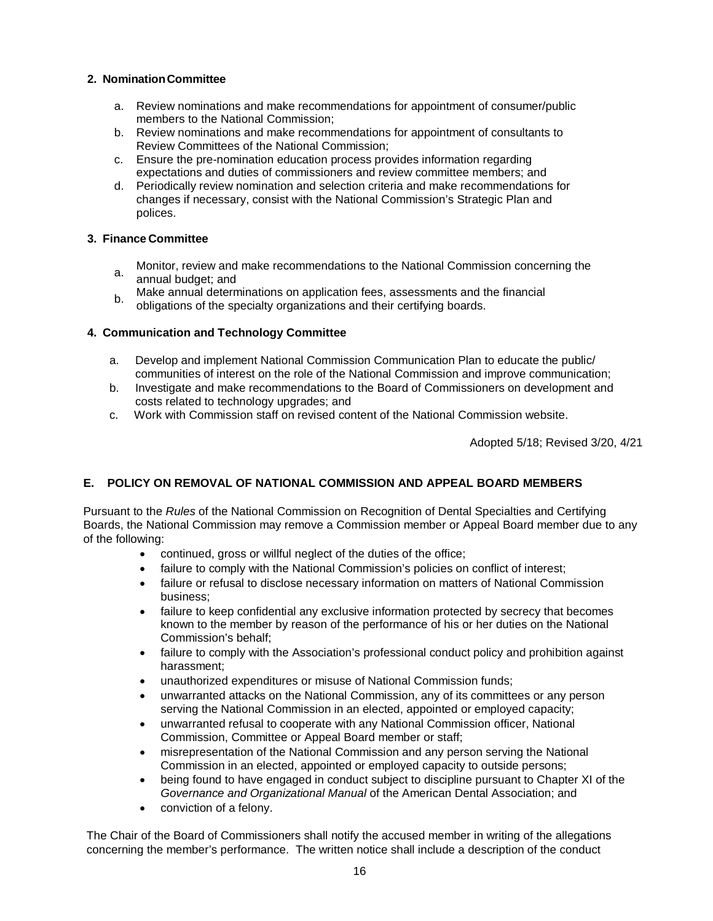**2. Nomination Committee**

a. Review nominations and make recommendations for appointment of consumer/public members to the National Commission;
b. Review nominations and make recommendations for appointment of consultants to Review Committees of the National Commission;
c. Ensure the pre-nomination education process provides information regarding expectations and duties of commissioners and review committee members; and
d. Periodically review nomination and selection criteria and make recommendations for changes if necessary, consist with the National Commission's Strategic Plan and polices.

**3. Finance Committee**

a. Monitor, review and make recommendations to the National Commission concerning the annual budget; and
b. Make annual determinations on application fees, assessments and the financial obligations of the specialty organizations and their certifying boards.

**4. Communication and Technology Committee**

a. Develop and implement National Commission Communication Plan to educate the public/ communities of interest on the role of the National Commission and improve communication;
b. Investigate and make recommendations to the Board of Commissioners on development and costs related to technology upgrades; and
c. Work with Commission staff on revised content of the National Commission website.

Adopted 5/18; Revised 3/20, 4/21

## E. POLICY ON REMOVAL OF NATIONAL COMMISSION AND APPEAL BOARD MEMBERS

Pursuant to the *Rules* of the National Commission on Recognition of Dental Specialties and Certifying Boards, the National Commission may remove a Commission member or Appeal Board member due to any of the following:

- continued, gross or willful neglect of the duties of the office;
- failure to comply with the National Commission's policies on conflict of interest;
- failure or refusal to disclose necessary information on matters of National Commission business;
- failure to keep confidential any exclusive information protected by secrecy that becomes known to the member by reason of the performance of his or her duties on the National Commission's behalf;
- failure to comply with the Association's professional conduct policy and prohibition against harassment;
- unauthorized expenditures or misuse of National Commission funds;
- unwarranted attacks on the National Commission, any of its committees or any person serving the National Commission in an elected, appointed or employed capacity;
- unwarranted refusal to cooperate with any National Commission officer, National Commission, Committee or Appeal Board member or staff;
- misrepresentation of the National Commission and any person serving the National Commission in an elected, appointed or employed capacity to outside persons;
- being found to have engaged in conduct subject to discipline pursuant to Chapter XI of the *Governance and Organizational Manual* of the American Dental Association; and
- conviction of a felony.

The Chair of the Board of Commissioners shall notify the accused member in writing of the allegations concerning the member's performance. The written notice shall include a description of the conduct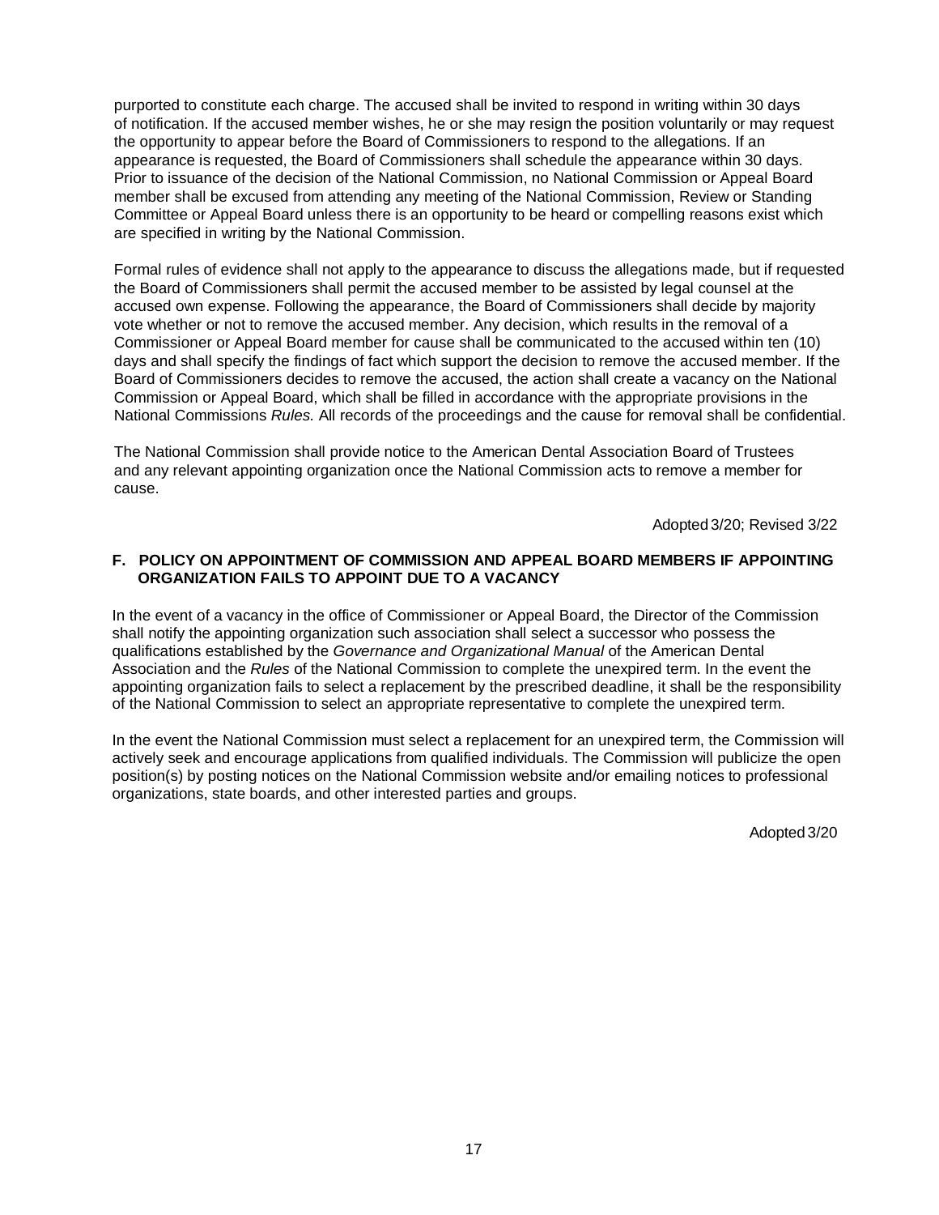purported to constitute each charge. The accused shall be invited to respond in writing within 30 days of notification. If the accused member wishes, he or she may resign the position voluntarily or may request the opportunity to appear before the Board of Commissioners to respond to the allegations. If an appearance is requested, the Board of Commissioners shall schedule the appearance within 30 days. Prior to issuance of the decision of the National Commission, no National Commission or Appeal Board member shall be excused from attending any meeting of the National Commission, Review or Standing Committee or Appeal Board unless there is an opportunity to be heard or compelling reasons exist which are specified in writing by the National Commission.

Formal rules of evidence shall not apply to the appearance to discuss the allegations made, but if requested the Board of Commissioners shall permit the accused member to be assisted by legal counsel at the accused own expense. Following the appearance, the Board of Commissioners shall decide by majority vote whether or not to remove the accused member. Any decision, which results in the removal of a Commissioner or Appeal Board member for cause shall be communicated to the accused within ten (10) days and shall specify the findings of fact which support the decision to remove the accused member. If the Board of Commissioners decides to remove the accused, the action shall create a vacancy on the National Commission or Appeal Board, which shall be filled in accordance with the appropriate provisions in the National Commissions *Rules.* All records of the proceedings and the cause for removal shall be confidential.

The National Commission shall provide notice to the American Dental Association Board of Trustees and any relevant appointing organization once the National Commission acts to remove a member for cause.

Adopted 3/20; Revised 3/22

**F. POLICY ON APPOINTMENT OF COMMISSION AND APPEAL BOARD MEMBERS IF APPOINTING ORGANIZATION FAILS TO APPOINT DUE TO A VACANCY**

In the event of a vacancy in the office of Commissioner or Appeal Board, the Director of the Commission shall notify the appointing organization such association shall select a successor who possess the qualifications established by the *Governance and Organizational Manual* of the American Dental Association and the *Rules* of the National Commission to complete the unexpired term. In the event the appointing organization fails to select a replacement by the prescribed deadline, it shall be the responsibility of the National Commission to select an appropriate representative to complete the unexpired term.

In the event the National Commission must select a replacement for an unexpired term, the Commission will actively seek and encourage applications from qualified individuals. The Commission will publicize the open position(s) by posting notices on the National Commission website and/or emailing notices to professional organizations, state boards, and other interested parties and groups.

Adopted 3/20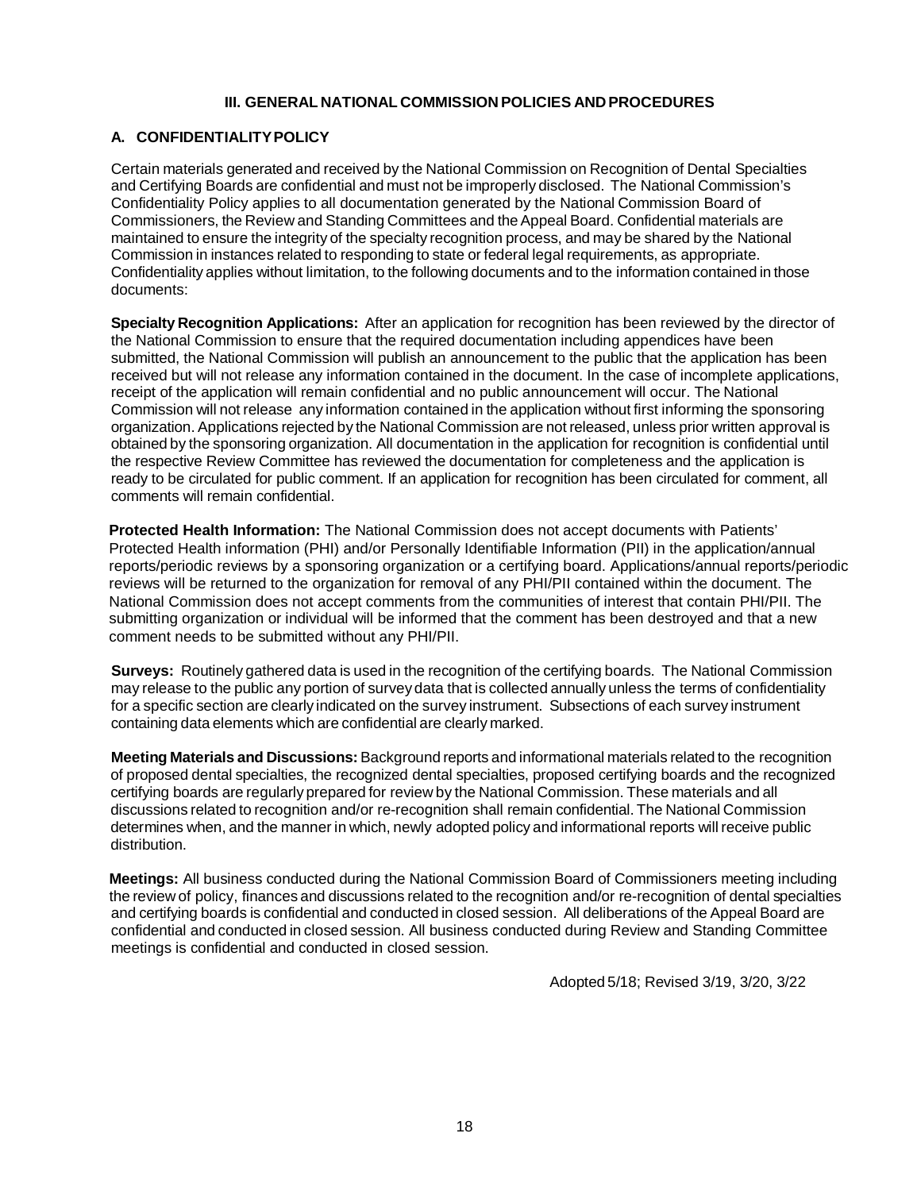## III. GENERAL NATIONAL COMMISSION POLICIES AND PROCEDURES

### A. CONFIDENTIALITY POLICY

Certain materials generated and received by the National Commission on Recognition of Dental Specialties and Certifying Boards are confidential and must not be improperly disclosed. The National Commission's Confidentiality Policy applies to all documentation generated by the National Commission Board of Commissioners, the Review and Standing Committees and the Appeal Board. Confidential materials are maintained to ensure the integrity of the specialty recognition process, and may be shared by the National Commission in instances related to responding to state or federal legal requirements, as appropriate. Confidentiality applies without limitation, to the following documents and to the information contained in those documents:

**Specialty Recognition Applications:** After an application for recognition has been reviewed by the director of the National Commission to ensure that the required documentation including appendices have been submitted, the National Commission will publish an announcement to the public that the application has been received but will not release any information contained in the document. In the case of incomplete applications, receipt of the application will remain confidential and no public announcement will occur. The National Commission will not release any information contained in the application without first informing the sponsoring organization. Applications rejected by the National Commission are not released, unless prior written approval is obtained by the sponsoring organization. All documentation in the application for recognition is confidential until the respective Review Committee has reviewed the documentation for completeness and the application is ready to be circulated for public comment. If an application for recognition has been circulated for comment, all comments will remain confidential.

**Protected Health Information:** The National Commission does not accept documents with Patients' Protected Health information (PHI) and/or Personally Identifiable Information (PII) in the application/annual reports/periodic reviews by a sponsoring organization or a certifying board. Applications/annual reports/periodic reviews will be returned to the organization for removal of any PHI/PII contained within the document. The National Commission does not accept comments from the communities of interest that contain PHI/PII. The submitting organization or individual will be informed that the comment has been destroyed and that a new comment needs to be submitted without any PHI/PII.

**Surveys:** Routinely gathered data is used in the recognition of the certifying boards. The National Commission may release to the public any portion of survey data that is collected annually unless the terms of confidentiality for a specific section are clearly indicated on the survey instrument. Subsections of each survey instrument containing data elements which are confidential are clearly marked.

**Meeting Materials and Discussions:** Background reports and informational materials related to the recognition of proposed dental specialties, the recognized dental specialties, proposed certifying boards and the recognized certifying boards are regularly prepared for review by the National Commission. These materials and all discussions related to recognition and/or re-recognition shall remain confidential. The National Commission determines when, and the manner in which, newly adopted policy and informational reports will receive public distribution.

**Meetings:** All business conducted during the National Commission Board of Commissioners meeting including the review of policy, finances and discussions related to the recognition and/or re-recognition of dental specialties and certifying boards is confidential and conducted in closed session. All deliberations of the Appeal Board are confidential and conducted in closed session. All business conducted during Review and Standing Committee meetings is confidential and conducted in closed session.

Adopted 5/18; Revised 3/19, 3/20, 3/22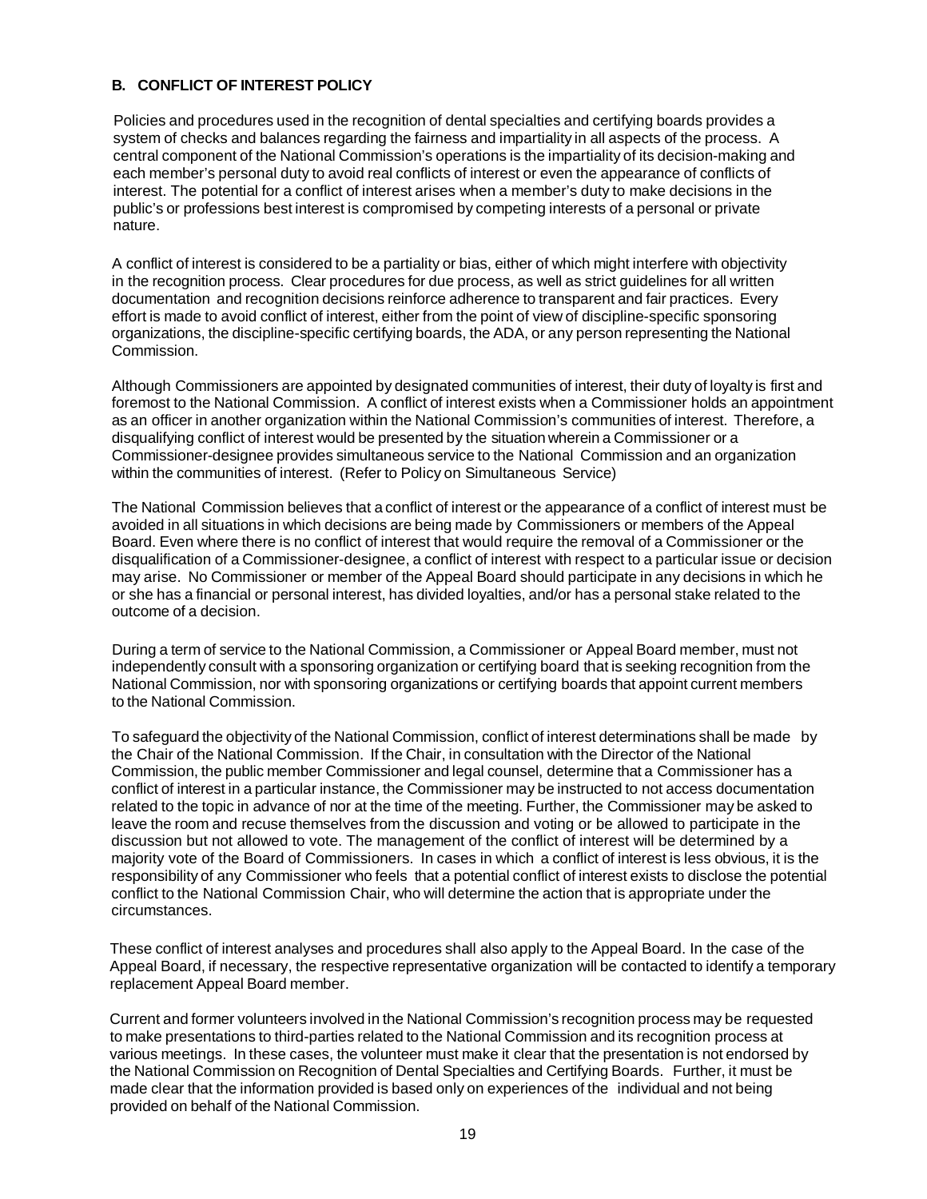## B. CONFLICT OF INTEREST POLICY

Policies and procedures used in the recognition of dental specialties and certifying boards provides a system of checks and balances regarding the fairness and impartiality in all aspects of the process. A central component of the National Commission's operations is the impartiality of its decision-making and each member's personal duty to avoid real conflicts of interest or even the appearance of conflicts of interest. The potential for a conflict of interest arises when a member's duty to make decisions in the public's or professions best interest is compromised by competing interests of a personal or private nature.

A conflict of interest is considered to be a partiality or bias, either of which might interfere with objectivity in the recognition process. Clear procedures for due process, as well as strict guidelines for all written documentation and recognition decisions reinforce adherence to transparent and fair practices. Every effort is made to avoid conflict of interest, either from the point of view of discipline-specific sponsoring organizations, the discipline-specific certifying boards, the ADA, or any person representing the National Commission.

Although Commissioners are appointed by designated communities of interest, their duty of loyalty is first and foremost to the National Commission. A conflict of interest exists when a Commissioner holds an appointment as an officer in another organization within the National Commission's communities of interest. Therefore, a disqualifying conflict of interest would be presented by the situation wherein a Commissioner or a Commissioner-designee provides simultaneous service to the National Commission and an organization within the communities of interest. (Refer to Policy on Simultaneous Service)

The National Commission believes that a conflict of interest or the appearance of a conflict of interest must be avoided in all situations in which decisions are being made by Commissioners or members of the Appeal Board. Even where there is no conflict of interest that would require the removal of a Commissioner or the disqualification of a Commissioner-designee, a conflict of interest with respect to a particular issue or decision may arise. No Commissioner or member of the Appeal Board should participate in any decisions in which he or she has a financial or personal interest, has divided loyalties, and/or has a personal stake related to the outcome of a decision.

During a term of service to the National Commission, a Commissioner or Appeal Board member, must not independently consult with a sponsoring organization or certifying board that is seeking recognition from the National Commission, nor with sponsoring organizations or certifying boards that appoint current members to the National Commission.

To safeguard the objectivity of the National Commission, conflict of interest determinations shall be made by the Chair of the National Commission. If the Chair, in consultation with the Director of the National Commission, the public member Commissioner and legal counsel, determine that a Commissioner has a conflict of interest in a particular instance, the Commissioner may be instructed to not access documentation related to the topic in advance of nor at the time of the meeting. Further, the Commissioner may be asked to leave the room and recuse themselves from the discussion and voting or be allowed to participate in the discussion but not allowed to vote. The management of the conflict of interest will be determined by a majority vote of the Board of Commissioners. In cases in which a conflict of interest is less obvious, it is the responsibility of any Commissioner who feels that a potential conflict of interest exists to disclose the potential conflict to the National Commission Chair, who will determine the action that is appropriate under the circumstances.

These conflict of interest analyses and procedures shall also apply to the Appeal Board. In the case of the Appeal Board, if necessary, the respective representative organization will be contacted to identify a temporary replacement Appeal Board member.

Current and former volunteers involved in the National Commission's recognition process may be requested to make presentations to third-parties related to the National Commission and its recognition process at various meetings. In these cases, the volunteer must make it clear that the presentation is not endorsed by the National Commission on Recognition of Dental Specialties and Certifying Boards. Further, it must be made clear that the information provided is based only on experiences of the individual and not being provided on behalf of the National Commission.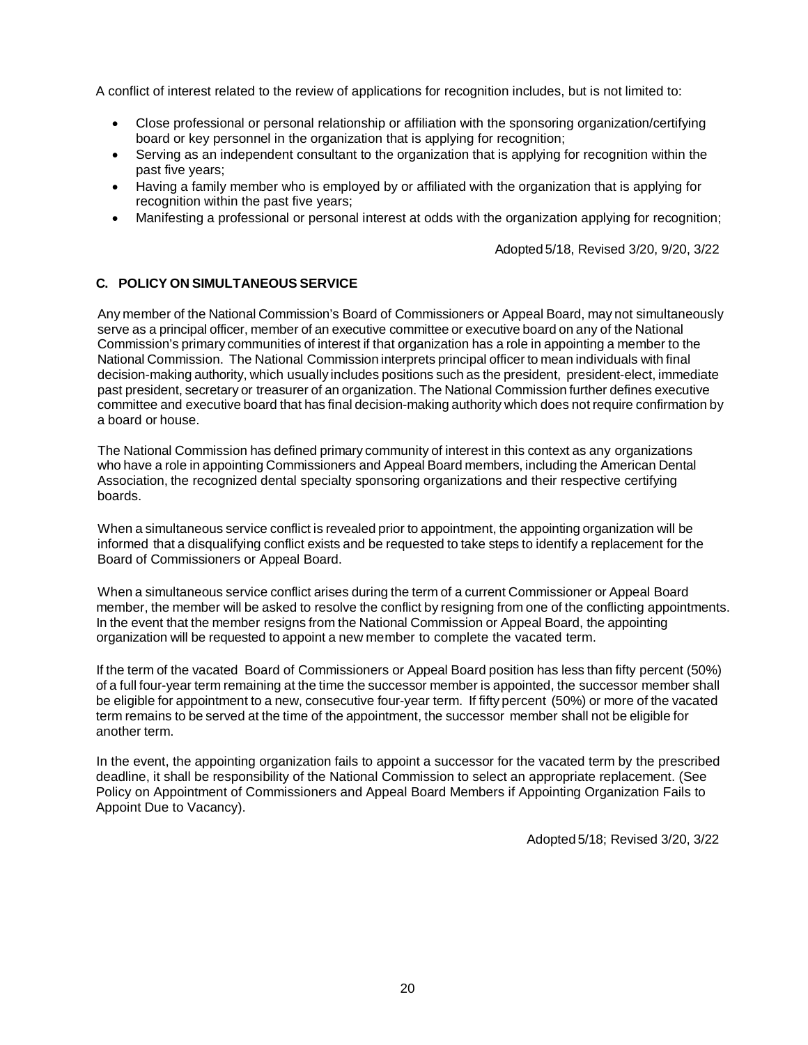A conflict of interest related to the review of applications for recognition includes, but is not limited to:

- Close professional or personal relationship or affiliation with the sponsoring organization/certifying board or key personnel in the organization that is applying for recognition;
- Serving as an independent consultant to the organization that is applying for recognition within the past five years;
- Having a family member who is employed by or affiliated with the organization that is applying for recognition within the past five years;
- Manifesting a professional or personal interest at odds with the organization applying for recognition;

Adopted 5/18, Revised 3/20, 9/20, 3/22

### C. POLICY ON SIMULTANEOUS SERVICE

Any member of the National Commission's Board of Commissioners or Appeal Board, may not simultaneously serve as a principal officer, member of an executive committee or executive board on any of the National Commission's primary communities of interest if that organization has a role in appointing a member to the National Commission. The National Commission interprets principal officer to mean individuals with final decision-making authority, which usually includes positions such as the president, president-elect, immediate past president, secretary or treasurer of an organization. The National Commission further defines executive committee and executive board that has final decision-making authority which does not require confirmation by a board or house.

The National Commission has defined primary community of interest in this context as any organizations who have a role in appointing Commissioners and Appeal Board members, including the American Dental Association, the recognized dental specialty sponsoring organizations and their respective certifying boards.

When a simultaneous service conflict is revealed prior to appointment, the appointing organization will be informed that a disqualifying conflict exists and be requested to take steps to identify a replacement for the Board of Commissioners or Appeal Board.

When a simultaneous service conflict arises during the term of a current Commissioner or Appeal Board member, the member will be asked to resolve the conflict by resigning from one of the conflicting appointments. In the event that the member resigns from the National Commission or Appeal Board, the appointing organization will be requested to appoint a new member to complete the vacated term.

If the term of the vacated Board of Commissioners or Appeal Board position has less than fifty percent (50%) of a full four-year term remaining at the time the successor member is appointed, the successor member shall be eligible for appointment to a new, consecutive four-year term. If fifty percent (50%) or more of the vacated term remains to be served at the time of the appointment, the successor member shall not be eligible for another term.

In the event, the appointing organization fails to appoint a successor for the vacated term by the prescribed deadline, it shall be responsibility of the National Commission to select an appropriate replacement. (See Policy on Appointment of Commissioners and Appeal Board Members if Appointing Organization Fails to Appoint Due to Vacancy).

Adopted 5/18; Revised 3/20, 3/22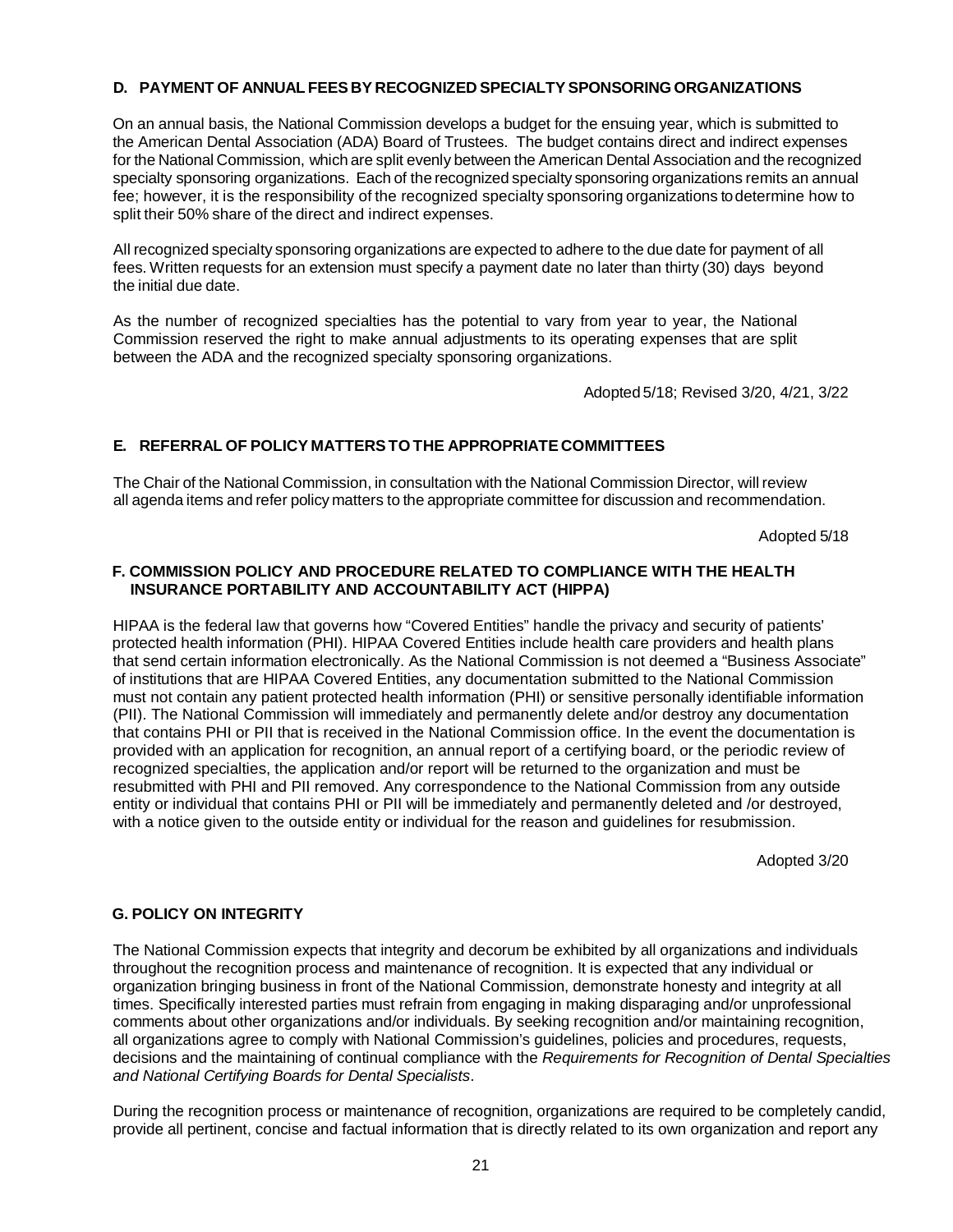### D. PAYMENT OF ANNUAL FEES BY RECOGNIZED SPECIALTY SPONSORING ORGANIZATIONS

On an annual basis, the National Commission develops a budget for the ensuing year, which is submitted to the American Dental Association (ADA) Board of Trustees. The budget contains direct and indirect expenses for the National Commission, which are split evenly between the American Dental Association and the recognized specialty sponsoring organizations. Each of the recognized specialty sponsoring organizations remits an annual fee; however, it is the responsibility of the recognized specialty sponsoring organizations to determine how to split their 50% share of the direct and indirect expenses.

All recognized specialty sponsoring organizations are expected to adhere to the due date for payment of all fees. Written requests for an extension must specify a payment date no later than thirty (30) days beyond the initial due date.

As the number of recognized specialties has the potential to vary from year to year, the National Commission reserved the right to make annual adjustments to its operating expenses that are split between the ADA and the recognized specialty sponsoring organizations.

Adopted 5/18; Revised 3/20, 4/21, 3/22

### E. REFERRAL OF POLICY MATTERS TO THE APPROPRIATE COMMITTEES

The Chair of the National Commission, in consultation with the National Commission Director, will review all agenda items and refer policy matters to the appropriate committee for discussion and recommendation.

Adopted 5/18

### F. COMMISSION POLICY AND PROCEDURE RELATED TO COMPLIANCE WITH THE HEALTH INSURANCE PORTABILITY AND ACCOUNTABILITY ACT (HIPPA)

HIPAA is the federal law that governs how "Covered Entities" handle the privacy and security of patients' protected health information (PHI). HIPAA Covered Entities include health care providers and health plans that send certain information electronically. As the National Commission is not deemed a "Business Associate" of institutions that are HIPAA Covered Entities, any documentation submitted to the National Commission must not contain any patient protected health information (PHI) or sensitive personally identifiable information (PII). The National Commission will immediately and permanently delete and/or destroy any documentation that contains PHI or PII that is received in the National Commission office. In the event the documentation is provided with an application for recognition, an annual report of a certifying board, or the periodic review of recognized specialties, the application and/or report will be returned to the organization and must be resubmitted with PHI and PII removed. Any correspondence to the National Commission from any outside entity or individual that contains PHI or PII will be immediately and permanently deleted and /or destroyed, with a notice given to the outside entity or individual for the reason and guidelines for resubmission.

Adopted 3/20

### G. POLICY ON INTEGRITY

The National Commission expects that integrity and decorum be exhibited by all organizations and individuals throughout the recognition process and maintenance of recognition. It is expected that any individual or organization bringing business in front of the National Commission, demonstrate honesty and integrity at all times. Specifically interested parties must refrain from engaging in making disparaging and/or unprofessional comments about other organizations and/or individuals. By seeking recognition and/or maintaining recognition, all organizations agree to comply with National Commission's guidelines, policies and procedures, requests, decisions and the maintaining of continual compliance with the *Requirements for Recognition of Dental Specialties and National Certifying Boards for Dental Specialists*.

During the recognition process or maintenance of recognition, organizations are required to be completely candid, provide all pertinent, concise and factual information that is directly related to its own organization and report any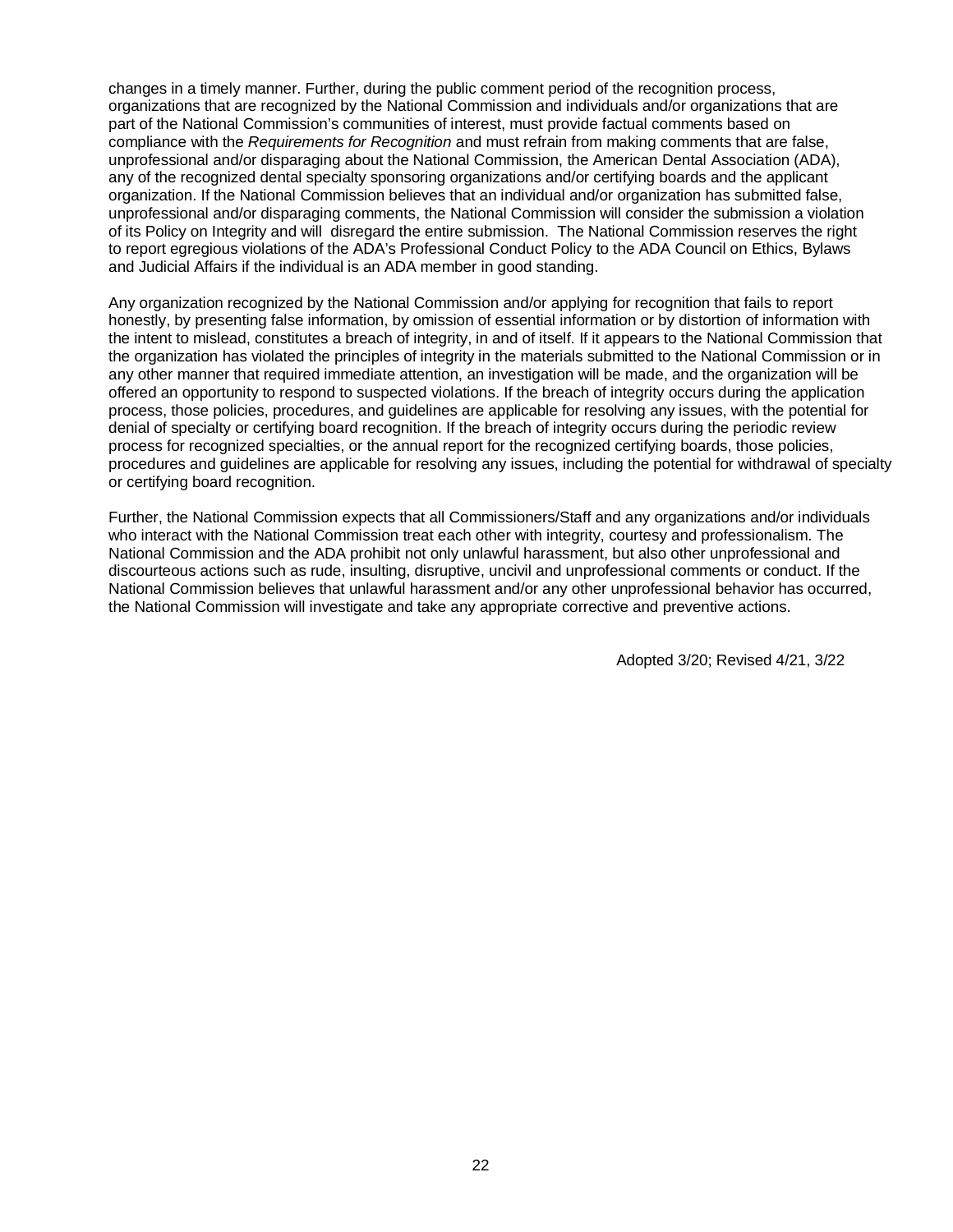changes in a timely manner. Further, during the public comment period of the recognition process, organizations that are recognized by the National Commission and individuals and/or organizations that are part of the National Commission's communities of interest, must provide factual comments based on compliance with the *Requirements for Recognition* and must refrain from making comments that are false, unprofessional and/or disparaging about the National Commission, the American Dental Association (ADA), any of the recognized dental specialty sponsoring organizations and/or certifying boards and the applicant organization. If the National Commission believes that an individual and/or organization has submitted false, unprofessional and/or disparaging comments, the National Commission will consider the submission a violation of its Policy on Integrity and will disregard the entire submission. The National Commission reserves the right to report egregious violations of the ADA's Professional Conduct Policy to the ADA Council on Ethics, Bylaws and Judicial Affairs if the individual is an ADA member in good standing.

Any organization recognized by the National Commission and/or applying for recognition that fails to report honestly, by presenting false information, by omission of essential information or by distortion of information with the intent to mislead, constitutes a breach of integrity, in and of itself. If it appears to the National Commission that the organization has violated the principles of integrity in the materials submitted to the National Commission or in any other manner that required immediate attention, an investigation will be made, and the organization will be offered an opportunity to respond to suspected violations. If the breach of integrity occurs during the application process, those policies, procedures, and guidelines are applicable for resolving any issues, with the potential for denial of specialty or certifying board recognition. If the breach of integrity occurs during the periodic review process for recognized specialties, or the annual report for the recognized certifying boards, those policies, procedures and guidelines are applicable for resolving any issues, including the potential for withdrawal of specialty or certifying board recognition.

Further, the National Commission expects that all Commissioners/Staff and any organizations and/or individuals who interact with the National Commission treat each other with integrity, courtesy and professionalism. The National Commission and the ADA prohibit not only unlawful harassment, but also other unprofessional and discourteous actions such as rude, insulting, disruptive, uncivil and unprofessional comments or conduct. If the National Commission believes that unlawful harassment and/or any other unprofessional behavior has occurred, the National Commission will investigate and take any appropriate corrective and preventive actions.

Adopted 3/20; Revised 4/21, 3/22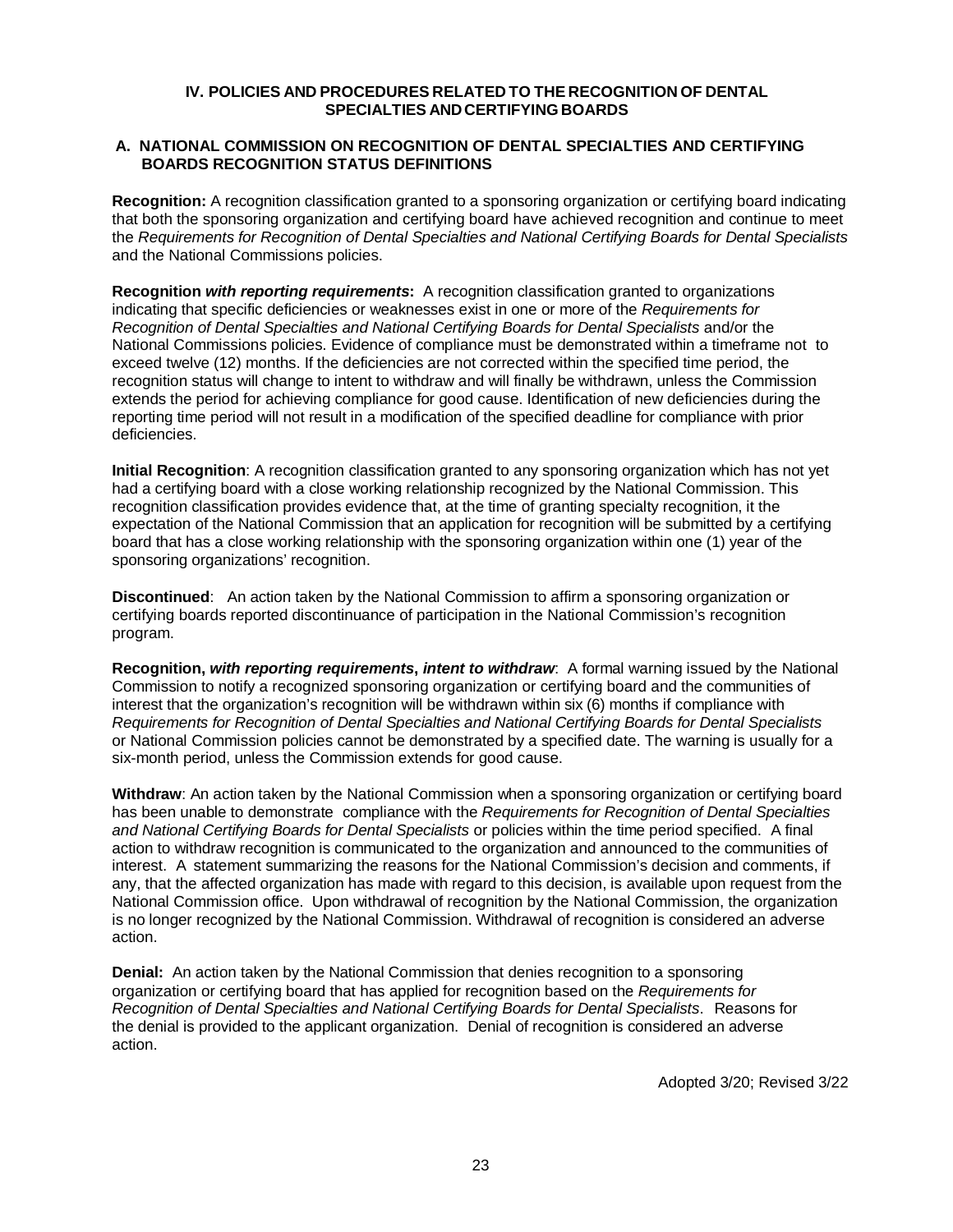## IV. POLICIES AND PROCEDURES RELATED TO THE RECOGNITION OF DENTAL SPECIALTIES AND CERTIFYING BOARDS

### A. NATIONAL COMMISSION ON RECOGNITION OF DENTAL SPECIALTIES AND CERTIFYING BOARDS RECOGNITION STATUS DEFINITIONS

**Recognition:** A recognition classification granted to a sponsoring organization or certifying board indicating that both the sponsoring organization and certifying board have achieved recognition and continue to meet the *Requirements for Recognition of Dental Specialties and National Certifying Boards for Dental Specialists* and the National Commissions policies.

**Recognition *with reporting requirements*:** A recognition classification granted to organizations indicating that specific deficiencies or weaknesses exist in one or more of the *Requirements for Recognition of Dental Specialties and National Certifying Boards for Dental Specialists* and/or the National Commissions policies. Evidence of compliance must be demonstrated within a timeframe not to exceed twelve (12) months. If the deficiencies are not corrected within the specified time period, the recognition status will change to intent to withdraw and will finally be withdrawn, unless the Commission extends the period for achieving compliance for good cause. Identification of new deficiencies during the reporting time period will not result in a modification of the specified deadline for compliance with prior deficiencies.

**Initial Recognition**: A recognition classification granted to any sponsoring organization which has not yet had a certifying board with a close working relationship recognized by the National Commission. This recognition classification provides evidence that, at the time of granting specialty recognition, it the expectation of the National Commission that an application for recognition will be submitted by a certifying board that has a close working relationship with the sponsoring organization within one (1) year of the sponsoring organizations' recognition.

**Discontinued**: An action taken by the National Commission to affirm a sponsoring organization or certifying boards reported discontinuance of participation in the National Commission's recognition program.

**Recognition, *with reporting requirements*, *intent to withdraw***: A formal warning issued by the National Commission to notify a recognized sponsoring organization or certifying board and the communities of interest that the organization's recognition will be withdrawn within six (6) months if compliance with *Requirements for Recognition of Dental Specialties and National Certifying Boards for Dental Specialists* or National Commission policies cannot be demonstrated by a specified date. The warning is usually for a six-month period, unless the Commission extends for good cause.

**Withdraw**: An action taken by the National Commission when a sponsoring organization or certifying board has been unable to demonstrate compliance with the *Requirements for Recognition of Dental Specialties and National Certifying Boards for Dental Specialists* or policies within the time period specified. A final action to withdraw recognition is communicated to the organization and announced to the communities of interest. A statement summarizing the reasons for the National Commission's decision and comments, if any, that the affected organization has made with regard to this decision, is available upon request from the National Commission office. Upon withdrawal of recognition by the National Commission, the organization is no longer recognized by the National Commission. Withdrawal of recognition is considered an adverse action.

**Denial:** An action taken by the National Commission that denies recognition to a sponsoring organization or certifying board that has applied for recognition based on the *Requirements for Recognition of Dental Specialties and National Certifying Boards for Dental Specialists*. Reasons for the denial is provided to the applicant organization. Denial of recognition is considered an adverse action.

Adopted 3/20; Revised 3/22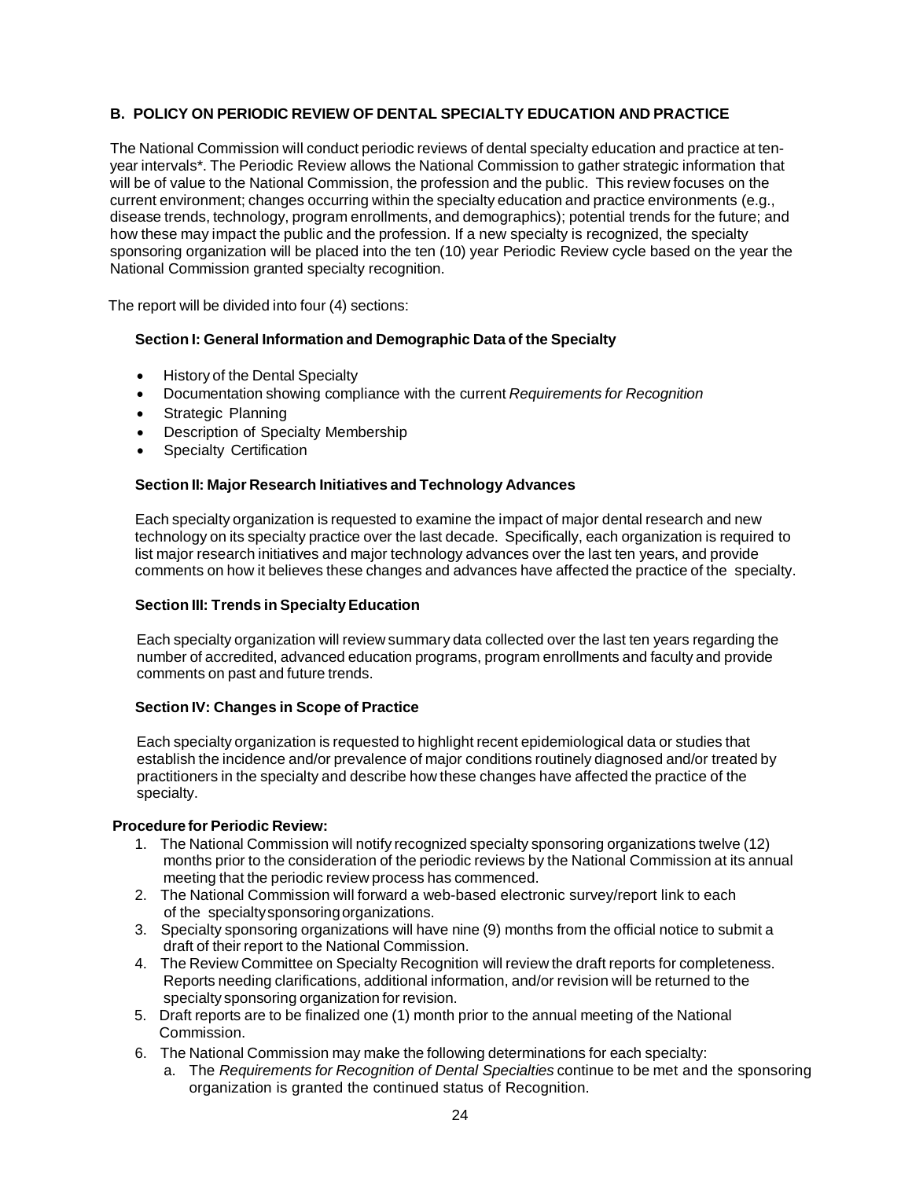## B. POLICY ON PERIODIC REVIEW OF DENTAL SPECIALTY EDUCATION AND PRACTICE

The National Commission will conduct periodic reviews of dental specialty education and practice at ten-year intervals*. The Periodic Review allows the National Commission to gather strategic information that will be of value to the National Commission, the profession and the public. This review focuses on the current environment; changes occurring within the specialty education and practice environments (e.g., disease trends, technology, program enrollments, and demographics); potential trends for the future; and how these may impact the public and the profession. If a new specialty is recognized, the specialty sponsoring organization will be placed into the ten (10) year Periodic Review cycle based on the year the National Commission granted specialty recognition.

The report will be divided into four (4) sections:

### Section I: General Information and Demographic Data of the Specialty

- History of the Dental Specialty
- Documentation showing compliance with the current *Requirements for Recognition*
- Strategic Planning
- Description of Specialty Membership
- Specialty Certification

### Section II: Major Research Initiatives and Technology Advances

Each specialty organization is requested to examine the impact of major dental research and new technology on its specialty practice over the last decade. Specifically, each organization is required to list major research initiatives and major technology advances over the last ten years, and provide comments on how it believes these changes and advances have affected the practice of the specialty.

### Section III: Trends in Specialty Education

Each specialty organization will review summary data collected over the last ten years regarding the number of accredited, advanced education programs, program enrollments and faculty and provide comments on past and future trends.

### Section IV: Changes in Scope of Practice

Each specialty organization is requested to highlight recent epidemiological data or studies that establish the incidence and/or prevalence of major conditions routinely diagnosed and/or treated by practitioners in the specialty and describe how these changes have affected the practice of the specialty.

**Procedure for Periodic Review:**

1. The National Commission will notify recognized specialty sponsoring organizations twelve (12) months prior to the consideration of the periodic reviews by the National Commission at its annual meeting that the periodic review process has commenced.
2. The National Commission will forward a web-based electronic survey/report link to each of the specialty sponsoring organizations.
3. Specialty sponsoring organizations will have nine (9) months from the official notice to submit a draft of their report to the National Commission.
4. The Review Committee on Specialty Recognition will review the draft reports for completeness. Reports needing clarifications, additional information, and/or revision will be returned to the specialty sponsoring organization for revision.
5. Draft reports are to be finalized one (1) month prior to the annual meeting of the National Commission.
6. The National Commission may make the following determinations for each specialty:
   a. The *Requirements for Recognition of Dental Specialties* continue to be met and the sponsoring organization is granted the continued status of Recognition.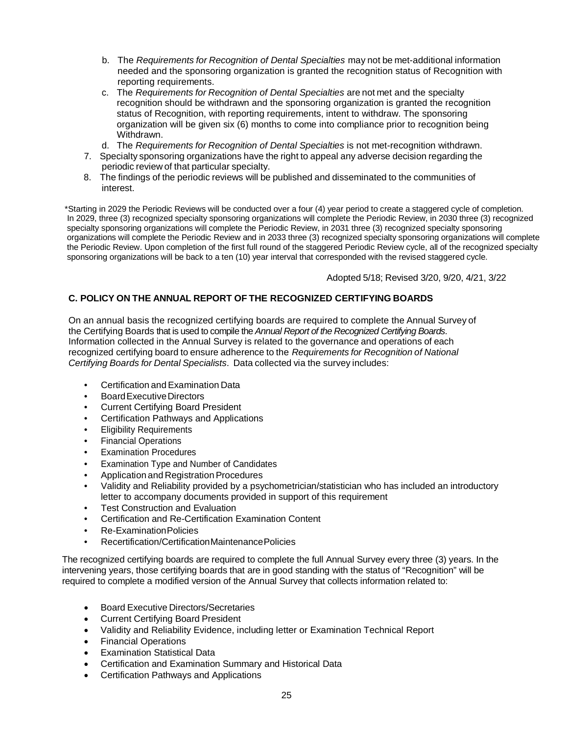b. The *Requirements for Recognition of Dental Specialties* may not be met-additional information needed and the sponsoring organization is granted the recognition status of Recognition with reporting requirements.
   c. The *Requirements for Recognition of Dental Specialties* are not met and the specialty recognition should be withdrawn and the sponsoring organization is granted the recognition status of Recognition, with reporting requirements, intent to withdraw. The sponsoring organization will be given six (6) months to come into compliance prior to recognition being Withdrawn.
   d. The *Requirements for Recognition of Dental Specialties* is not met-recognition withdrawn.
7. Specialty sponsoring organizations have the right to appeal any adverse decision regarding the periodic review of that particular specialty.
8. The findings of the periodic reviews will be published and disseminated to the communities of interest.

*Starting in 2029 the Periodic Reviews will be conducted over a four (4) year period to create a staggered cycle of completion. In 2029, three (3) recognized specialty sponsoring organizations will complete the Periodic Review, in 2030 three (3) recognized specialty sponsoring organizations will complete the Periodic Review, in 2031 three (3) recognized specialty sponsoring organizations will complete the Periodic Review and in 2033 three (3) recognized specialty sponsoring organizations will complete the Periodic Review. Upon completion of the first full round of the staggered Periodic Review cycle, all of the recognized specialty sponsoring organizations will be back to a ten (10) year interval that corresponded with the revised staggered cycle.

Adopted 5/18; Revised 3/20, 9/20, 4/21, 3/22

### C. POLICY ON THE ANNUAL REPORT OF THE RECOGNIZED CERTIFYING BOARDS

On an annual basis the recognized certifying boards are required to complete the Annual Survey of the Certifying Boards that is used to compile the *Annual Report of the Recognized Certifying Boards*. Information collected in the Annual Survey is related to the governance and operations of each recognized certifying board to ensure adherence to the *Requirements for Recognition of National Certifying Boards for Dental Specialists*. Data collected via the survey includes:

- Certification and Examination Data
- Board Executive Directors
- Current Certifying Board President
- Certification Pathways and Applications
- Eligibility Requirements
- Financial Operations
- Examination Procedures
- Examination Type and Number of Candidates
- Application and Registration Procedures
- Validity and Reliability provided by a psychometrician/statistician who has included an introductory letter to accompany documents provided in support of this requirement
- Test Construction and Evaluation
- Certification and Re-Certification Examination Content
- Re-Examination Policies
- Recertification/Certification Maintenance Policies

The recognized certifying boards are required to complete the full Annual Survey every three (3) years. In the intervening years, those certifying boards that are in good standing with the status of "Recognition" will be required to complete a modified version of the Annual Survey that collects information related to:

- Board Executive Directors/Secretaries
- Current Certifying Board President
- Validity and Reliability Evidence, including letter or Examination Technical Report
- Financial Operations
- Examination Statistical Data
- Certification and Examination Summary and Historical Data
- Certification Pathways and Applications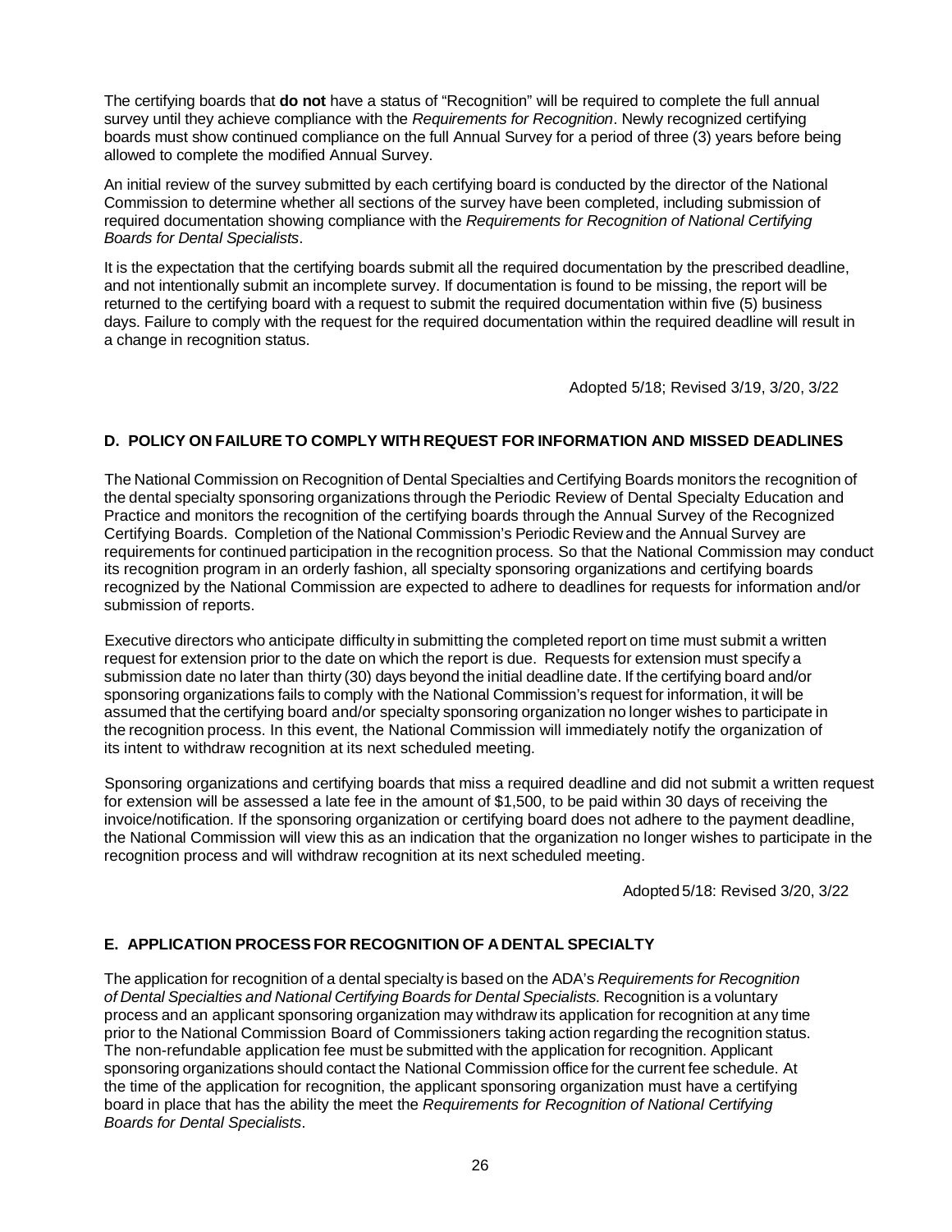The certifying boards that **do not** have a status of "Recognition" will be required to complete the full annual survey until they achieve compliance with the *Requirements for Recognition*. Newly recognized certifying boards must show continued compliance on the full Annual Survey for a period of three (3) years before being allowed to complete the modified Annual Survey.

An initial review of the survey submitted by each certifying board is conducted by the director of the National Commission to determine whether all sections of the survey have been completed, including submission of required documentation showing compliance with the *Requirements for Recognition of National Certifying Boards for Dental Specialists*.

It is the expectation that the certifying boards submit all the required documentation by the prescribed deadline, and not intentionally submit an incomplete survey. If documentation is found to be missing, the report will be returned to the certifying board with a request to submit the required documentation within five (5) business days. Failure to comply with the request for the required documentation within the required deadline will result in a change in recognition status.

Adopted 5/18; Revised 3/19, 3/20, 3/22

## D. POLICY ON FAILURE TO COMPLY WITH REQUEST FOR INFORMATION AND MISSED DEADLINES

The National Commission on Recognition of Dental Specialties and Certifying Boards monitors the recognition of the dental specialty sponsoring organizations through the Periodic Review of Dental Specialty Education and Practice and monitors the recognition of the certifying boards through the Annual Survey of the Recognized Certifying Boards. Completion of the National Commission's Periodic Review and the Annual Survey are requirements for continued participation in the recognition process. So that the National Commission may conduct its recognition program in an orderly fashion, all specialty sponsoring organizations and certifying boards recognized by the National Commission are expected to adhere to deadlines for requests for information and/or submission of reports.

Executive directors who anticipate difficulty in submitting the completed report on time must submit a written request for extension prior to the date on which the report is due. Requests for extension must specify a submission date no later than thirty (30) days beyond the initial deadline date. If the certifying board and/or sponsoring organizations fails to comply with the National Commission's request for information, it will be assumed that the certifying board and/or specialty sponsoring organization no longer wishes to participate in the recognition process. In this event, the National Commission will immediately notify the organization of its intent to withdraw recognition at its next scheduled meeting.

Sponsoring organizations and certifying boards that miss a required deadline and did not submit a written request for extension will be assessed a late fee in the amount of $1,500, to be paid within 30 days of receiving the invoice/notification. If the sponsoring organization or certifying board does not adhere to the payment deadline, the National Commission will view this as an indication that the organization no longer wishes to participate in the recognition process and will withdraw recognition at its next scheduled meeting.

Adopted 5/18: Revised 3/20, 3/22

## E. APPLICATION PROCESS FOR RECOGNITION OF A DENTAL SPECIALTY

The application for recognition of a dental specialty is based on the ADA's *Requirements for Recognition of Dental Specialties and National Certifying Boards for Dental Specialists*. Recognition is a voluntary process and an applicant sponsoring organization may withdraw its application for recognition at any time prior to the National Commission Board of Commissioners taking action regarding the recognition status. The non-refundable application fee must be submitted with the application for recognition. Applicant sponsoring organizations should contact the National Commission office for the current fee schedule. At the time of the application for recognition, the applicant sponsoring organization must have a certifying board in place that has the ability the meet the *Requirements for Recognition of National Certifying Boards for Dental Specialists*.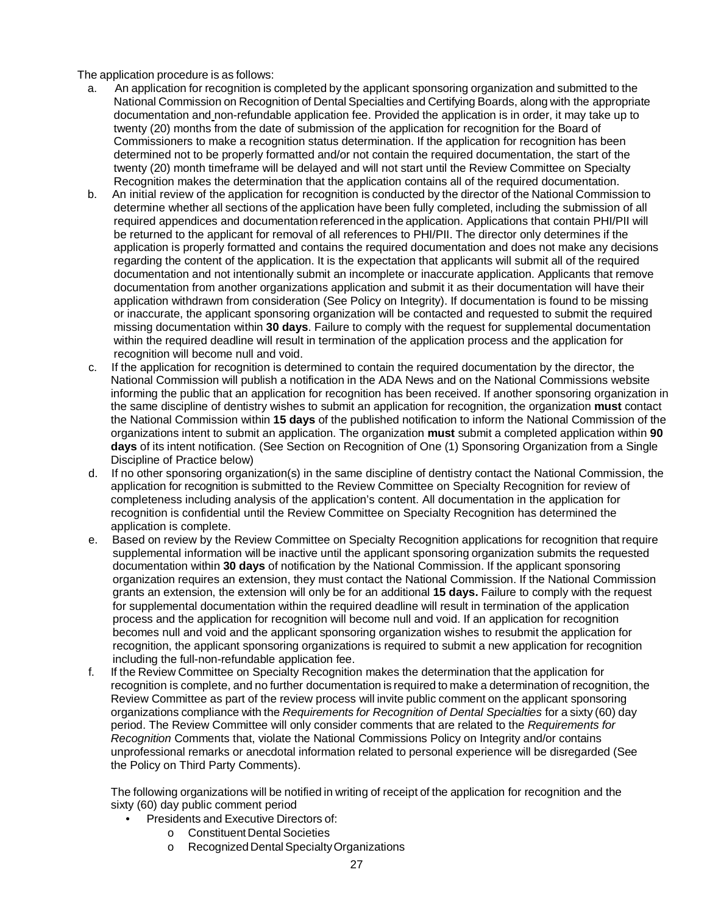The application procedure is as follows:

a. An application for recognition is completed by the applicant sponsoring organization and submitted to the National Commission on Recognition of Dental Specialties and Certifying Boards, along with the appropriate documentation and non-refundable application fee. Provided the application is in order, it may take up to twenty (20) months from the date of submission of the application for recognition for the Board of Commissioners to make a recognition status determination. If the application for recognition has been determined not to be properly formatted and/or not contain the required documentation, the start of the twenty (20) month timeframe will be delayed and will not start until the Review Committee on Specialty Recognition makes the determination that the application contains all of the required documentation.

b. An initial review of the application for recognition is conducted by the director of the National Commission to determine whether all sections of the application have been fully completed, including the submission of all required appendices and documentation referenced in the application. Applications that contain PHI/PII will be returned to the applicant for removal of all references to PHI/PII. The director only determines if the application is properly formatted and contains the required documentation and does not make any decisions regarding the content of the application. It is the expectation that applicants will submit all of the required documentation and not intentionally submit an incomplete or inaccurate application. Applicants that remove documentation from another organizations application and submit it as their documentation will have their application withdrawn from consideration (See Policy on Integrity). If documentation is found to be missing or inaccurate, the applicant sponsoring organization will be contacted and requested to submit the required missing documentation within **30 days**. Failure to comply with the request for supplemental documentation within the required deadline will result in termination of the application process and the application for recognition will become null and void.

c. If the application for recognition is determined to contain the required documentation by the director, the National Commission will publish a notification in the ADA News and on the National Commissions website informing the public that an application for recognition has been received. If another sponsoring organization in the same discipline of dentistry wishes to submit an application for recognition, the organization **must** contact the National Commission within **15 days** of the published notification to inform the National Commission of the organizations intent to submit an application. The organization **must** submit a completed application within **90 days** of its intent notification. (See Section on Recognition of One (1) Sponsoring Organization from a Single Discipline of Practice below)

d. If no other sponsoring organization(s) in the same discipline of dentistry contact the National Commission, the application for recognition is submitted to the Review Committee on Specialty Recognition for review of completeness including analysis of the application's content. All documentation in the application for recognition is confidential until the Review Committee on Specialty Recognition has determined the application is complete.

e. Based on review by the Review Committee on Specialty Recognition applications for recognition that require supplemental information will be inactive until the applicant sponsoring organization submits the requested documentation within **30 days** of notification by the National Commission. If the applicant sponsoring organization requires an extension, they must contact the National Commission. If the National Commission grants an extension, the extension will only be for an additional **15 days.** Failure to comply with the request for supplemental documentation within the required deadline will result in termination of the application process and the application for recognition will become null and void. If an application for recognition becomes null and void and the applicant sponsoring organization wishes to resubmit the application for recognition, the applicant sponsoring organizations is required to submit a new application for recognition including the full-non-refundable application fee.

f. If the Review Committee on Specialty Recognition makes the determination that the application for recognition is complete, and no further documentation is required to make a determination of recognition, the Review Committee as part of the review process will invite public comment on the applicant sponsoring organizations compliance with the *Requirements for Recognition of Dental Specialties* for a sixty (60) day period. The Review Committee will only consider comments that are related to the *Requirements for Recognition* Comments that, violate the National Commissions Policy on Integrity and/or contains unprofessional remarks or anecdotal information related to personal experience will be disregarded (See the Policy on Third Party Comments).

   The following organizations will be notified in writing of receipt of the application for recognition and the sixty (60) day public comment period

   - Presidents and Executive Directors of:
     - Constituent Dental Societies
     - Recognized Dental Specialty Organizations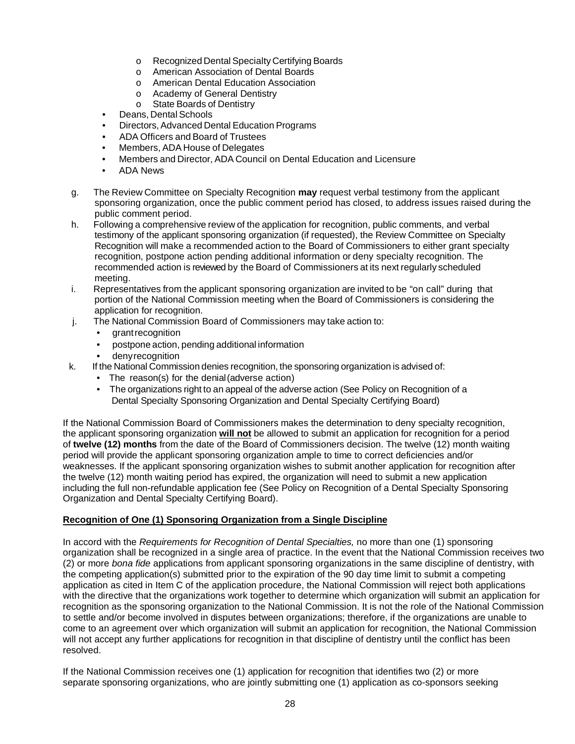- o Recognized Dental Specialty Certifying Boards
  - o American Association of Dental Boards
  - o American Dental Education Association
  - o Academy of General Dentistry
  - o State Boards of Dentistry
- Deans, Dental Schools
- Directors, Advanced Dental Education Programs
- ADA Officers and Board of Trustees
- Members, ADA House of Delegates
- Members and Director, ADA Council on Dental Education and Licensure
- ADA News

g. The Review Committee on Specialty Recognition **may** request verbal testimony from the applicant sponsoring organization, once the public comment period has closed, to address issues raised during the public comment period.

h. Following a comprehensive review of the application for recognition, public comments, and verbal testimony of the applicant sponsoring organization (if requested), the Review Committee on Specialty Recognition will make a recommended action to the Board of Commissioners to either grant specialty recognition, postpone action pending additional information or deny specialty recognition. The recommended action is reviewed by the Board of Commissioners at its next regularly scheduled meeting.

i. Representatives from the applicant sponsoring organization are invited to be "on call" during that portion of the National Commission meeting when the Board of Commissioners is considering the application for recognition.

j. The National Commission Board of Commissioners may take action to:
   - grant recognition
   - postpone action, pending additional information
   - deny recognition

k. If the National Commission denies recognition, the sponsoring organization is advised of:
   - The reason(s) for the denial (adverse action)
   - The organizations right to an appeal of the adverse action (See Policy on Recognition of a Dental Specialty Sponsoring Organization and Dental Specialty Certifying Board)

If the National Commission Board of Commissioners makes the determination to deny specialty recognition, the applicant sponsoring organization **<u>will not</u>** be allowed to submit an application for recognition for a period of **twelve (12) months** from the date of the Board of Commissioners decision. The twelve (12) month waiting period will provide the applicant sponsoring organization ample to time to correct deficiencies and/or weaknesses. If the applicant sponsoring organization wishes to submit another application for recognition after the twelve (12) month waiting period has expired, the organization will need to submit a new application including the full non-refundable application fee (See Policy on Recognition of a Dental Specialty Sponsoring Organization and Dental Specialty Certifying Board).

**<u>Recognition of One (1) Sponsoring Organization from a Single Discipline</u>**

In accord with the *Requirements for Recognition of Dental Specialties,* no more than one (1) sponsoring organization shall be recognized in a single area of practice. In the event that the National Commission receives two (2) or more *bona fide* applications from applicant sponsoring organizations in the same discipline of dentistry, with the competing application(s) submitted prior to the expiration of the 90 day time limit to submit a competing application as cited in Item C of the application procedure, the National Commission will reject both applications with the directive that the organizations work together to determine which organization will submit an application for recognition as the sponsoring organization to the National Commission. It is not the role of the National Commission to settle and/or become involved in disputes between organizations; therefore, if the organizations are unable to come to an agreement over which organization will submit an application for recognition, the National Commission will not accept any further applications for recognition in that discipline of dentistry until the conflict has been resolved.

If the National Commission receives one (1) application for recognition that identifies two (2) or more separate sponsoring organizations, who are jointly submitting one (1) application as co-sponsors seeking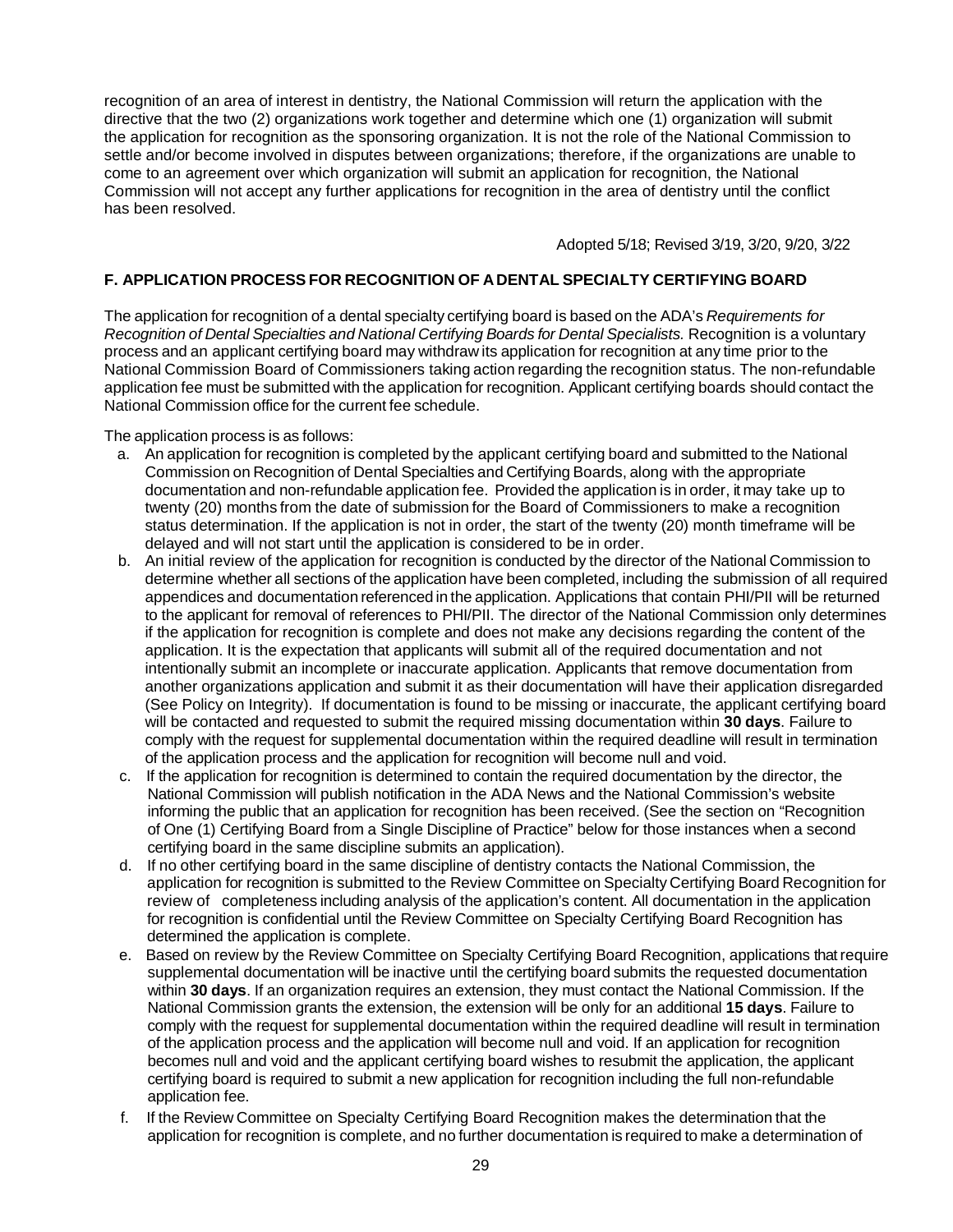recognition of an area of interest in dentistry, the National Commission will return the application with the directive that the two (2) organizations work together and determine which one (1) organization will submit the application for recognition as the sponsoring organization. It is not the role of the National Commission to settle and/or become involved in disputes between organizations; therefore, if the organizations are unable to come to an agreement over which organization will submit an application for recognition, the National Commission will not accept any further applications for recognition in the area of dentistry until the conflict has been resolved.

Adopted 5/18; Revised 3/19, 3/20, 9/20, 3/22

## F. APPLICATION PROCESS FOR RECOGNITION OF A DENTAL SPECIALTY CERTIFYING BOARD

The application for recognition of a dental specialty certifying board is based on the ADA's *Requirements for Recognition of Dental Specialties and National Certifying Boards for Dental Specialists.* Recognition is a voluntary process and an applicant certifying board may withdraw its application for recognition at any time prior to the National Commission Board of Commissioners taking action regarding the recognition status. The non-refundable application fee must be submitted with the application for recognition. Applicant certifying boards should contact the National Commission office for the current fee schedule.

The application process is as follows:

a. An application for recognition is completed by the applicant certifying board and submitted to the National Commission on Recognition of Dental Specialties and Certifying Boards, along with the appropriate documentation and non-refundable application fee. Provided the application is in order, it may take up to twenty (20) months from the date of submission for the Board of Commissioners to make a recognition status determination. If the application is not in order, the start of the twenty (20) month timeframe will be delayed and will not start until the application is considered to be in order.
b. An initial review of the application for recognition is conducted by the director of the National Commission to determine whether all sections of the application have been completed, including the submission of all required appendices and documentation referenced in the application. Applications that contain PHI/PII will be returned to the applicant for removal of references to PHI/PII. The director of the National Commission only determines if the application for recognition is complete and does not make any decisions regarding the content of the application. It is the expectation that applicants will submit all of the required documentation and not intentionally submit an incomplete or inaccurate application. Applicants that remove documentation from another organizations application and submit it as their documentation will have their application disregarded (See Policy on Integrity). If documentation is found to be missing or inaccurate, the applicant certifying board will be contacted and requested to submit the required missing documentation within **30 days**. Failure to comply with the request for supplemental documentation within the required deadline will result in termination of the application process and the application for recognition will become null and void.
c. If the application for recognition is determined to contain the required documentation by the director, the National Commission will publish notification in the ADA News and the National Commission's website informing the public that an application for recognition has been received. (See the section on "Recognition of One (1) Certifying Board from a Single Discipline of Practice" below for those instances when a second certifying board in the same discipline submits an application).
d. If no other certifying board in the same discipline of dentistry contacts the National Commission, the application for recognition is submitted to the Review Committee on Specialty Certifying Board Recognition for review of completeness including analysis of the application's content. All documentation in the application for recognition is confidential until the Review Committee on Specialty Certifying Board Recognition has determined the application is complete.
e. Based on review by the Review Committee on Specialty Certifying Board Recognition, applications that require supplemental documentation will be inactive until the certifying board submits the requested documentation within **30 days**. If an organization requires an extension, they must contact the National Commission. If the National Commission grants the extension, the extension will be only for an additional **15 days**. Failure to comply with the request for supplemental documentation within the required deadline will result in termination of the application process and the application will become null and void. If an application for recognition becomes null and void and the applicant certifying board wishes to resubmit the application, the applicant certifying board is required to submit a new application for recognition including the full non-refundable application fee.
f. If the Review Committee on Specialty Certifying Board Recognition makes the determination that the application for recognition is complete, and no further documentation is required to make a determination of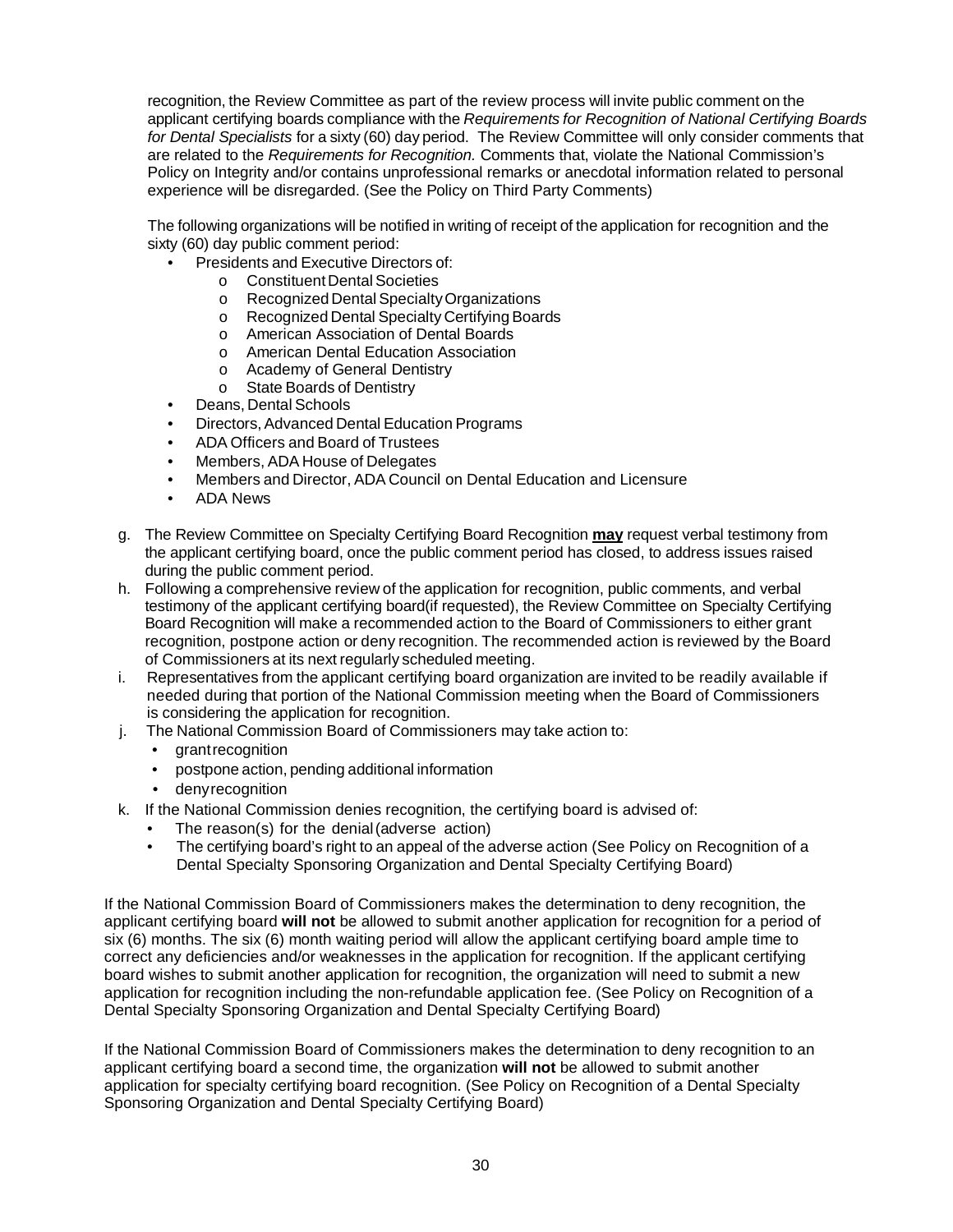recognition, the Review Committee as part of the review process will invite public comment on the applicant certifying boards compliance with the *Requirements for Recognition of National Certifying Boards for Dental Specialists* for a sixty (60) day period. The Review Committee will only consider comments that are related to the *Requirements for Recognition.* Comments that, violate the National Commission's Policy on Integrity and/or contains unprofessional remarks or anecdotal information related to personal experience will be disregarded. (See the Policy on Third Party Comments)

The following organizations will be notified in writing of receipt of the application for recognition and the sixty (60) day public comment period:

- Presidents and Executive Directors of:
  - Constituent Dental Societies
  - Recognized Dental Specialty Organizations
  - Recognized Dental Specialty Certifying Boards
  - American Association of Dental Boards
  - American Dental Education Association
  - Academy of General Dentistry
  - State Boards of Dentistry
- Deans, Dental Schools
- Directors, Advanced Dental Education Programs
- ADA Officers and Board of Trustees
- Members, ADA House of Delegates
- Members and Director, ADA Council on Dental Education and Licensure
- ADA News

g. The Review Committee on Specialty Certifying Board Recognition **may** request verbal testimony from the applicant certifying board, once the public comment period has closed, to address issues raised during the public comment period.

h. Following a comprehensive review of the application for recognition, public comments, and verbal testimony of the applicant certifying board(if requested), the Review Committee on Specialty Certifying Board Recognition will make a recommended action to the Board of Commissioners to either grant recognition, postpone action or deny recognition. The recommended action is reviewed by the Board of Commissioners at its next regularly scheduled meeting.

i. Representatives from the applicant certifying board organization are invited to be readily available if needed during that portion of the National Commission meeting when the Board of Commissioners is considering the application for recognition.

j. The National Commission Board of Commissioners may take action to:
   - grant recognition
   - postpone action, pending additional information
   - deny recognition

k. If the National Commission denies recognition, the certifying board is advised of:
   - The reason(s) for the denial (adverse action)
   - The certifying board's right to an appeal of the adverse action (See Policy on Recognition of a Dental Specialty Sponsoring Organization and Dental Specialty Certifying Board)

If the National Commission Board of Commissioners makes the determination to deny recognition, the applicant certifying board **will not** be allowed to submit another application for recognition for a period of six (6) months. The six (6) month waiting period will allow the applicant certifying board ample time to correct any deficiencies and/or weaknesses in the application for recognition. If the applicant certifying board wishes to submit another application for recognition, the organization will need to submit a new application for recognition including the non-refundable application fee. (See Policy on Recognition of a Dental Specialty Sponsoring Organization and Dental Specialty Certifying Board)

If the National Commission Board of Commissioners makes the determination to deny recognition to an applicant certifying board a second time, the organization **will not** be allowed to submit another application for specialty certifying board recognition. (See Policy on Recognition of a Dental Specialty Sponsoring Organization and Dental Specialty Certifying Board)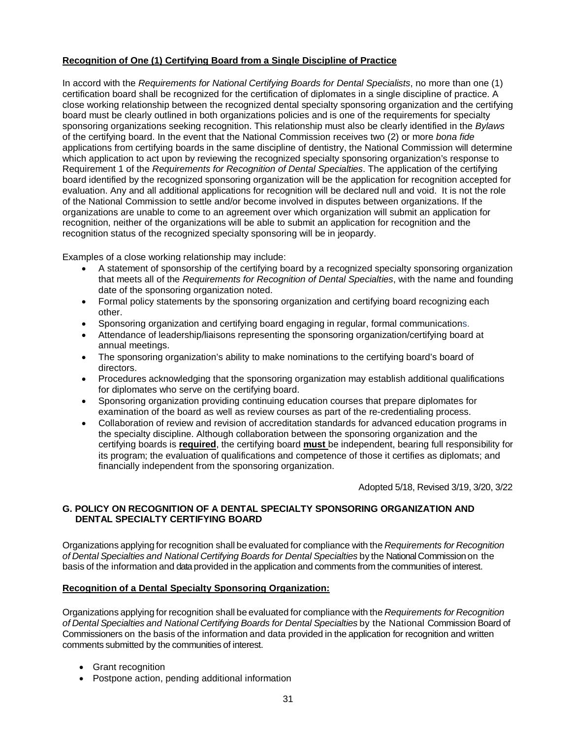**Recognition of One (1) Certifying Board from a Single Discipline of Practice**

In accord with the *Requirements for National Certifying Boards for Dental Specialists*, no more than one (1) certification board shall be recognized for the certification of diplomates in a single discipline of practice. A close working relationship between the recognized dental specialty sponsoring organization and the certifying board must be clearly outlined in both organizations policies and is one of the requirements for specialty sponsoring organizations seeking recognition. This relationship must also be clearly identified in the *Bylaws* of the certifying board. In the event that the National Commission receives two (2) or more *bona fide* applications from certifying boards in the same discipline of dentistry, the National Commission will determine which application to act upon by reviewing the recognized specialty sponsoring organization's response to Requirement 1 of the *Requirements for Recognition of Dental Specialties*. The application of the certifying board identified by the recognized sponsoring organization will be the application for recognition accepted for evaluation. Any and all additional applications for recognition will be declared null and void. It is not the role of the National Commission to settle and/or become involved in disputes between organizations. If the organizations are unable to come to an agreement over which organization will submit an application for recognition, neither of the organizations will be able to submit an application for recognition and the recognition status of the recognized specialty sponsoring will be in jeopardy.

Examples of a close working relationship may include:

- A statement of sponsorship of the certifying board by a recognized specialty sponsoring organization that meets all of the *Requirements for Recognition of Dental Specialties*, with the name and founding date of the sponsoring organization noted.
- Formal policy statements by the sponsoring organization and certifying board recognizing each other.
- Sponsoring organization and certifying board engaging in regular, formal communications.
- Attendance of leadership/liaisons representing the sponsoring organization/certifying board at annual meetings.
- The sponsoring organization's ability to make nominations to the certifying board's board of directors.
- Procedures acknowledging that the sponsoring organization may establish additional qualifications for diplomates who serve on the certifying board.
- Sponsoring organization providing continuing education courses that prepare diplomates for examination of the board as well as review courses as part of the re-credentialing process.
- Collaboration of review and revision of accreditation standards for advanced education programs in the specialty discipline. Although collaboration between the sponsoring organization and the certifying boards is **required**, the certifying board **must** be independent, bearing full responsibility for its program; the evaluation of qualifications and competence of those it certifies as diplomats; and financially independent from the sponsoring organization.

Adopted 5/18, Revised 3/19, 3/20, 3/22

## G. POLICY ON RECOGNITION OF A DENTAL SPECIALTY SPONSORING ORGANIZATION AND DENTAL SPECIALTY CERTIFYING BOARD

Organizations applying for recognition shall be evaluated for compliance with the *Requirements for Recognition of Dental Specialties and National Certifying Boards for Dental Specialties* by the National Commission on the basis of the information and data provided in the application and comments from the communities of interest.

**Recognition of a Dental Specialty Sponsoring Organization:**

Organizations applying for recognition shall be evaluated for compliance with the *Requirements for Recognition of Dental Specialties and National Certifying Boards for Dental Specialties* by the National Commission Board of Commissioners on the basis of the information and data provided in the application for recognition and written comments submitted by the communities of interest.

- Grant recognition
- Postpone action, pending additional information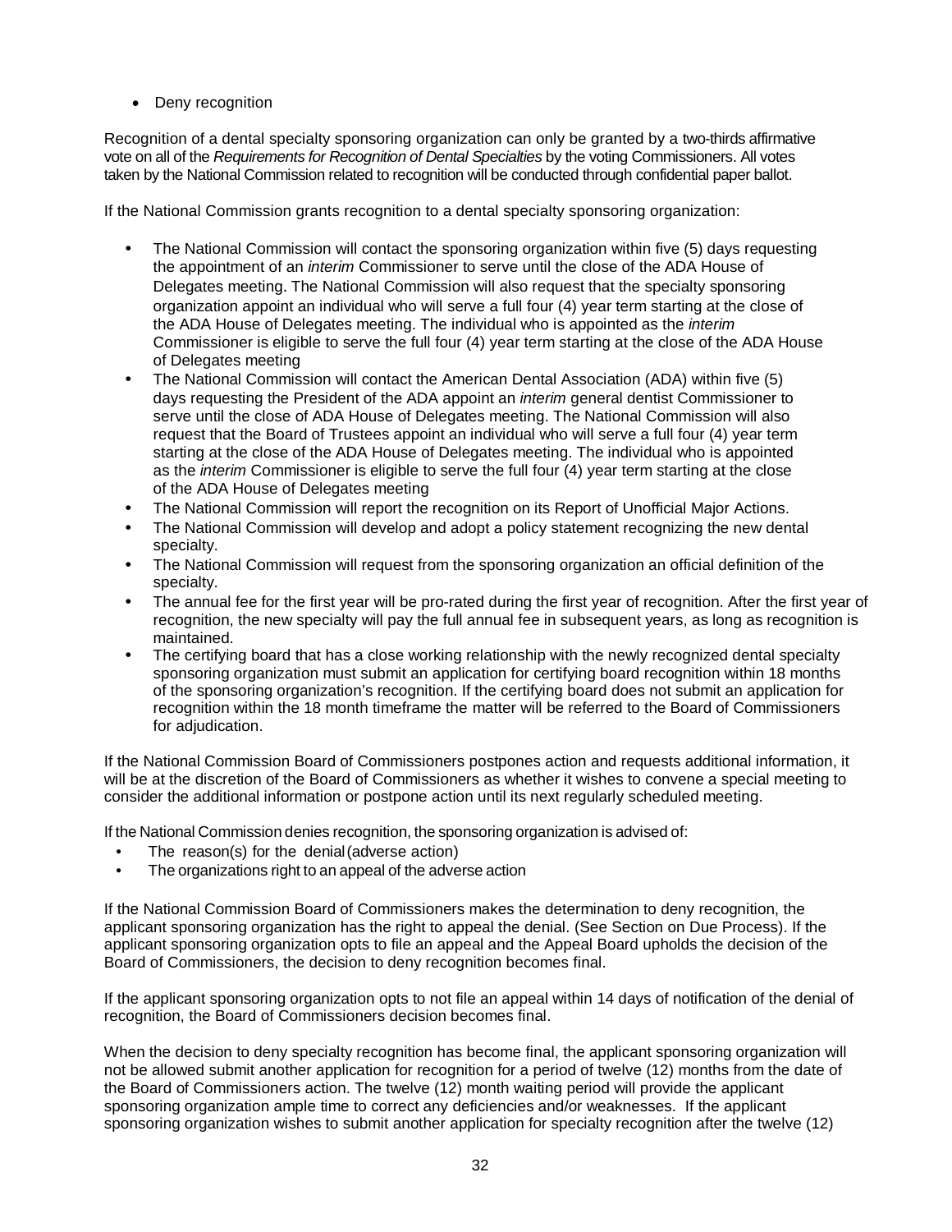- Deny recognition

Recognition of a dental specialty sponsoring organization can only be granted by a two-thirds affirmative vote on all of the *Requirements for Recognition of Dental Specialties* by the voting Commissioners. All votes taken by the National Commission related to recognition will be conducted through confidential paper ballot.

If the National Commission grants recognition to a dental specialty sponsoring organization:

- The National Commission will contact the sponsoring organization within five (5) days requesting the appointment of an *interim* Commissioner to serve until the close of the ADA House of Delegates meeting. The National Commission will also request that the specialty sponsoring organization appoint an individual who will serve a full four (4) year term starting at the close of the ADA House of Delegates meeting. The individual who is appointed as the *interim* Commissioner is eligible to serve the full four (4) year term starting at the close of the ADA House of Delegates meeting
- The National Commission will contact the American Dental Association (ADA) within five (5) days requesting the President of the ADA appoint an *interim* general dentist Commissioner to serve until the close of ADA House of Delegates meeting. The National Commission will also request that the Board of Trustees appoint an individual who will serve a full four (4) year term starting at the close of the ADA House of Delegates meeting. The individual who is appointed as the *interim* Commissioner is eligible to serve the full four (4) year term starting at the close of the ADA House of Delegates meeting
- The National Commission will report the recognition on its Report of Unofficial Major Actions.
- The National Commission will develop and adopt a policy statement recognizing the new dental specialty.
- The National Commission will request from the sponsoring organization an official definition of the specialty.
- The annual fee for the first year will be pro-rated during the first year of recognition. After the first year of recognition, the new specialty will pay the full annual fee in subsequent years, as long as recognition is maintained.
- The certifying board that has a close working relationship with the newly recognized dental specialty sponsoring organization must submit an application for certifying board recognition within 18 months of the sponsoring organization's recognition. If the certifying board does not submit an application for recognition within the 18 month timeframe the matter will be referred to the Board of Commissioners for adjudication.

If the National Commission Board of Commissioners postpones action and requests additional information, it will be at the discretion of the Board of Commissioners as whether it wishes to convene a special meeting to consider the additional information or postpone action until its next regularly scheduled meeting.

If the National Commission denies recognition, the sponsoring organization is advised of:

- The reason(s) for the denial (adverse action)
- The organizations right to an appeal of the adverse action

If the National Commission Board of Commissioners makes the determination to deny recognition, the applicant sponsoring organization has the right to appeal the denial. (See Section on Due Process). If the applicant sponsoring organization opts to file an appeal and the Appeal Board upholds the decision of the Board of Commissioners, the decision to deny recognition becomes final.

If the applicant sponsoring organization opts to not file an appeal within 14 days of notification of the denial of recognition, the Board of Commissioners decision becomes final.

When the decision to deny specialty recognition has become final, the applicant sponsoring organization will not be allowed submit another application for recognition for a period of twelve (12) months from the date of the Board of Commissioners action. The twelve (12) month waiting period will provide the applicant sponsoring organization ample time to correct any deficiencies and/or weaknesses. If the applicant sponsoring organization wishes to submit another application for specialty recognition after the twelve (12)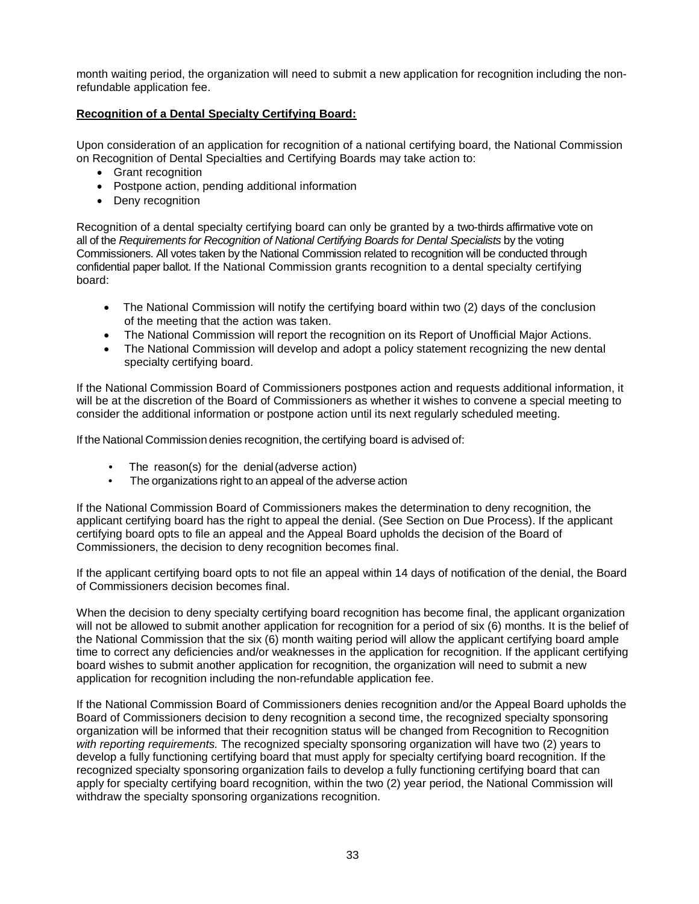month waiting period, the organization will need to submit a new application for recognition including the non-refundable application fee.

**Recognition of a Dental Specialty Certifying Board:**

Upon consideration of an application for recognition of a national certifying board, the National Commission on Recognition of Dental Specialties and Certifying Boards may take action to:

- Grant recognition
- Postpone action, pending additional information
- Deny recognition

Recognition of a dental specialty certifying board can only be granted by a two-thirds affirmative vote on all of the *Requirements for Recognition of National Certifying Boards for Dental Specialists* by the voting Commissioners. All votes taken by the National Commission related to recognition will be conducted through confidential paper ballot. If the National Commission grants recognition to a dental specialty certifying board:

- The National Commission will notify the certifying board within two (2) days of the conclusion of the meeting that the action was taken.
- The National Commission will report the recognition on its Report of Unofficial Major Actions.
- The National Commission will develop and adopt a policy statement recognizing the new dental specialty certifying board.

If the National Commission Board of Commissioners postpones action and requests additional information, it will be at the discretion of the Board of Commissioners as whether it wishes to convene a special meeting to consider the additional information or postpone action until its next regularly scheduled meeting.

If the National Commission denies recognition, the certifying board is advised of:

- The reason(s) for the denial (adverse action)
- The organizations right to an appeal of the adverse action

If the National Commission Board of Commissioners makes the determination to deny recognition, the applicant certifying board has the right to appeal the denial. (See Section on Due Process). If the applicant certifying board opts to file an appeal and the Appeal Board upholds the decision of the Board of Commissioners, the decision to deny recognition becomes final.

If the applicant certifying board opts to not file an appeal within 14 days of notification of the denial, the Board of Commissioners decision becomes final.

When the decision to deny specialty certifying board recognition has become final, the applicant organization will not be allowed to submit another application for recognition for a period of six (6) months. It is the belief of the National Commission that the six (6) month waiting period will allow the applicant certifying board ample time to correct any deficiencies and/or weaknesses in the application for recognition. If the applicant certifying board wishes to submit another application for recognition, the organization will need to submit a new application for recognition including the non-refundable application fee.

If the National Commission Board of Commissioners denies recognition and/or the Appeal Board upholds the Board of Commissioners decision to deny recognition a second time, the recognized specialty sponsoring organization will be informed that their recognition status will be changed from Recognition to Recognition *with reporting requirements.* The recognized specialty sponsoring organization will have two (2) years to develop a fully functioning certifying board that must apply for specialty certifying board recognition. If the recognized specialty sponsoring organization fails to develop a fully functioning certifying board that can apply for specialty certifying board recognition, within the two (2) year period, the National Commission will withdraw the specialty sponsoring organizations recognition.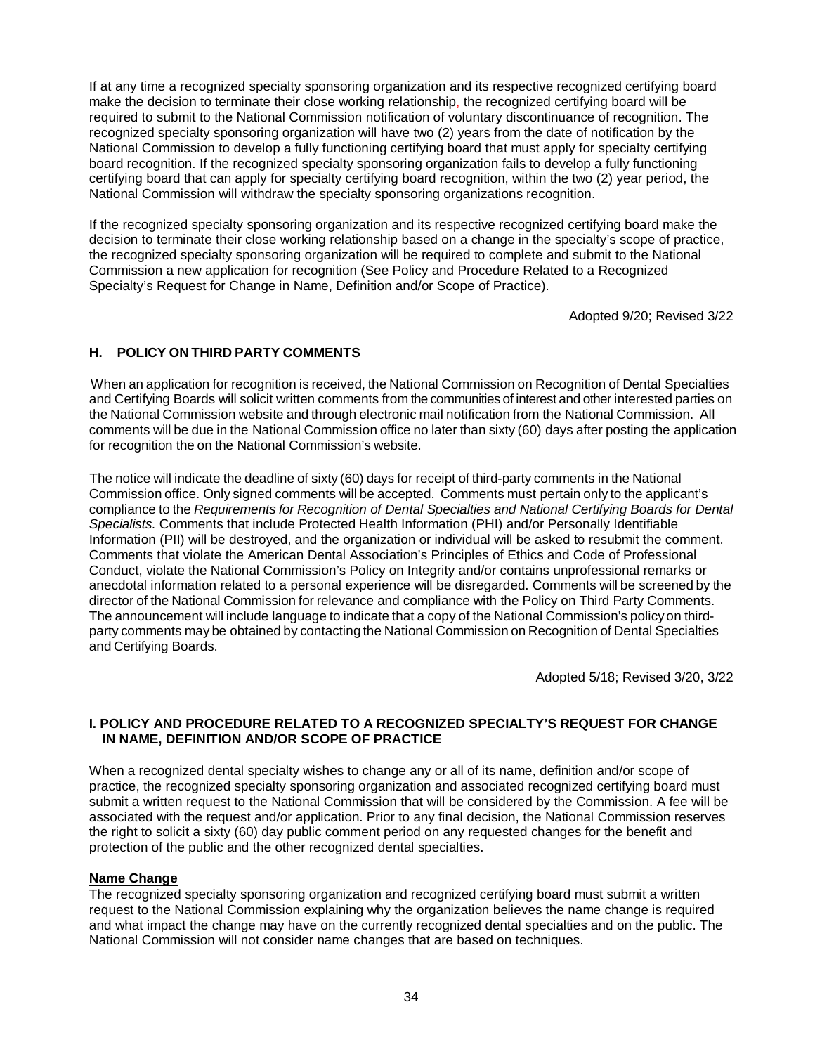If at any time a recognized specialty sponsoring organization and its respective recognized certifying board make the decision to terminate their close working relationship, the recognized certifying board will be required to submit to the National Commission notification of voluntary discontinuance of recognition. The recognized specialty sponsoring organization will have two (2) years from the date of notification by the National Commission to develop a fully functioning certifying board that must apply for specialty certifying board recognition. If the recognized specialty sponsoring organization fails to develop a fully functioning certifying board that can apply for specialty certifying board recognition, within the two (2) year period, the National Commission will withdraw the specialty sponsoring organizations recognition.

If the recognized specialty sponsoring organization and its respective recognized certifying board make the decision to terminate their close working relationship based on a change in the specialty's scope of practice, the recognized specialty sponsoring organization will be required to complete and submit to the National Commission a new application for recognition (See Policy and Procedure Related to a Recognized Specialty's Request for Change in Name, Definition and/or Scope of Practice).

Adopted 9/20; Revised 3/22

### H. POLICY ON THIRD PARTY COMMENTS

When an application for recognition is received, the National Commission on Recognition of Dental Specialties and Certifying Boards will solicit written comments from the communities of interest and other interested parties on the National Commission website and through electronic mail notification from the National Commission. All comments will be due in the National Commission office no later than sixty (60) days after posting the application for recognition the on the National Commission's website.

The notice will indicate the deadline of sixty (60) days for receipt of third-party comments in the National Commission office. Only signed comments will be accepted. Comments must pertain only to the applicant's compliance to the *Requirements for Recognition of Dental Specialties and National Certifying Boards for Dental Specialists.* Comments that include Protected Health Information (PHI) and/or Personally Identifiable Information (PII) will be destroyed, and the organization or individual will be asked to resubmit the comment. Comments that violate the American Dental Association's Principles of Ethics and Code of Professional Conduct, violate the National Commission's Policy on Integrity and/or contains unprofessional remarks or anecdotal information related to a personal experience will be disregarded. Comments will be screened by the director of the National Commission for relevance and compliance with the Policy on Third Party Comments. The announcement will include language to indicate that a copy of the National Commission's policy on third-party comments may be obtained by contacting the National Commission on Recognition of Dental Specialties and Certifying Boards.

Adopted 5/18; Revised 3/20, 3/22

### I. POLICY AND PROCEDURE RELATED TO A RECOGNIZED SPECIALTY'S REQUEST FOR CHANGE IN NAME, DEFINITION AND/OR SCOPE OF PRACTICE

When a recognized dental specialty wishes to change any or all of its name, definition and/or scope of practice, the recognized specialty sponsoring organization and associated recognized certifying board must submit a written request to the National Commission that will be considered by the Commission. A fee will be associated with the request and/or application. Prior to any final decision, the National Commission reserves the right to solicit a sixty (60) day public comment period on any requested changes for the benefit and protection of the public and the other recognized dental specialties.

**Name Change**

The recognized specialty sponsoring organization and recognized certifying board must submit a written request to the National Commission explaining why the organization believes the name change is required and what impact the change may have on the currently recognized dental specialties and on the public. The National Commission will not consider name changes that are based on techniques.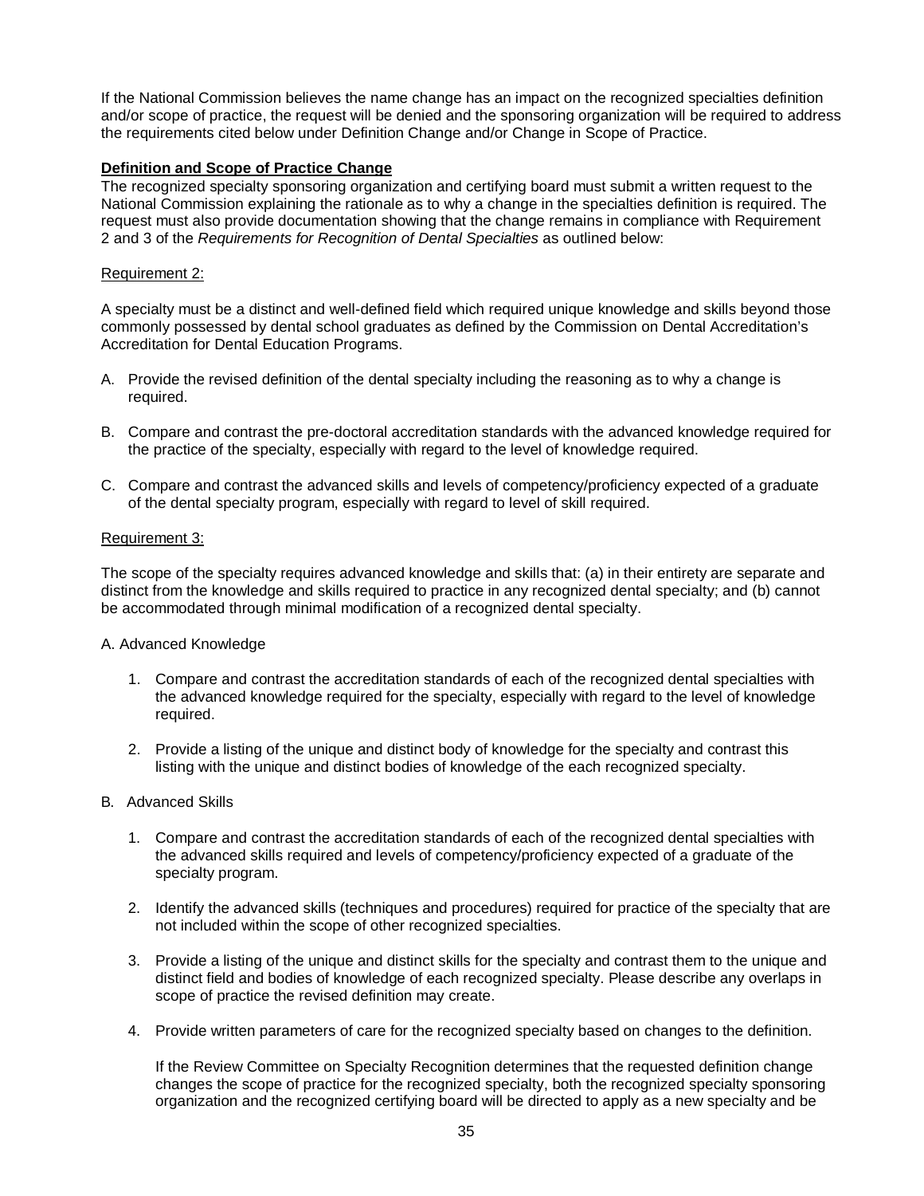If the National Commission believes the name change has an impact on the recognized specialties definition and/or scope of practice, the request will be denied and the sponsoring organization will be required to address the requirements cited below under Definition Change and/or Change in Scope of Practice.

**Definition and Scope of Practice Change**

The recognized specialty sponsoring organization and certifying board must submit a written request to the National Commission explaining the rationale as to why a change in the specialties definition is required. The request must also provide documentation showing that the change remains in compliance with Requirement 2 and 3 of the *Requirements for Recognition of Dental Specialties* as outlined below:

Requirement 2:

A specialty must be a distinct and well-defined field which required unique knowledge and skills beyond those commonly possessed by dental school graduates as defined by the Commission on Dental Accreditation's Accreditation for Dental Education Programs.

A. Provide the revised definition of the dental specialty including the reasoning as to why a change is required.

B. Compare and contrast the pre-doctoral accreditation standards with the advanced knowledge required for the practice of the specialty, especially with regard to the level of knowledge required.

C. Compare and contrast the advanced skills and levels of competency/proficiency expected of a graduate of the dental specialty program, especially with regard to level of skill required.

Requirement 3:

The scope of the specialty requires advanced knowledge and skills that: (a) in their entirety are separate and distinct from the knowledge and skills required to practice in any recognized dental specialty; and (b) cannot be accommodated through minimal modification of a recognized dental specialty.

A. Advanced Knowledge

1. Compare and contrast the accreditation standards of each of the recognized dental specialties with the advanced knowledge required for the specialty, especially with regard to the level of knowledge required.

2. Provide a listing of the unique and distinct body of knowledge for the specialty and contrast this listing with the unique and distinct bodies of knowledge of the each recognized specialty.

B. Advanced Skills

1. Compare and contrast the accreditation standards of each of the recognized dental specialties with the advanced skills required and levels of competency/proficiency expected of a graduate of the specialty program.

2. Identify the advanced skills (techniques and procedures) required for practice of the specialty that are not included within the scope of other recognized specialties.

3. Provide a listing of the unique and distinct skills for the specialty and contrast them to the unique and distinct field and bodies of knowledge of each recognized specialty. Please describe any overlaps in scope of practice the revised definition may create.

4. Provide written parameters of care for the recognized specialty based on changes to the definition.

   If the Review Committee on Specialty Recognition determines that the requested definition change changes the scope of practice for the recognized specialty, both the recognized specialty sponsoring organization and the recognized certifying board will be directed to apply as a new specialty and be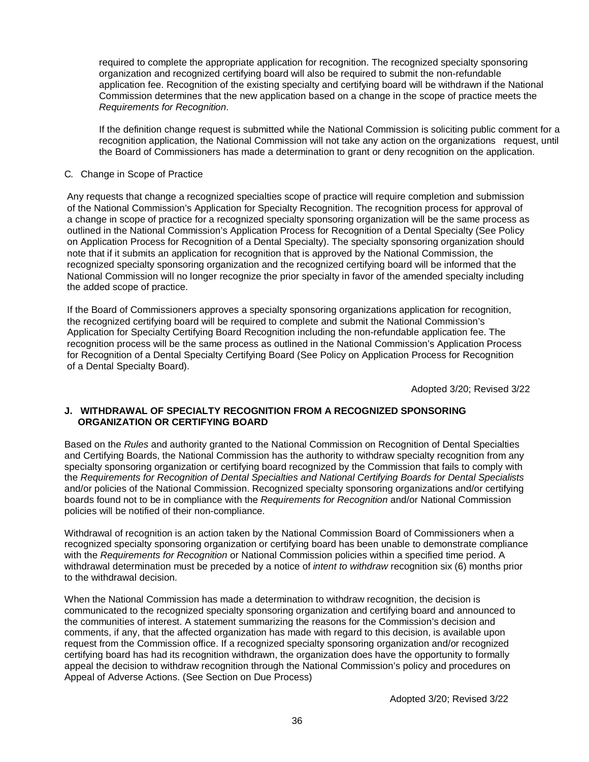required to complete the appropriate application for recognition. The recognized specialty sponsoring organization and recognized certifying board will also be required to submit the non-refundable application fee. Recognition of the existing specialty and certifying board will be withdrawn if the National Commission determines that the new application based on a change in the scope of practice meets the *Requirements for Recognition*.

If the definition change request is submitted while the National Commission is soliciting public comment for a recognition application, the National Commission will not take any action on the organizations request, until the Board of Commissioners has made a determination to grant or deny recognition on the application.

C. Change in Scope of Practice

Any requests that change a recognized specialties scope of practice will require completion and submission of the National Commission's Application for Specialty Recognition. The recognition process for approval of a change in scope of practice for a recognized specialty sponsoring organization will be the same process as outlined in the National Commission's Application Process for Recognition of a Dental Specialty (See Policy on Application Process for Recognition of a Dental Specialty). The specialty sponsoring organization should note that if it submits an application for recognition that is approved by the National Commission, the recognized specialty sponsoring organization and the recognized certifying board will be informed that the National Commission will no longer recognize the prior specialty in favor of the amended specialty including the added scope of practice.

If the Board of Commissioners approves a specialty sponsoring organizations application for recognition, the recognized certifying board will be required to complete and submit the National Commission's Application for Specialty Certifying Board Recognition including the non-refundable application fee. The recognition process will be the same process as outlined in the National Commission's Application Process for Recognition of a Dental Specialty Certifying Board (See Policy on Application Process for Recognition of a Dental Specialty Board).

Adopted 3/20; Revised 3/22

## J. WITHDRAWAL OF SPECIALTY RECOGNITION FROM A RECOGNIZED SPONSORING ORGANIZATION OR CERTIFYING BOARD

Based on the *Rules* and authority granted to the National Commission on Recognition of Dental Specialties and Certifying Boards, the National Commission has the authority to withdraw specialty recognition from any specialty sponsoring organization or certifying board recognized by the Commission that fails to comply with the *Requirements for Recognition of Dental Specialties and National Certifying Boards for Dental Specialists* and/or policies of the National Commission. Recognized specialty sponsoring organizations and/or certifying boards found not to be in compliance with the *Requirements for Recognition* and/or National Commission policies will be notified of their non-compliance.

Withdrawal of recognition is an action taken by the National Commission Board of Commissioners when a recognized specialty sponsoring organization or certifying board has been unable to demonstrate compliance with the *Requirements for Recognition* or National Commission policies within a specified time period. A withdrawal determination must be preceded by a notice of *intent to withdraw* recognition six (6) months prior to the withdrawal decision.

When the National Commission has made a determination to withdraw recognition, the decision is communicated to the recognized specialty sponsoring organization and certifying board and announced to the communities of interest. A statement summarizing the reasons for the Commission's decision and comments, if any, that the affected organization has made with regard to this decision, is available upon request from the Commission office. If a recognized specialty sponsoring organization and/or recognized certifying board has had its recognition withdrawn, the organization does have the opportunity to formally appeal the decision to withdraw recognition through the National Commission's policy and procedures on Appeal of Adverse Actions. (See Section on Due Process)

Adopted 3/20; Revised 3/22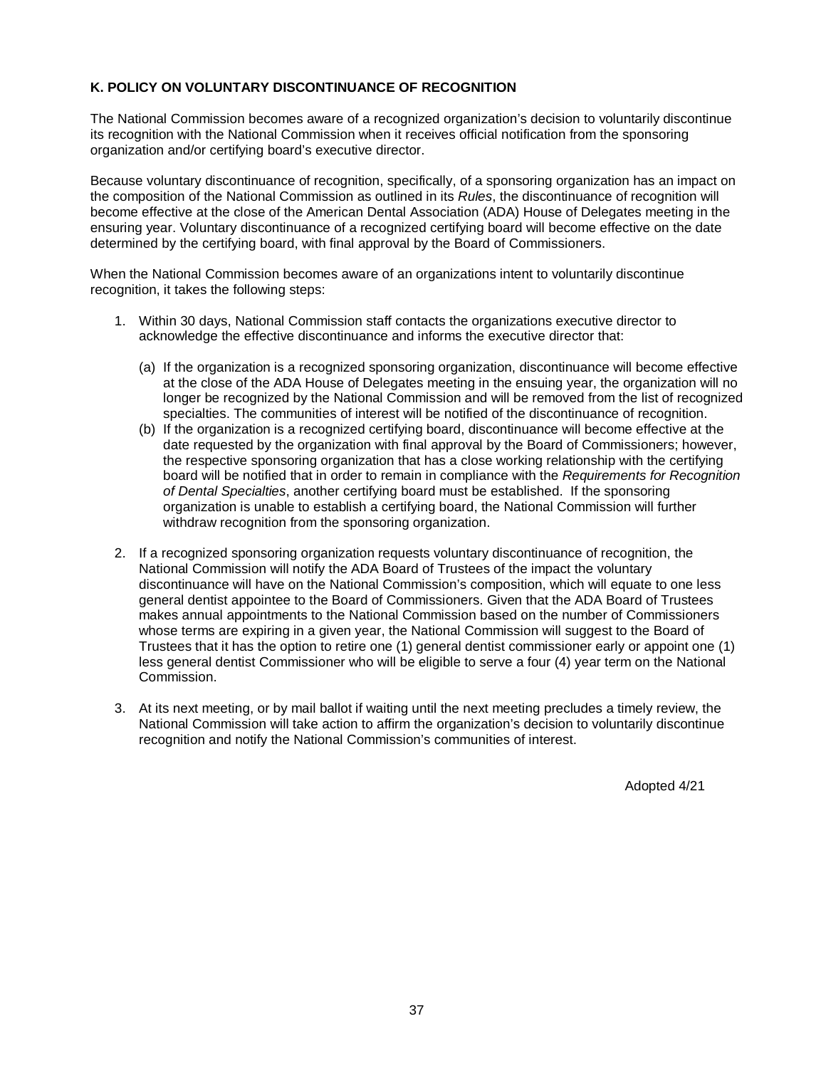## K. POLICY ON VOLUNTARY DISCONTINUANCE OF RECOGNITION

The National Commission becomes aware of a recognized organization's decision to voluntarily discontinue its recognition with the National Commission when it receives official notification from the sponsoring organization and/or certifying board's executive director.

Because voluntary discontinuance of recognition, specifically, of a sponsoring organization has an impact on the composition of the National Commission as outlined in its *Rules*, the discontinuance of recognition will become effective at the close of the American Dental Association (ADA) House of Delegates meeting in the ensuring year. Voluntary discontinuance of a recognized certifying board will become effective on the date determined by the certifying board, with final approval by the Board of Commissioners.

When the National Commission becomes aware of an organizations intent to voluntarily discontinue recognition, it takes the following steps:

1. Within 30 days, National Commission staff contacts the organizations executive director to acknowledge the effective discontinuance and informs the executive director that:

   (a) If the organization is a recognized sponsoring organization, discontinuance will become effective at the close of the ADA House of Delegates meeting in the ensuing year, the organization will no longer be recognized by the National Commission and will be removed from the list of recognized specialties. The communities of interest will be notified of the discontinuance of recognition.

   (b) If the organization is a recognized certifying board, discontinuance will become effective at the date requested by the organization with final approval by the Board of Commissioners; however, the respective sponsoring organization that has a close working relationship with the certifying board will be notified that in order to remain in compliance with the *Requirements for Recognition of Dental Specialties*, another certifying board must be established. If the sponsoring organization is unable to establish a certifying board, the National Commission will further withdraw recognition from the sponsoring organization.

2. If a recognized sponsoring organization requests voluntary discontinuance of recognition, the National Commission will notify the ADA Board of Trustees of the impact the voluntary discontinuance will have on the National Commission's composition, which will equate to one less general dentist appointee to the Board of Commissioners. Given that the ADA Board of Trustees makes annual appointments to the National Commission based on the number of Commissioners whose terms are expiring in a given year, the National Commission will suggest to the Board of Trustees that it has the option to retire one (1) general dentist commissioner early or appoint one (1) less general dentist Commissioner who will be eligible to serve a four (4) year term on the National Commission.

3. At its next meeting, or by mail ballot if waiting until the next meeting precludes a timely review, the National Commission will take action to affirm the organization's decision to voluntarily discontinue recognition and notify the National Commission's communities of interest.

Adopted 4/21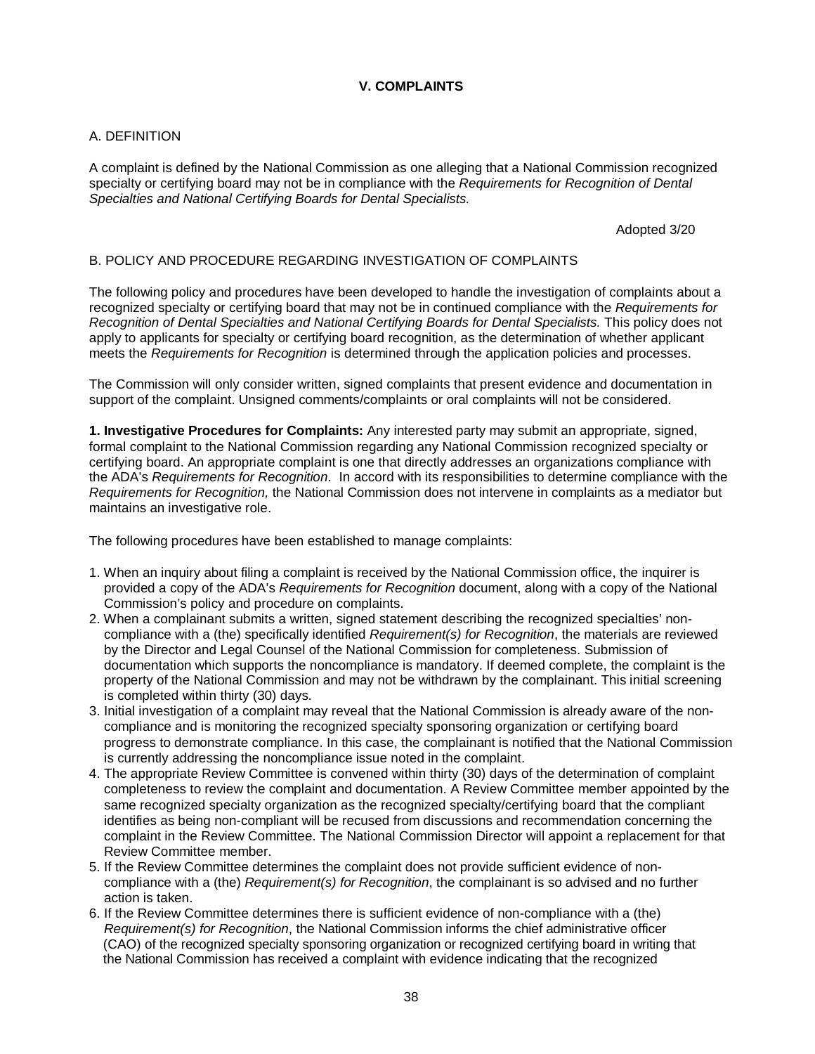## V. COMPLAINTS

### A. DEFINITION

A complaint is defined by the National Commission as one alleging that a National Commission recognized specialty or certifying board may not be in compliance with the *Requirements for Recognition of Dental Specialties and National Certifying Boards for Dental Specialists.*

Adopted 3/20

### B. POLICY AND PROCEDURE REGARDING INVESTIGATION OF COMPLAINTS

The following policy and procedures have been developed to handle the investigation of complaints about a recognized specialty or certifying board that may not be in continued compliance with the *Requirements for Recognition of Dental Specialties and National Certifying Boards for Dental Specialists.* This policy does not apply to applicants for specialty or certifying board recognition, as the determination of whether applicant meets the *Requirements for Recognition* is determined through the application policies and processes.

The Commission will only consider written, signed complaints that present evidence and documentation in support of the complaint. Unsigned comments/complaints or oral complaints will not be considered.

**1. Investigative Procedures for Complaints:** Any interested party may submit an appropriate, signed, formal complaint to the National Commission regarding any National Commission recognized specialty or certifying board. An appropriate complaint is one that directly addresses an organizations compliance with the ADA's *Requirements for Recognition*. In accord with its responsibilities to determine compliance with the *Requirements for Recognition,* the National Commission does not intervene in complaints as a mediator but maintains an investigative role.

The following procedures have been established to manage complaints:

1. When an inquiry about filing a complaint is received by the National Commission office, the inquirer is provided a copy of the ADA's *Requirements for Recognition* document, along with a copy of the National Commission's policy and procedure on complaints.
2. When a complainant submits a written, signed statement describing the recognized specialties' non-compliance with a (the) specifically identified *Requirement(s) for Recognition*, the materials are reviewed by the Director and Legal Counsel of the National Commission for completeness. Submission of documentation which supports the noncompliance is mandatory. If deemed complete, the complaint is the property of the National Commission and may not be withdrawn by the complainant. This initial screening is completed within thirty (30) days.
3. Initial investigation of a complaint may reveal that the National Commission is already aware of the non-compliance and is monitoring the recognized specialty sponsoring organization or certifying board progress to demonstrate compliance. In this case, the complainant is notified that the National Commission is currently addressing the noncompliance issue noted in the complaint.
4. The appropriate Review Committee is convened within thirty (30) days of the determination of complaint completeness to review the complaint and documentation. A Review Committee member appointed by the same recognized specialty organization as the recognized specialty/certifying board that the compliant identifies as being non-compliant will be recused from discussions and recommendation concerning the complaint in the Review Committee. The National Commission Director will appoint a replacement for that Review Committee member.
5. If the Review Committee determines the complaint does not provide sufficient evidence of non-compliance with a (the) *Requirement(s) for Recognition*, the complainant is so advised and no further action is taken.
6. If the Review Committee determines there is sufficient evidence of non-compliance with a (the) *Requirement(s) for Recognition*, the National Commission informs the chief administrative officer (CAO) of the recognized specialty sponsoring organization or recognized certifying board in writing that the National Commission has received a complaint with evidence indicating that the recognized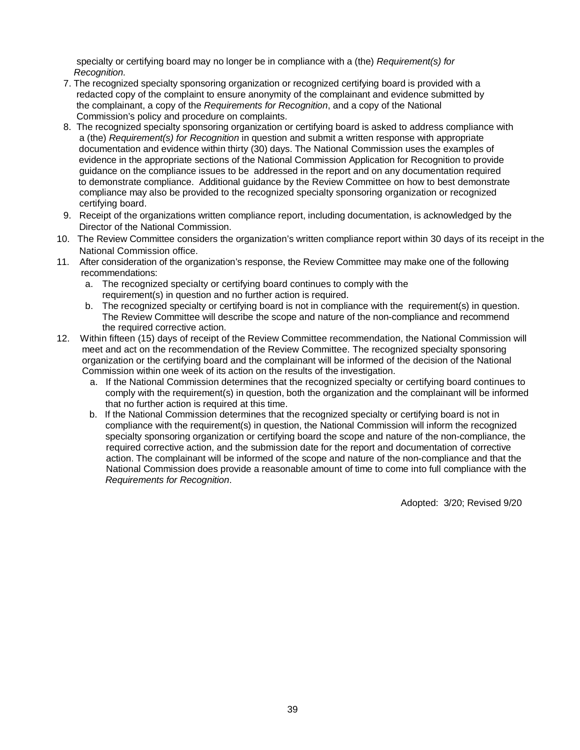specialty or certifying board may no longer be in compliance with a (the) *Requirement(s) for Recognition.*

7. The recognized specialty sponsoring organization or recognized certifying board is provided with a redacted copy of the complaint to ensure anonymity of the complainant and evidence submitted by the complainant, a copy of the *Requirements for Recognition*, and a copy of the National Commission's policy and procedure on complaints.
8. The recognized specialty sponsoring organization or certifying board is asked to address compliance with a (the) *Requirement(s) for Recognition* in question and submit a written response with appropriate documentation and evidence within thirty (30) days. The National Commission uses the examples of evidence in the appropriate sections of the National Commission Application for Recognition to provide guidance on the compliance issues to be addressed in the report and on any documentation required to demonstrate compliance. Additional guidance by the Review Committee on how to best demonstrate compliance may also be provided to the recognized specialty sponsoring organization or recognized certifying board.
9. Receipt of the organizations written compliance report, including documentation, is acknowledged by the Director of the National Commission.
10. The Review Committee considers the organization's written compliance report within 30 days of its receipt in the National Commission office.
11. After consideration of the organization's response, the Review Committee may make one of the following recommendations:
    a. The recognized specialty or certifying board continues to comply with the requirement(s) in question and no further action is required.
    b. The recognized specialty or certifying board is not in compliance with the requirement(s) in question. The Review Committee will describe the scope and nature of the non-compliance and recommend the required corrective action.
12. Within fifteen (15) days of receipt of the Review Committee recommendation, the National Commission will meet and act on the recommendation of the Review Committee. The recognized specialty sponsoring organization or the certifying board and the complainant will be informed of the decision of the National Commission within one week of its action on the results of the investigation.
    a. If the National Commission determines that the recognized specialty or certifying board continues to comply with the requirement(s) in question, both the organization and the complainant will be informed that no further action is required at this time.
    b. If the National Commission determines that the recognized specialty or certifying board is not in compliance with the requirement(s) in question, the National Commission will inform the recognized specialty sponsoring organization or certifying board the scope and nature of the non-compliance, the required corrective action, and the submission date for the report and documentation of corrective action. The complainant will be informed of the scope and nature of the non-compliance and that the National Commission does provide a reasonable amount of time to come into full compliance with the *Requirements for Recognition*.

Adopted: 3/20; Revised 9/20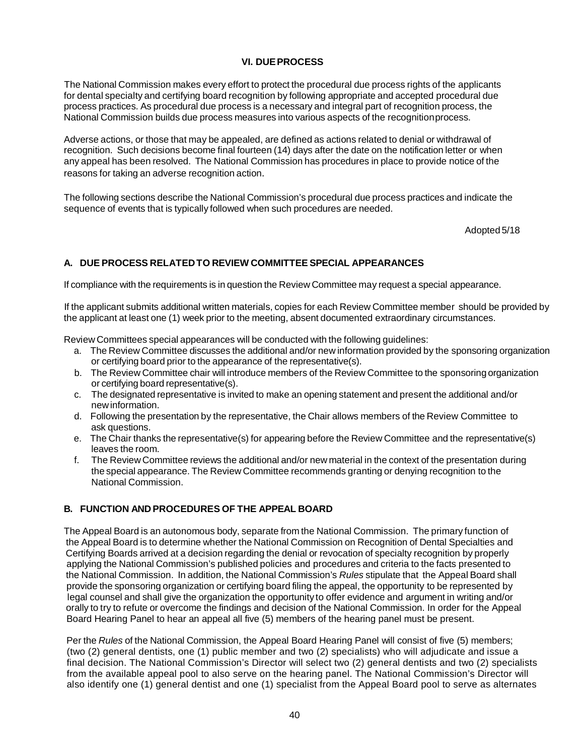## VI. DUE PROCESS

The National Commission makes every effort to protect the procedural due process rights of the applicants for dental specialty and certifying board recognition by following appropriate and accepted procedural due process practices. As procedural due process is a necessary and integral part of recognition process, the National Commission builds due process measures into various aspects of the recognition process.

Adverse actions, or those that may be appealed, are defined as actions related to denial or withdrawal of recognition. Such decisions become final fourteen (14) days after the date on the notification letter or when any appeal has been resolved. The National Commission has procedures in place to provide notice of the reasons for taking an adverse recognition action.

The following sections describe the National Commission's procedural due process practices and indicate the sequence of events that is typically followed when such procedures are needed.

Adopted 5/18

### A. DUE PROCESS RELATED TO REVIEW COMMITTEE SPECIAL APPEARANCES

If compliance with the requirements is in question the Review Committee may request a special appearance.

If the applicant submits additional written materials, copies for each Review Committee member should be provided by the applicant at least one (1) week prior to the meeting, absent documented extraordinary circumstances.

Review Committees special appearances will be conducted with the following guidelines:

a. The Review Committee discusses the additional and/or new information provided by the sponsoring organization or certifying board prior to the appearance of the representative(s).
b. The Review Committee chair will introduce members of the Review Committee to the sponsoring organization or certifying board representative(s).
c. The designated representative is invited to make an opening statement and present the additional and/or new information.
d. Following the presentation by the representative, the Chair allows members of the Review Committee to ask questions.
e. The Chair thanks the representative(s) for appearing before the Review Committee and the representative(s) leaves the room.
f. The Review Committee reviews the additional and/or new material in the context of the presentation during the special appearance. The Review Committee recommends granting or denying recognition to the National Commission.

### B. FUNCTION AND PROCEDURES OF THE APPEAL BOARD

The Appeal Board is an autonomous body, separate from the National Commission. The primary function of the Appeal Board is to determine whether the National Commission on Recognition of Dental Specialties and Certifying Boards arrived at a decision regarding the denial or revocation of specialty recognition by properly applying the National Commission's published policies and procedures and criteria to the facts presented to the National Commission. In addition, the National Commission's *Rules* stipulate that the Appeal Board shall provide the sponsoring organization or certifying board filing the appeal, the opportunity to be represented by legal counsel and shall give the organization the opportunity to offer evidence and argument in writing and/or orally to try to refute or overcome the findings and decision of the National Commission. In order for the Appeal Board Hearing Panel to hear an appeal all five (5) members of the hearing panel must be present.

Per the *Rules* of the National Commission, the Appeal Board Hearing Panel will consist of five (5) members; (two (2) general dentists, one (1) public member and two (2) specialists) who will adjudicate and issue a final decision. The National Commission's Director will select two (2) general dentists and two (2) specialists from the available appeal pool to also serve on the hearing panel. The National Commission's Director will also identify one (1) general dentist and one (1) specialist from the Appeal Board pool to serve as alternates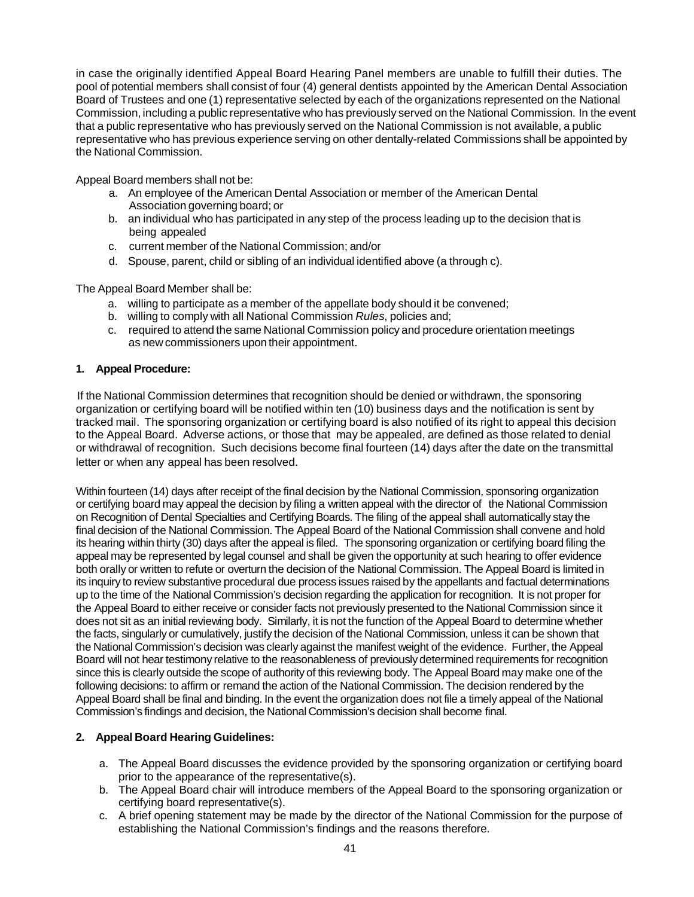in case the originally identified Appeal Board Hearing Panel members are unable to fulfill their duties. The pool of potential members shall consist of four (4) general dentists appointed by the American Dental Association Board of Trustees and one (1) representative selected by each of the organizations represented on the National Commission, including a public representative who has previously served on the National Commission. In the event that a public representative who has previously served on the National Commission is not available, a public representative who has previous experience serving on other dentally-related Commissions shall be appointed by the National Commission.

Appeal Board members shall not be:

a. An employee of the American Dental Association or member of the American Dental Association governing board; or
b. an individual who has participated in any step of the process leading up to the decision that is being appealed
c. current member of the National Commission; and/or
d. Spouse, parent, child or sibling of an individual identified above (a through c).

The Appeal Board Member shall be:

a. willing to participate as a member of the appellate body should it be convened;
b. willing to comply with all National Commission *Rules*, policies and;
c. required to attend the same National Commission policy and procedure orientation meetings as new commissioners upon their appointment.

**1. Appeal Procedure:**

If the National Commission determines that recognition should be denied or withdrawn, the sponsoring organization or certifying board will be notified within ten (10) business days and the notification is sent by tracked mail. The sponsoring organization or certifying board is also notified of its right to appeal this decision to the Appeal Board. Adverse actions, or those that may be appealed, are defined as those related to denial or withdrawal of recognition. Such decisions become final fourteen (14) days after the date on the transmittal letter or when any appeal has been resolved.

Within fourteen (14) days after receipt of the final decision by the National Commission, sponsoring organization or certifying board may appeal the decision by filing a written appeal with the director of the National Commission on Recognition of Dental Specialties and Certifying Boards. The filing of the appeal shall automatically stay the final decision of the National Commission. The Appeal Board of the National Commission shall convene and hold its hearing within thirty (30) days after the appeal is filed. The sponsoring organization or certifying board filing the appeal may be represented by legal counsel and shall be given the opportunity at such hearing to offer evidence both orally or written to refute or overturn the decision of the National Commission. The Appeal Board is limited in its inquiry to review substantive procedural due process issues raised by the appellants and factual determinations up to the time of the National Commission's decision regarding the application for recognition. It is not proper for the Appeal Board to either receive or consider facts not previously presented to the National Commission since it does not sit as an initial reviewing body. Similarly, it is not the function of the Appeal Board to determine whether the facts, singularly or cumulatively, justify the decision of the National Commission, unless it can be shown that the National Commission's decision was clearly against the manifest weight of the evidence. Further, the Appeal Board will not hear testimony relative to the reasonableness of previously determined requirements for recognition since this is clearly outside the scope of authority of this reviewing body. The Appeal Board may make one of the following decisions: to affirm or remand the action of the National Commission. The decision rendered by the Appeal Board shall be final and binding. In the event the organization does not file a timely appeal of the National Commission's findings and decision, the National Commission's decision shall become final.

**2. Appeal Board Hearing Guidelines:**

a. The Appeal Board discusses the evidence provided by the sponsoring organization or certifying board prior to the appearance of the representative(s).
b. The Appeal Board chair will introduce members of the Appeal Board to the sponsoring organization or certifying board representative(s).
c. A brief opening statement may be made by the director of the National Commission for the purpose of establishing the National Commission's findings and the reasons therefore.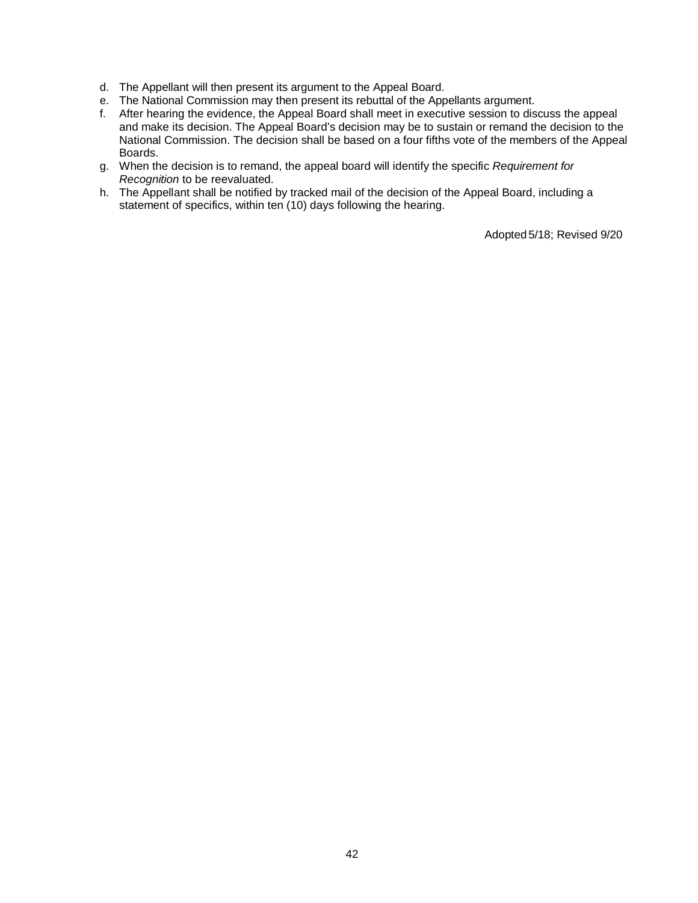d. The Appellant will then present its argument to the Appeal Board.
e. The National Commission may then present its rebuttal of the Appellants argument.
f. After hearing the evidence, the Appeal Board shall meet in executive session to discuss the appeal and make its decision. The Appeal Board's decision may be to sustain or remand the decision to the National Commission. The decision shall be based on a four fifths vote of the members of the Appeal Boards.
g. When the decision is to remand, the appeal board will identify the specific *Requirement for Recognition* to be reevaluated.
h. The Appellant shall be notified by tracked mail of the decision of the Appeal Board, including a statement of specifics, within ten (10) days following the hearing.

Adopted 5/18; Revised 9/20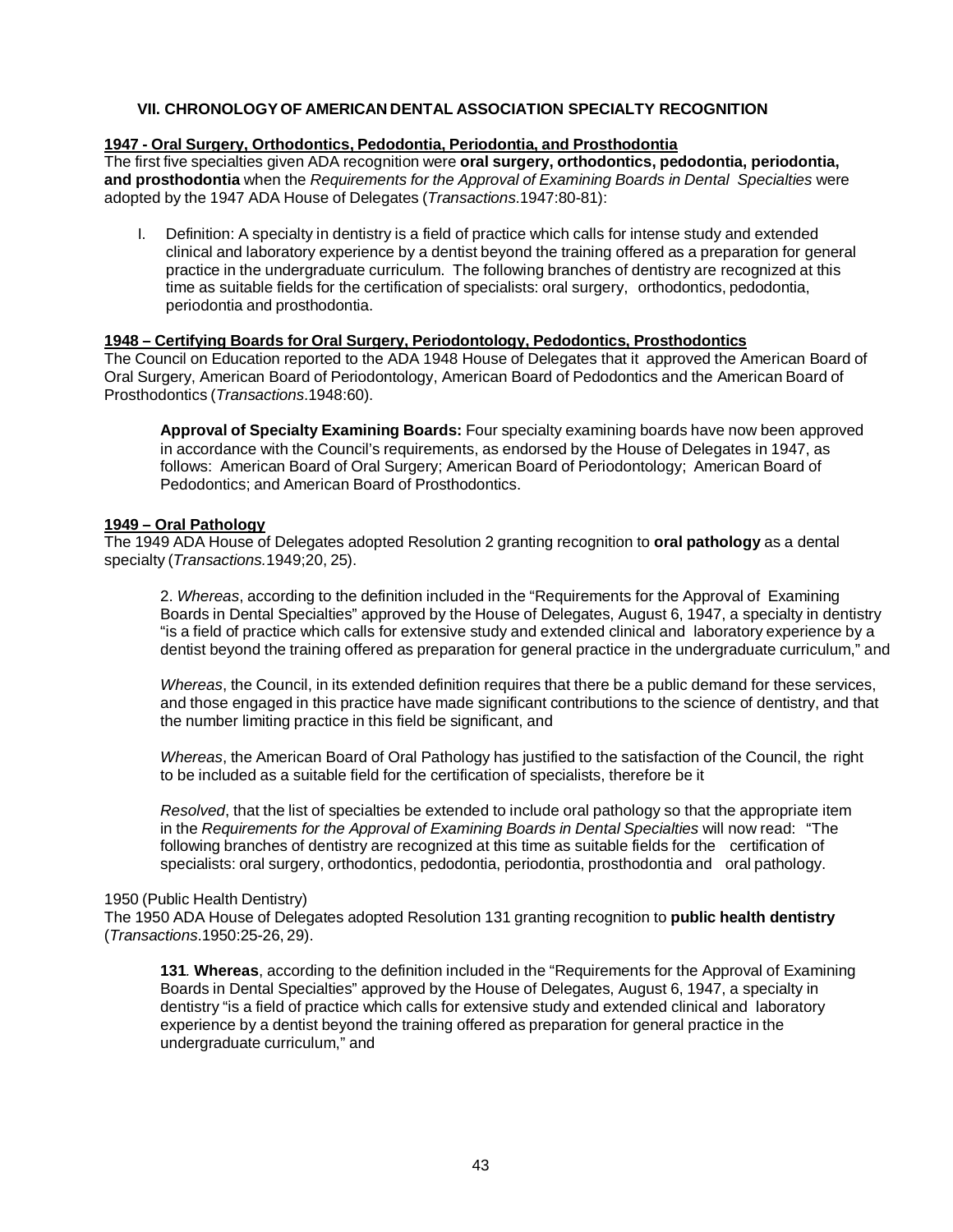## VII. CHRONOLOGY OF AMERICAN DENTAL ASSOCIATION SPECIALTY RECOGNITION

**1947 - Oral Surgery, Orthodontics, Pedodontia, Periodontia, and Prosthodontia**

The first five specialties given ADA recognition were **oral surgery, orthodontics, pedodontia, periodontia, and prosthodontia** when the *Requirements for the Approval of Examining Boards in Dental Specialties* were adopted by the 1947 ADA House of Delegates (*Transactions*.1947:80-81):

> I. Definition: A specialty in dentistry is a field of practice which calls for intense study and extended clinical and laboratory experience by a dentist beyond the training offered as a preparation for general practice in the undergraduate curriculum. The following branches of dentistry are recognized at this time as suitable fields for the certification of specialists: oral surgery, orthodontics, pedodontia, periodontia and prosthodontia.

**1948 – Certifying Boards for Oral Surgery, Periodontology, Pedodontics, Prosthodontics**

The Council on Education reported to the ADA 1948 House of Delegates that it approved the American Board of Oral Surgery, American Board of Periodontology, American Board of Pedodontics and the American Board of Prosthodontics (*Transactions*.1948:60).

> **Approval of Specialty Examining Boards:** Four specialty examining boards have now been approved in accordance with the Council's requirements, as endorsed by the House of Delegates in 1947, as follows: American Board of Oral Surgery; American Board of Periodontology; American Board of Pedodontics; and American Board of Prosthodontics.

**1949 – Oral Pathology**

The 1949 ADA House of Delegates adopted Resolution 2 granting recognition to **oral pathology** as a dental specialty (*Transactions.*1949;20, 25).

> 2. *Whereas*, according to the definition included in the "Requirements for the Approval of Examining Boards in Dental Specialties" approved by the House of Delegates, August 6, 1947, a specialty in dentistry "is a field of practice which calls for extensive study and extended clinical and laboratory experience by a dentist beyond the training offered as preparation for general practice in the undergraduate curriculum," and
>
> *Whereas*, the Council, in its extended definition requires that there be a public demand for these services, and those engaged in this practice have made significant contributions to the science of dentistry, and that the number limiting practice in this field be significant, and
>
> *Whereas*, the American Board of Oral Pathology has justified to the satisfaction of the Council, the right to be included as a suitable field for the certification of specialists, therefore be it
>
> *Resolved*, that the list of specialties be extended to include oral pathology so that the appropriate item in the *Requirements for the Approval of Examining Boards in Dental Specialties* will now read: "The following branches of dentistry are recognized at this time as suitable fields for the certification of specialists: oral surgery, orthodontics, pedodontia, periodontia, prosthodontia and oral pathology.

1950 (Public Health Dentistry)

The 1950 ADA House of Delegates adopted Resolution 131 granting recognition to **public health dentistry** (*Transactions*.1950:25-26, 29).

> **131**. **Whereas**, according to the definition included in the "Requirements for the Approval of Examining Boards in Dental Specialties" approved by the House of Delegates, August 6, 1947, a specialty in dentistry "is a field of practice which calls for extensive study and extended clinical and laboratory experience by a dentist beyond the training offered as preparation for general practice in the undergraduate curriculum," and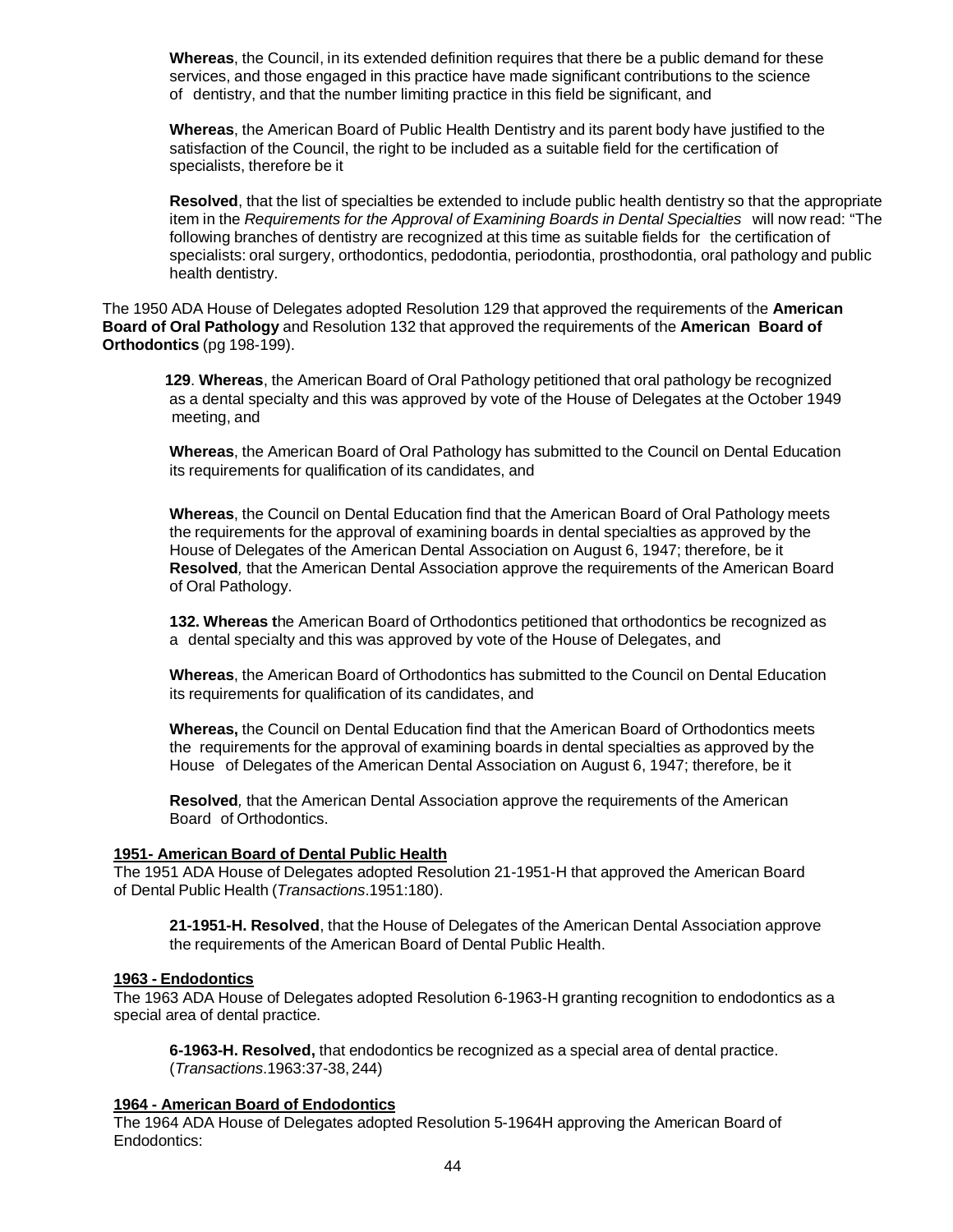> **Whereas**, the Council, in its extended definition requires that there be a public demand for these services, and those engaged in this practice have made significant contributions to the science of dentistry, and that the number limiting practice in this field be significant, and
>
> **Whereas**, the American Board of Public Health Dentistry and its parent body have justified to the satisfaction of the Council, the right to be included as a suitable field for the certification of specialists, therefore be it
>
> **Resolved**, that the list of specialties be extended to include public health dentistry so that the appropriate item in the *Requirements for the Approval of Examining Boards in Dental Specialties* will now read: "The following branches of dentistry are recognized at this time as suitable fields for the certification of specialists: oral surgery, orthodontics, pedodontia, periodontia, prosthodontia, oral pathology and public health dentistry.

The 1950 ADA House of Delegates adopted Resolution 129 that approved the requirements of the **American Board of Oral Pathology** and Resolution 132 that approved the requirements of the **American Board of Orthodontics** (pg 198-199).

> **129**. **Whereas**, the American Board of Oral Pathology petitioned that oral pathology be recognized as a dental specialty and this was approved by vote of the House of Delegates at the October 1949 meeting, and
>
> **Whereas**, the American Board of Oral Pathology has submitted to the Council on Dental Education its requirements for qualification of its candidates, and
>
> **Whereas**, the Council on Dental Education find that the American Board of Oral Pathology meets the requirements for the approval of examining boards in dental specialties as approved by the House of Delegates of the American Dental Association on August 6, 1947; therefore, be it **Resolved**, that the American Dental Association approve the requirements of the American Board of Oral Pathology.
>
> **132. Whereas t**he American Board of Orthodontics petitioned that orthodontics be recognized as a dental specialty and this was approved by vote of the House of Delegates, and
>
> **Whereas**, the American Board of Orthodontics has submitted to the Council on Dental Education its requirements for qualification of its candidates, and
>
> **Whereas,** the Council on Dental Education find that the American Board of Orthodontics meets the requirements for the approval of examining boards in dental specialties as approved by the House of Delegates of the American Dental Association on August 6, 1947; therefore, be it
>
> **Resolved**, that the American Dental Association approve the requirements of the American Board of Orthodontics.

**<u>1951- American Board of Dental Public Health</u>**

The 1951 ADA House of Delegates adopted Resolution 21-1951-H that approved the American Board of Dental Public Health (*Transactions*.1951:180).

> **21-1951-H. Resolved**, that the House of Delegates of the American Dental Association approve the requirements of the American Board of Dental Public Health.

**<u>1963 - Endodontics</u>**

The 1963 ADA House of Delegates adopted Resolution 6-1963-H granting recognition to endodontics as a special area of dental practice.

> **6-1963-H. Resolved,** that endodontics be recognized as a special area of dental practice. (*Transactions*.1963:37-38, 244)

**<u>1964 - American Board of Endodontics</u>**

The 1964 ADA House of Delegates adopted Resolution 5-1964H approving the American Board of Endodontics: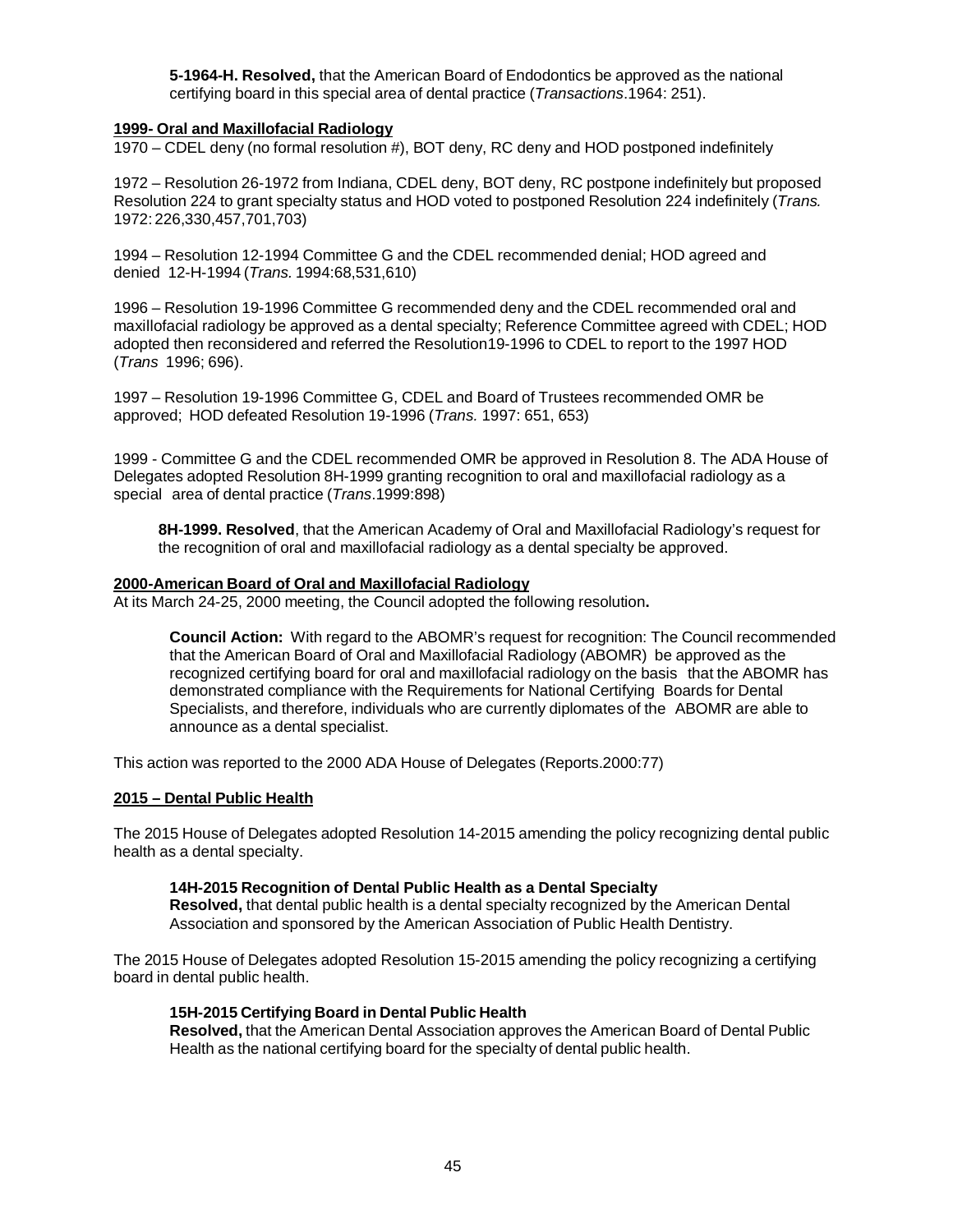**5-1964-H. Resolved,** that the American Board of Endodontics be approved as the national certifying board in this special area of dental practice (*Transactions*.1964: 251).

**1999- Oral and Maxillofacial Radiology**

1970 – CDEL deny (no formal resolution #), BOT deny, RC deny and HOD postponed indefinitely

1972 – Resolution 26-1972 from Indiana, CDEL deny, BOT deny, RC postpone indefinitely but proposed Resolution 224 to grant specialty status and HOD voted to postponed Resolution 224 indefinitely (*Trans.* 1972: 226,330,457,701,703)

1994 – Resolution 12-1994 Committee G and the CDEL recommended denial; HOD agreed and denied 12-H-1994 (*Trans*. 1994:68,531,610)

1996 – Resolution 19-1996 Committee G recommended deny and the CDEL recommended oral and maxillofacial radiology be approved as a dental specialty; Reference Committee agreed with CDEL; HOD adopted then reconsidered and referred the Resolution19-1996 to CDEL to report to the 1997 HOD (*Trans* 1996; 696).

1997 – Resolution 19-1996 Committee G, CDEL and Board of Trustees recommended OMR be approved; HOD defeated Resolution 19-1996 (*Trans.* 1997: 651, 653)

1999 - Committee G and the CDEL recommended OMR be approved in Resolution 8. The ADA House of Delegates adopted Resolution 8H-1999 granting recognition to oral and maxillofacial radiology as a special area of dental practice (*Trans*.1999:898)

**8H-1999. Resolved**, that the American Academy of Oral and Maxillofacial Radiology's request for the recognition of oral and maxillofacial radiology as a dental specialty be approved.

**2000-American Board of Oral and Maxillofacial Radiology**

At its March 24-25, 2000 meeting, the Council adopted the following resolution**.**

**Council Action:** With regard to the ABOMR's request for recognition: The Council recommended that the American Board of Oral and Maxillofacial Radiology (ABOMR) be approved as the recognized certifying board for oral and maxillofacial radiology on the basis that the ABOMR has demonstrated compliance with the Requirements for National Certifying Boards for Dental Specialists, and therefore, individuals who are currently diplomates of the ABOMR are able to announce as a dental specialist.

This action was reported to the 2000 ADA House of Delegates (Reports.2000:77)

**2015 – Dental Public Health**

The 2015 House of Delegates adopted Resolution 14-2015 amending the policy recognizing dental public health as a dental specialty.

**14H-2015 Recognition of Dental Public Health as a Dental Specialty**
**Resolved,** that dental public health is a dental specialty recognized by the American Dental Association and sponsored by the American Association of Public Health Dentistry.

The 2015 House of Delegates adopted Resolution 15-2015 amending the policy recognizing a certifying board in dental public health.

**15H-2015 Certifying Board in Dental Public Health**
**Resolved,** that the American Dental Association approves the American Board of Dental Public Health as the national certifying board for the specialty of dental public health.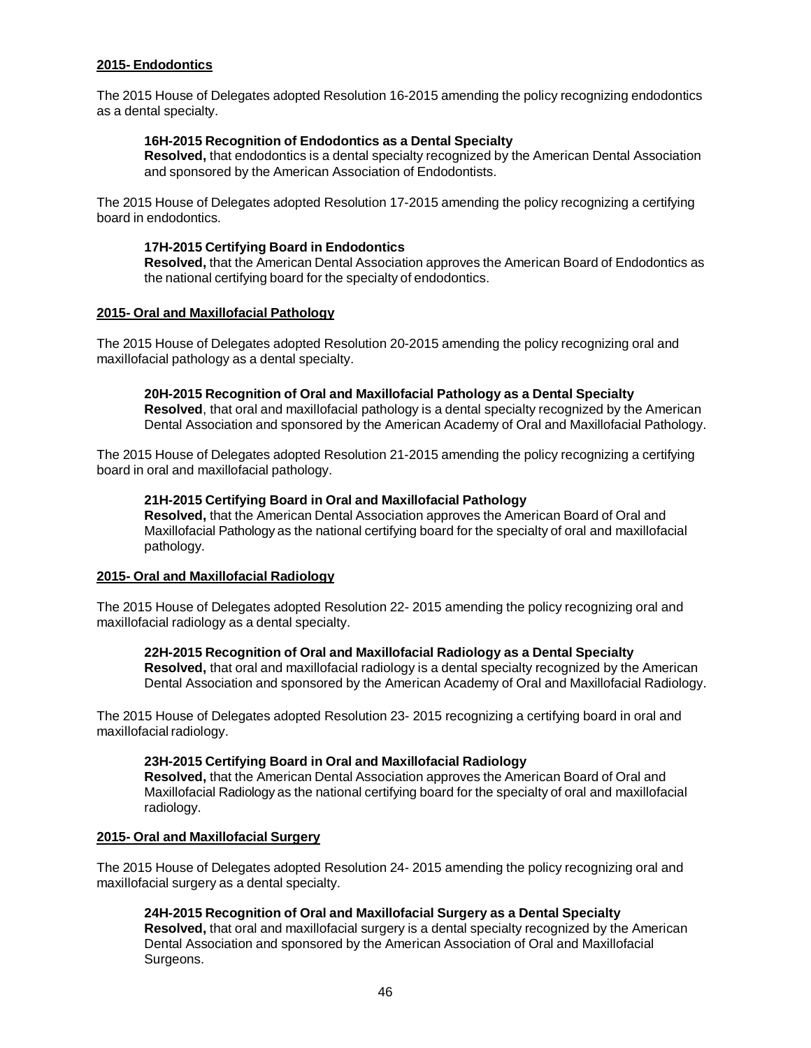**2015- Endodontics**

The 2015 House of Delegates adopted Resolution 16-2015 amending the policy recognizing endodontics as a dental specialty.

> **16H-2015 Recognition of Endodontics as a Dental Specialty**
> **Resolved,** that endodontics is a dental specialty recognized by the American Dental Association and sponsored by the American Association of Endodontists.

The 2015 House of Delegates adopted Resolution 17-2015 amending the policy recognizing a certifying board in endodontics.

> **17H-2015 Certifying Board in Endodontics**
> **Resolved,** that the American Dental Association approves the American Board of Endodontics as the national certifying board for the specialty of endodontics.

**2015- Oral and Maxillofacial Pathology**

The 2015 House of Delegates adopted Resolution 20-2015 amending the policy recognizing oral and maxillofacial pathology as a dental specialty.

> **20H-2015 Recognition of Oral and Maxillofacial Pathology as a Dental Specialty**
> **Resolved**, that oral and maxillofacial pathology is a dental specialty recognized by the American Dental Association and sponsored by the American Academy of Oral and Maxillofacial Pathology.

The 2015 House of Delegates adopted Resolution 21-2015 amending the policy recognizing a certifying board in oral and maxillofacial pathology.

> **21H-2015 Certifying Board in Oral and Maxillofacial Pathology**
> **Resolved,** that the American Dental Association approves the American Board of Oral and Maxillofacial Pathology as the national certifying board for the specialty of oral and maxillofacial pathology.

**2015- Oral and Maxillofacial Radiology**

The 2015 House of Delegates adopted Resolution 22- 2015 amending the policy recognizing oral and maxillofacial radiology as a dental specialty.

> **22H-2015 Recognition of Oral and Maxillofacial Radiology as a Dental Specialty**
> **Resolved,** that oral and maxillofacial radiology is a dental specialty recognized by the American Dental Association and sponsored by the American Academy of Oral and Maxillofacial Radiology.

The 2015 House of Delegates adopted Resolution 23- 2015 recognizing a certifying board in oral and maxillofacial radiology.

> **23H-2015 Certifying Board in Oral and Maxillofacial Radiology**
> **Resolved,** that the American Dental Association approves the American Board of Oral and Maxillofacial Radiology as the national certifying board for the specialty of oral and maxillofacial radiology.

**2015- Oral and Maxillofacial Surgery**

The 2015 House of Delegates adopted Resolution 24- 2015 amending the policy recognizing oral and maxillofacial surgery as a dental specialty.

> **24H-2015 Recognition of Oral and Maxillofacial Surgery as a Dental Specialty**
> **Resolved,** that oral and maxillofacial surgery is a dental specialty recognized by the American Dental Association and sponsored by the American Association of Oral and Maxillofacial Surgeons.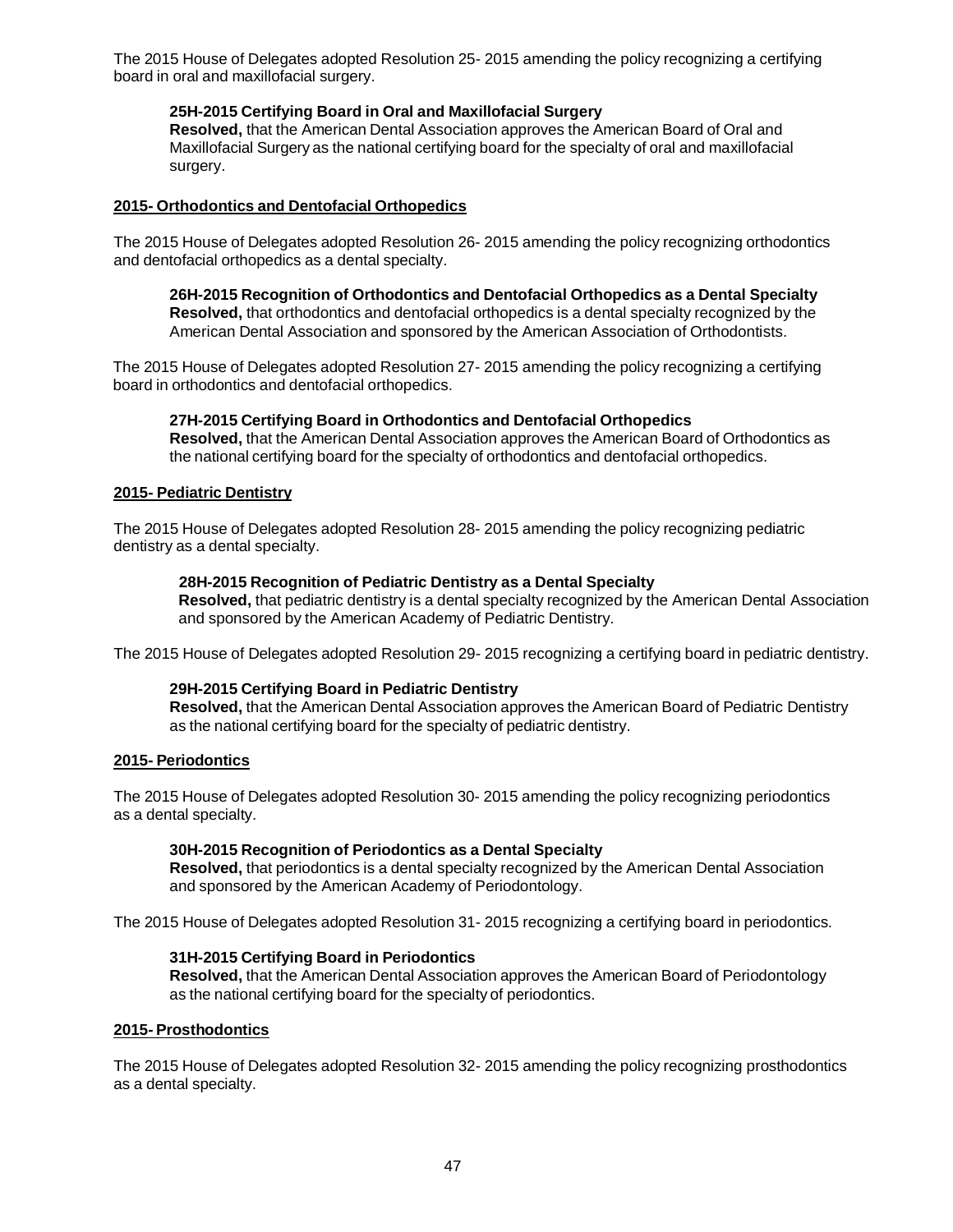The 2015 House of Delegates adopted Resolution 25- 2015 amending the policy recognizing a certifying board in oral and maxillofacial surgery.

> **25H-2015 Certifying Board in Oral and Maxillofacial Surgery**
> **Resolved,** that the American Dental Association approves the American Board of Oral and Maxillofacial Surgery as the national certifying board for the specialty of oral and maxillofacial surgery.

**2015- Orthodontics and Dentofacial Orthopedics**

The 2015 House of Delegates adopted Resolution 26- 2015 amending the policy recognizing orthodontics and dentofacial orthopedics as a dental specialty.

> **26H-2015 Recognition of Orthodontics and Dentofacial Orthopedics as a Dental Specialty**
> **Resolved,** that orthodontics and dentofacial orthopedics is a dental specialty recognized by the American Dental Association and sponsored by the American Association of Orthodontists.

The 2015 House of Delegates adopted Resolution 27- 2015 amending the policy recognizing a certifying board in orthodontics and dentofacial orthopedics.

> **27H-2015 Certifying Board in Orthodontics and Dentofacial Orthopedics**
> **Resolved,** that the American Dental Association approves the American Board of Orthodontics as the national certifying board for the specialty of orthodontics and dentofacial orthopedics.

**2015- Pediatric Dentistry**

The 2015 House of Delegates adopted Resolution 28- 2015 amending the policy recognizing pediatric dentistry as a dental specialty.

> **28H-2015 Recognition of Pediatric Dentistry as a Dental Specialty**
> **Resolved,** that pediatric dentistry is a dental specialty recognized by the American Dental Association and sponsored by the American Academy of Pediatric Dentistry.

The 2015 House of Delegates adopted Resolution 29- 2015 recognizing a certifying board in pediatric dentistry.

> **29H-2015 Certifying Board in Pediatric Dentistry**
> **Resolved,** that the American Dental Association approves the American Board of Pediatric Dentistry as the national certifying board for the specialty of pediatric dentistry.

**2015- Periodontics**

The 2015 House of Delegates adopted Resolution 30- 2015 amending the policy recognizing periodontics as a dental specialty.

> **30H-2015 Recognition of Periodontics as a Dental Specialty**
> **Resolved,** that periodontics is a dental specialty recognized by the American Dental Association and sponsored by the American Academy of Periodontology.

The 2015 House of Delegates adopted Resolution 31- 2015 recognizing a certifying board in periodontics.

> **31H-2015 Certifying Board in Periodontics**
> **Resolved,** that the American Dental Association approves the American Board of Periodontology as the national certifying board for the specialty of periodontics.

**2015- Prosthodontics**

The 2015 House of Delegates adopted Resolution 32- 2015 amending the policy recognizing prosthodontics as a dental specialty.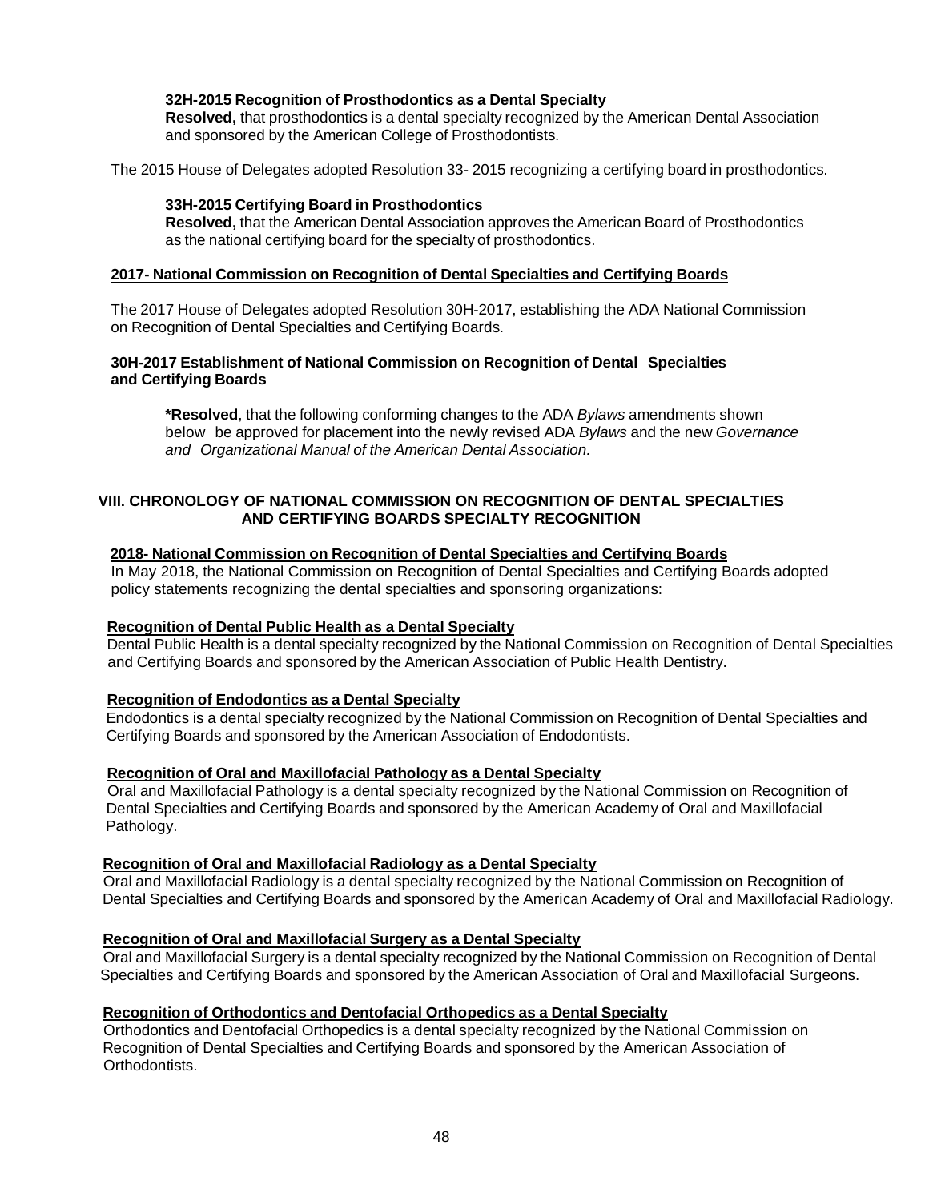**32H-2015 Recognition of Prosthodontics as a Dental Specialty**
**Resolved,** that prosthodontics is a dental specialty recognized by the American Dental Association and sponsored by the American College of Prosthodontists.

The 2015 House of Delegates adopted Resolution 33- 2015 recognizing a certifying board in prosthodontics.

**33H-2015 Certifying Board in Prosthodontics**
**Resolved,** that the American Dental Association approves the American Board of Prosthodontics as the national certifying board for the specialty of prosthodontics.

**2017- National Commission on Recognition of Dental Specialties and Certifying Boards**

The 2017 House of Delegates adopted Resolution 30H-2017, establishing the ADA National Commission on Recognition of Dental Specialties and Certifying Boards.

**30H-2017 Establishment of National Commission on Recognition of Dental Specialties and Certifying Boards**

***Resolved**, that the following conforming changes to the ADA *Bylaws* amendments shown below be approved for placement into the newly revised ADA *Bylaws* and the new *Governance and Organizational Manual of the American Dental Association.*

## VIII. CHRONOLOGY OF NATIONAL COMMISSION ON RECOGNITION OF DENTAL SPECIALTIES AND CERTIFYING BOARDS SPECIALTY RECOGNITION

**2018- National Commission on Recognition of Dental Specialties and Certifying Boards**
In May 2018, the National Commission on Recognition of Dental Specialties and Certifying Boards adopted policy statements recognizing the dental specialties and sponsoring organizations:

**Recognition of Dental Public Health as a Dental Specialty**
Dental Public Health is a dental specialty recognized by the National Commission on Recognition of Dental Specialties and Certifying Boards and sponsored by the American Association of Public Health Dentistry.

**Recognition of Endodontics as a Dental Specialty**
Endodontics is a dental specialty recognized by the National Commission on Recognition of Dental Specialties and Certifying Boards and sponsored by the American Association of Endodontists.

**Recognition of Oral and Maxillofacial Pathology as a Dental Specialty**
Oral and Maxillofacial Pathology is a dental specialty recognized by the National Commission on Recognition of Dental Specialties and Certifying Boards and sponsored by the American Academy of Oral and Maxillofacial Pathology.

**Recognition of Oral and Maxillofacial Radiology as a Dental Specialty**
Oral and Maxillofacial Radiology is a dental specialty recognized by the National Commission on Recognition of Dental Specialties and Certifying Boards and sponsored by the American Academy of Oral and Maxillofacial Radiology.

**Recognition of Oral and Maxillofacial Surgery as a Dental Specialty**
Oral and Maxillofacial Surgery is a dental specialty recognized by the National Commission on Recognition of Dental Specialties and Certifying Boards and sponsored by the American Association of Oral and Maxillofacial Surgeons.

**Recognition of Orthodontics and Dentofacial Orthopedics as a Dental Specialty**
Orthodontics and Dentofacial Orthopedics is a dental specialty recognized by the National Commission on Recognition of Dental Specialties and Certifying Boards and sponsored by the American Association of Orthodontists.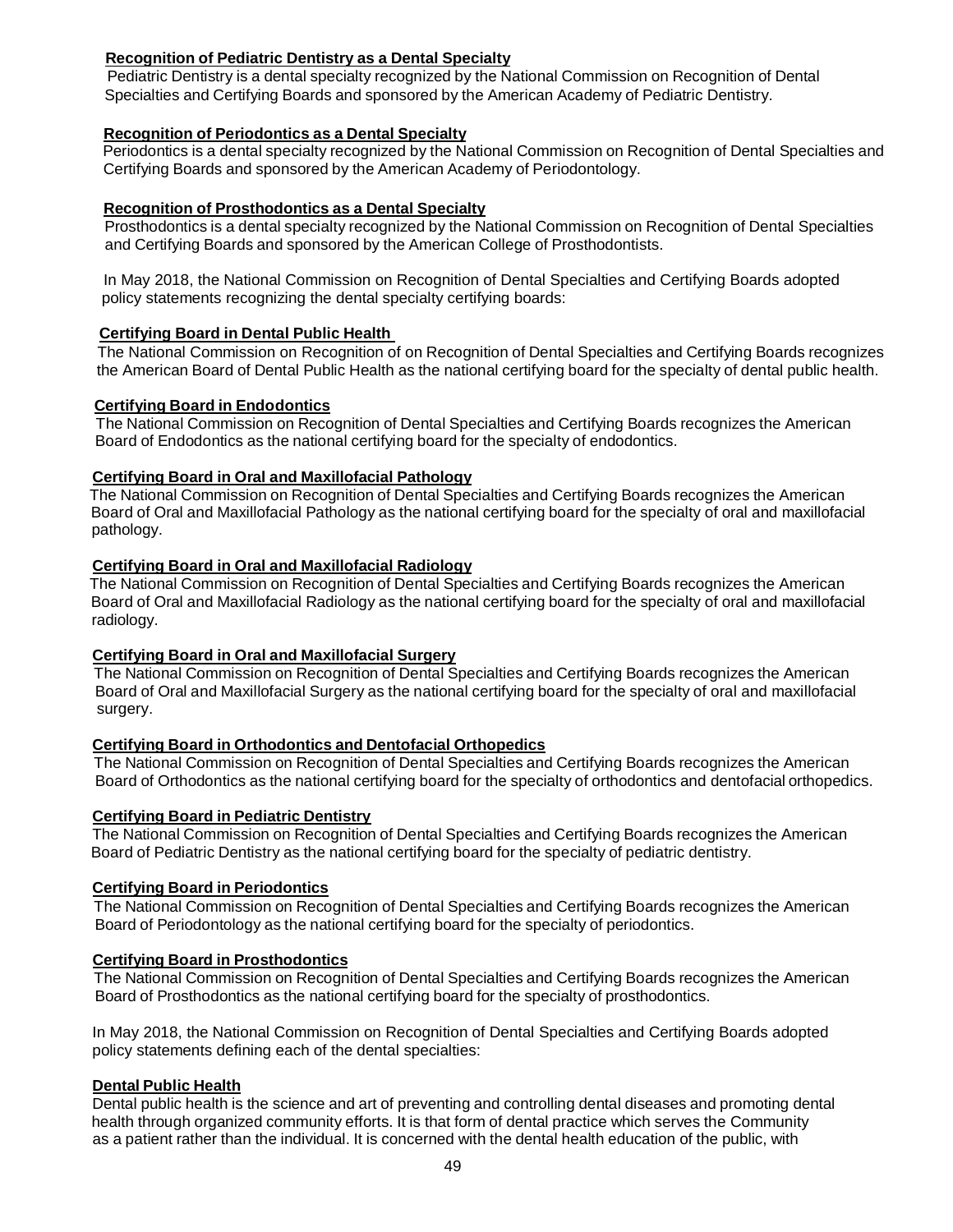**Recognition of Pediatric Dentistry as a Dental Specialty**

Pediatric Dentistry is a dental specialty recognized by the National Commission on Recognition of Dental Specialties and Certifying Boards and sponsored by the American Academy of Pediatric Dentistry.

**Recognition of Periodontics as a Dental Specialty**

Periodontics is a dental specialty recognized by the National Commission on Recognition of Dental Specialties and Certifying Boards and sponsored by the American Academy of Periodontology.

**Recognition of Prosthodontics as a Dental Specialty**

Prosthodontics is a dental specialty recognized by the National Commission on Recognition of Dental Specialties and Certifying Boards and sponsored by the American College of Prosthodontists.

In May 2018, the National Commission on Recognition of Dental Specialties and Certifying Boards adopted policy statements recognizing the dental specialty certifying boards:

**Certifying Board in Dental Public Health**

The National Commission on Recognition of on Recognition of Dental Specialties and Certifying Boards recognizes the American Board of Dental Public Health as the national certifying board for the specialty of dental public health.

**Certifying Board in Endodontics**

The National Commission on Recognition of Dental Specialties and Certifying Boards recognizes the American Board of Endodontics as the national certifying board for the specialty of endodontics.

**Certifying Board in Oral and Maxillofacial Pathology**

The National Commission on Recognition of Dental Specialties and Certifying Boards recognizes the American Board of Oral and Maxillofacial Pathology as the national certifying board for the specialty of oral and maxillofacial pathology.

**Certifying Board in Oral and Maxillofacial Radiology**

The National Commission on Recognition of Dental Specialties and Certifying Boards recognizes the American Board of Oral and Maxillofacial Radiology as the national certifying board for the specialty of oral and maxillofacial radiology.

**Certifying Board in Oral and Maxillofacial Surgery**

The National Commission on Recognition of Dental Specialties and Certifying Boards recognizes the American Board of Oral and Maxillofacial Surgery as the national certifying board for the specialty of oral and maxillofacial surgery.

**Certifying Board in Orthodontics and Dentofacial Orthopedics**

The National Commission on Recognition of Dental Specialties and Certifying Boards recognizes the American Board of Orthodontics as the national certifying board for the specialty of orthodontics and dentofacial orthopedics.

**Certifying Board in Pediatric Dentistry**

The National Commission on Recognition of Dental Specialties and Certifying Boards recognizes the American Board of Pediatric Dentistry as the national certifying board for the specialty of pediatric dentistry.

**Certifying Board in Periodontics**

The National Commission on Recognition of Dental Specialties and Certifying Boards recognizes the American Board of Periodontology as the national certifying board for the specialty of periodontics.

**Certifying Board in Prosthodontics**

The National Commission on Recognition of Dental Specialties and Certifying Boards recognizes the American Board of Prosthodontics as the national certifying board for the specialty of prosthodontics.

In May 2018, the National Commission on Recognition of Dental Specialties and Certifying Boards adopted policy statements defining each of the dental specialties:

**Dental Public Health**

Dental public health is the science and art of preventing and controlling dental diseases and promoting dental health through organized community efforts. It is that form of dental practice which serves the Community as a patient rather than the individual. It is concerned with the dental health education of the public, with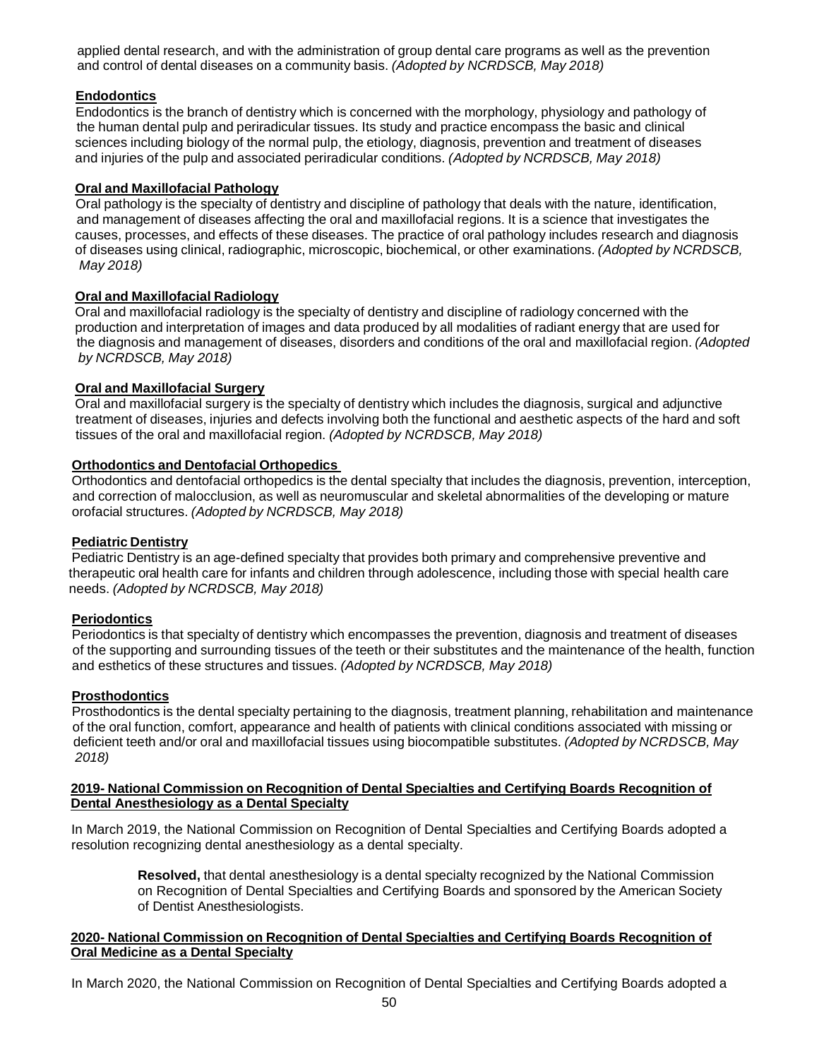applied dental research, and with the administration of group dental care programs as well as the prevention and control of dental diseases on a community basis. *(Adopted by NCRDSCB, May 2018)*

**Endodontics**

Endodontics is the branch of dentistry which is concerned with the morphology, physiology and pathology of the human dental pulp and periradicular tissues. Its study and practice encompass the basic and clinical sciences including biology of the normal pulp, the etiology, diagnosis, prevention and treatment of diseases and injuries of the pulp and associated periradicular conditions. *(Adopted by NCRDSCB, May 2018)*

**Oral and Maxillofacial Pathology**

Oral pathology is the specialty of dentistry and discipline of pathology that deals with the nature, identification, and management of diseases affecting the oral and maxillofacial regions. It is a science that investigates the causes, processes, and effects of these diseases. The practice of oral pathology includes research and diagnosis of diseases using clinical, radiographic, microscopic, biochemical, or other examinations. *(Adopted by NCRDSCB, May 2018)*

**Oral and Maxillofacial Radiology**

Oral and maxillofacial radiology is the specialty of dentistry and discipline of radiology concerned with the production and interpretation of images and data produced by all modalities of radiant energy that are used for the diagnosis and management of diseases, disorders and conditions of the oral and maxillofacial region. *(Adopted by NCRDSCB, May 2018)*

**Oral and Maxillofacial Surgery**

Oral and maxillofacial surgery is the specialty of dentistry which includes the diagnosis, surgical and adjunctive treatment of diseases, injuries and defects involving both the functional and aesthetic aspects of the hard and soft tissues of the oral and maxillofacial region. *(Adopted by NCRDSCB, May 2018)*

**Orthodontics and Dentofacial Orthopedics**

Orthodontics and dentofacial orthopedics is the dental specialty that includes the diagnosis, prevention, interception, and correction of malocclusion, as well as neuromuscular and skeletal abnormalities of the developing or mature orofacial structures. *(Adopted by NCRDSCB, May 2018)*

**Pediatric Dentistry**

Pediatric Dentistry is an age-defined specialty that provides both primary and comprehensive preventive and therapeutic oral health care for infants and children through adolescence, including those with special health care needs. *(Adopted by NCRDSCB, May 2018)*

**Periodontics**

Periodontics is that specialty of dentistry which encompasses the prevention, diagnosis and treatment of diseases of the supporting and surrounding tissues of the teeth or their substitutes and the maintenance of the health, function and esthetics of these structures and tissues. *(Adopted by NCRDSCB, May 2018)*

**Prosthodontics**

Prosthodontics is the dental specialty pertaining to the diagnosis, treatment planning, rehabilitation and maintenance of the oral function, comfort, appearance and health of patients with clinical conditions associated with missing or deficient teeth and/or oral and maxillofacial tissues using biocompatible substitutes. *(Adopted by NCRDSCB, May 2018)*

**2019- National Commission on Recognition of Dental Specialties and Certifying Boards Recognition of Dental Anesthesiology as a Dental Specialty**

In March 2019, the National Commission on Recognition of Dental Specialties and Certifying Boards adopted a resolution recognizing dental anesthesiology as a dental specialty.

> **Resolved,** that dental anesthesiology is a dental specialty recognized by the National Commission on Recognition of Dental Specialties and Certifying Boards and sponsored by the American Society of Dentist Anesthesiologists.

**2020- National Commission on Recognition of Dental Specialties and Certifying Boards Recognition of Oral Medicine as a Dental Specialty**

In March 2020, the National Commission on Recognition of Dental Specialties and Certifying Boards adopted a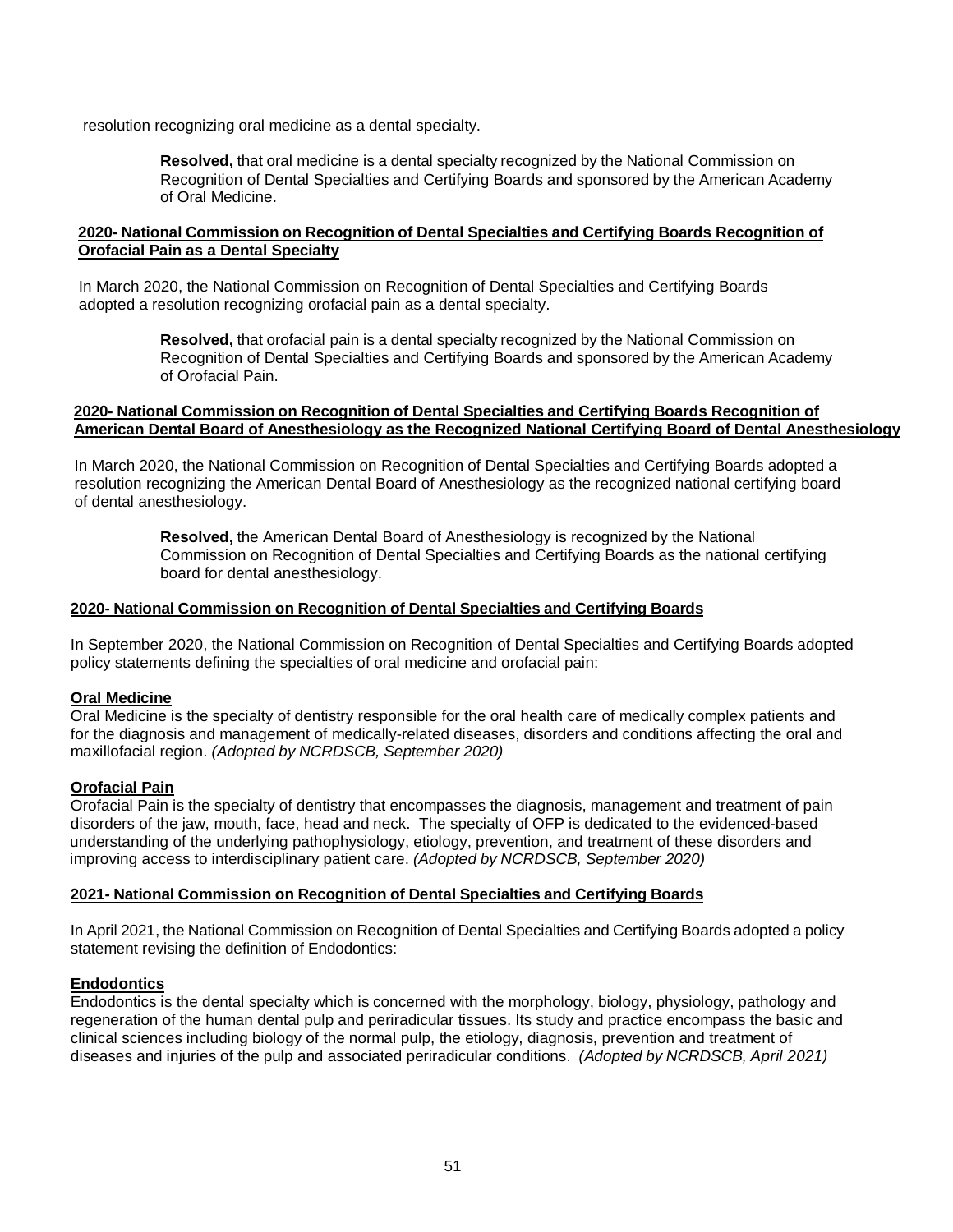resolution recognizing oral medicine as a dental specialty.

> **Resolved,** that oral medicine is a dental specialty recognized by the National Commission on Recognition of Dental Specialties and Certifying Boards and sponsored by the American Academy of Oral Medicine.

**2020- National Commission on Recognition of Dental Specialties and Certifying Boards Recognition of Orofacial Pain as a Dental Specialty**

In March 2020, the National Commission on Recognition of Dental Specialties and Certifying Boards adopted a resolution recognizing orofacial pain as a dental specialty.

> **Resolved,** that orofacial pain is a dental specialty recognized by the National Commission on Recognition of Dental Specialties and Certifying Boards and sponsored by the American Academy of Orofacial Pain.

**2020- National Commission on Recognition of Dental Specialties and Certifying Boards Recognition of American Dental Board of Anesthesiology as the Recognized National Certifying Board of Dental Anesthesiology**

In March 2020, the National Commission on Recognition of Dental Specialties and Certifying Boards adopted a resolution recognizing the American Dental Board of Anesthesiology as the recognized national certifying board of dental anesthesiology.

> **Resolved,** the American Dental Board of Anesthesiology is recognized by the National Commission on Recognition of Dental Specialties and Certifying Boards as the national certifying board for dental anesthesiology.

**2020- National Commission on Recognition of Dental Specialties and Certifying Boards**

In September 2020, the National Commission on Recognition of Dental Specialties and Certifying Boards adopted policy statements defining the specialties of oral medicine and orofacial pain:

**Oral Medicine**

Oral Medicine is the specialty of dentistry responsible for the oral health care of medically complex patients and for the diagnosis and management of medically-related diseases, disorders and conditions affecting the oral and maxillofacial region. *(Adopted by NCRDSCB, September 2020)*

**Orofacial Pain**

Orofacial Pain is the specialty of dentistry that encompasses the diagnosis, management and treatment of pain disorders of the jaw, mouth, face, head and neck. The specialty of OFP is dedicated to the evidenced-based understanding of the underlying pathophysiology, etiology, prevention, and treatment of these disorders and improving access to interdisciplinary patient care. *(Adopted by NCRDSCB, September 2020)*

**2021- National Commission on Recognition of Dental Specialties and Certifying Boards**

In April 2021, the National Commission on Recognition of Dental Specialties and Certifying Boards adopted a policy statement revising the definition of Endodontics:

**Endodontics**

Endodontics is the dental specialty which is concerned with the morphology, biology, physiology, pathology and regeneration of the human dental pulp and periradicular tissues. Its study and practice encompass the basic and clinical sciences including biology of the normal pulp, the etiology, diagnosis, prevention and treatment of diseases and injuries of the pulp and associated periradicular conditions. *(Adopted by NCRDSCB, April 2021)*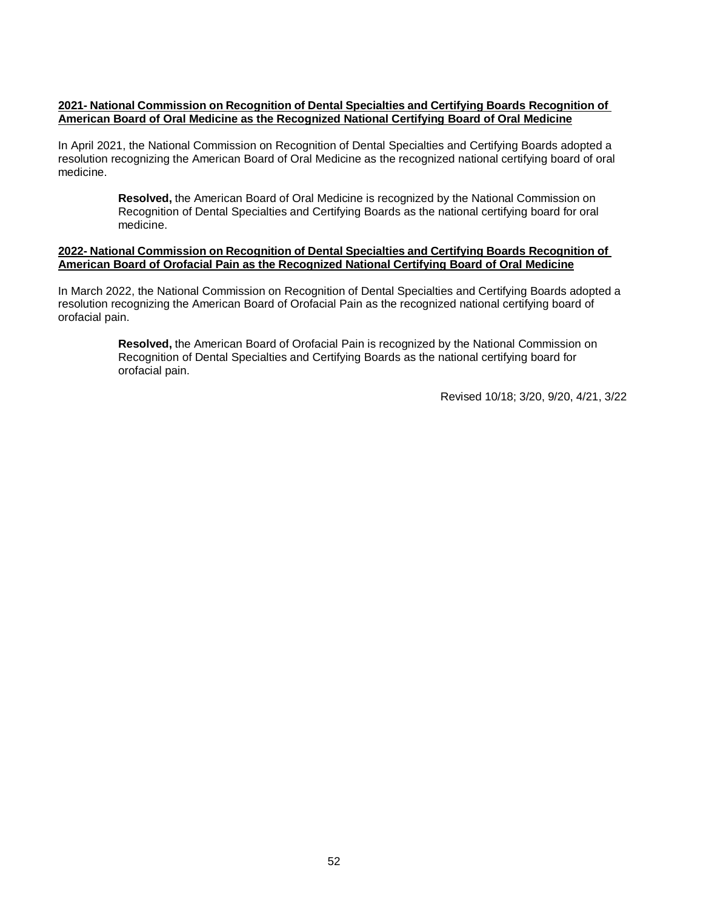**2021- National Commission on Recognition of Dental Specialties and Certifying Boards Recognition of American Board of Oral Medicine as the Recognized National Certifying Board of Oral Medicine**

In April 2021, the National Commission on Recognition of Dental Specialties and Certifying Boards adopted a resolution recognizing the American Board of Oral Medicine as the recognized national certifying board of oral medicine.

> **Resolved,** the American Board of Oral Medicine is recognized by the National Commission on Recognition of Dental Specialties and Certifying Boards as the national certifying board for oral medicine.

**2022- National Commission on Recognition of Dental Specialties and Certifying Boards Recognition of American Board of Orofacial Pain as the Recognized National Certifying Board of Oral Medicine**

In March 2022, the National Commission on Recognition of Dental Specialties and Certifying Boards adopted a resolution recognizing the American Board of Orofacial Pain as the recognized national certifying board of orofacial pain.

> **Resolved,** the American Board of Orofacial Pain is recognized by the National Commission on Recognition of Dental Specialties and Certifying Boards as the national certifying board for orofacial pain.

Revised 10/18; 3/20, 9/20, 4/21, 3/22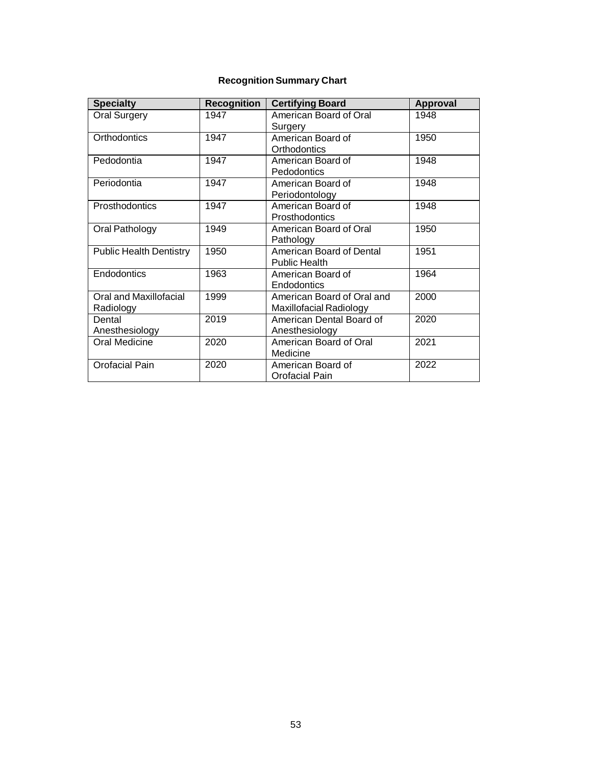**Recognition Summary Chart**

| Specialty | Recognition | Certifying Board | Approval |
|---|---|---|---|
| Oral Surgery | 1947 | American Board of Oral Surgery | 1948 |
| Orthodontics | 1947 | American Board of Orthodontics | 1950 |
| Pedodontia | 1947 | American Board of Pedodontics | 1948 |
| Periodontia | 1947 | American Board of Periodontology | 1948 |
| Prosthodontics | 1947 | American Board of Prosthodontics | 1948 |
| Oral Pathology | 1949 | American Board of Oral Pathology | 1950 |
| Public Health Dentistry | 1950 | American Board of Dental Public Health | 1951 |
| Endodontics | 1963 | American Board of Endodontics | 1964 |
| Oral and Maxillofacial Radiology | 1999 | American Board of Oral and Maxillofacial Radiology | 2000 |
| Dental Anesthesiology | 2019 | American Dental Board of Anesthesiology | 2020 |
| Oral Medicine | 2020 | American Board of Oral Medicine | 2021 |
| Orofacial Pain | 2020 | American Board of Orofacial Pain | 2022 |